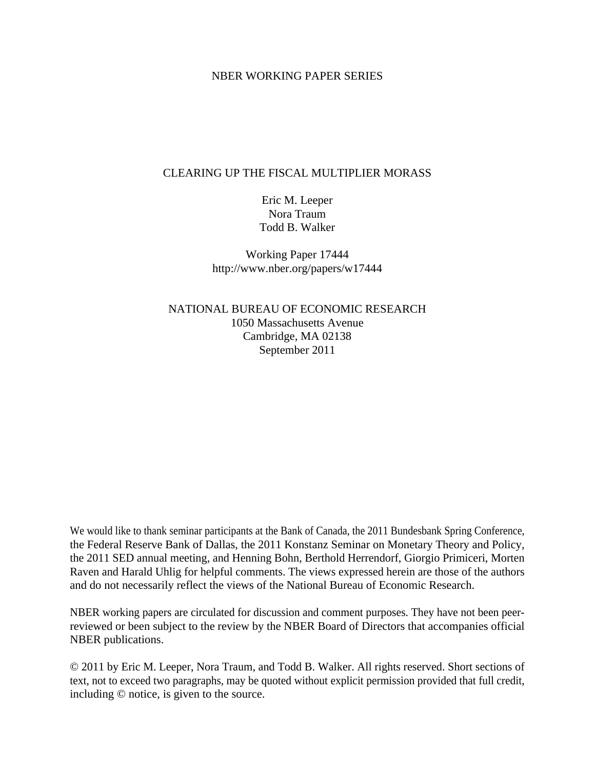NBER WORKING PAPER SERIES

# CLEARING UP THE FISCAL MULTIPLIER MORASS

Eric M. Leeper
Nora Traum
Todd B. Walker

Working Paper 17444
http://www.nber.org/papers/w17444

NATIONAL BUREAU OF ECONOMIC RESEARCH
1050 Massachusetts Avenue
Cambridge, MA 02138
September 2011

We would like to thank seminar participants at the Bank of Canada, the 2011 Bundesbank Spring Conference, the Federal Reserve Bank of Dallas, the 2011 Konstanz Seminar on Monetary Theory and Policy, the 2011 SED annual meeting, and Henning Bohn, Berthold Herrendorf, Giorgio Primiceri, Morten Raven and Harald Uhlig for helpful comments. The views expressed herein are those of the authors and do not necessarily reflect the views of the National Bureau of Economic Research.

NBER working papers are circulated for discussion and comment purposes. They have not been peer-reviewed or been subject to the review by the NBER Board of Directors that accompanies official NBER publications.

© 2011 by Eric M. Leeper, Nora Traum, and Todd B. Walker. All rights reserved. Short sections of text, not to exceed two paragraphs, may be quoted without explicit permission provided that full credit, including © notice, is given to the source.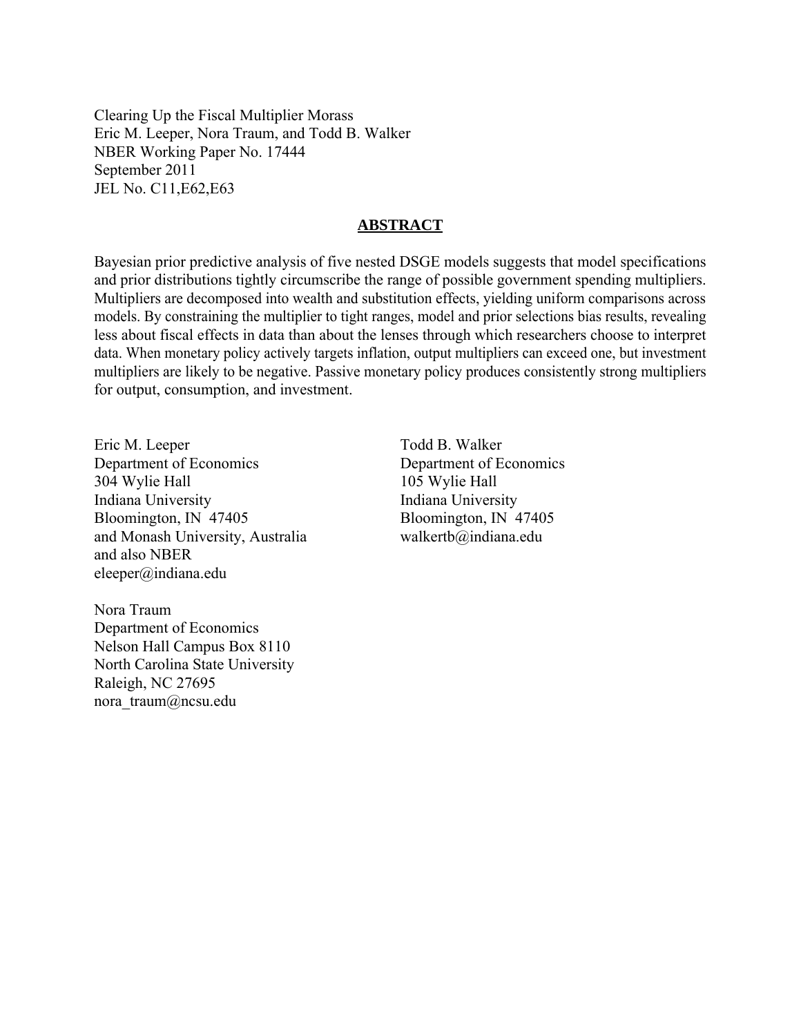Clearing Up the Fiscal Multiplier Morass
Eric M. Leeper, Nora Traum, and Todd B. Walker
NBER Working Paper No. 17444
September 2011
JEL No. C11,E62,E63

## ABSTRACT

Bayesian prior predictive analysis of five nested DSGE models suggests that model specifications and prior distributions tightly circumscribe the range of possible government spending multipliers. Multipliers are decomposed into wealth and substitution effects, yielding uniform comparisons across models. By constraining the multiplier to tight ranges, model and prior selections bias results, revealing less about fiscal effects in data than about the lenses through which researchers choose to interpret data. When monetary policy actively targets inflation, output multipliers can exceed one, but investment multipliers are likely to be negative. Passive monetary policy produces consistently strong multipliers for output, consumption, and investment.

Eric M. Leeper
Department of Economics
304 Wylie Hall
Indiana University
Bloomington, IN 47405
and Monash University, Australia
and also NBER
eleeper@indiana.edu

Todd B. Walker
Department of Economics
105 Wylie Hall
Indiana University
Bloomington, IN 47405
walkertb@indiana.edu

Nora Traum
Department of Economics
Nelson Hall Campus Box 8110
North Carolina State University
Raleigh, NC 27695
nora_traum@ncsu.edu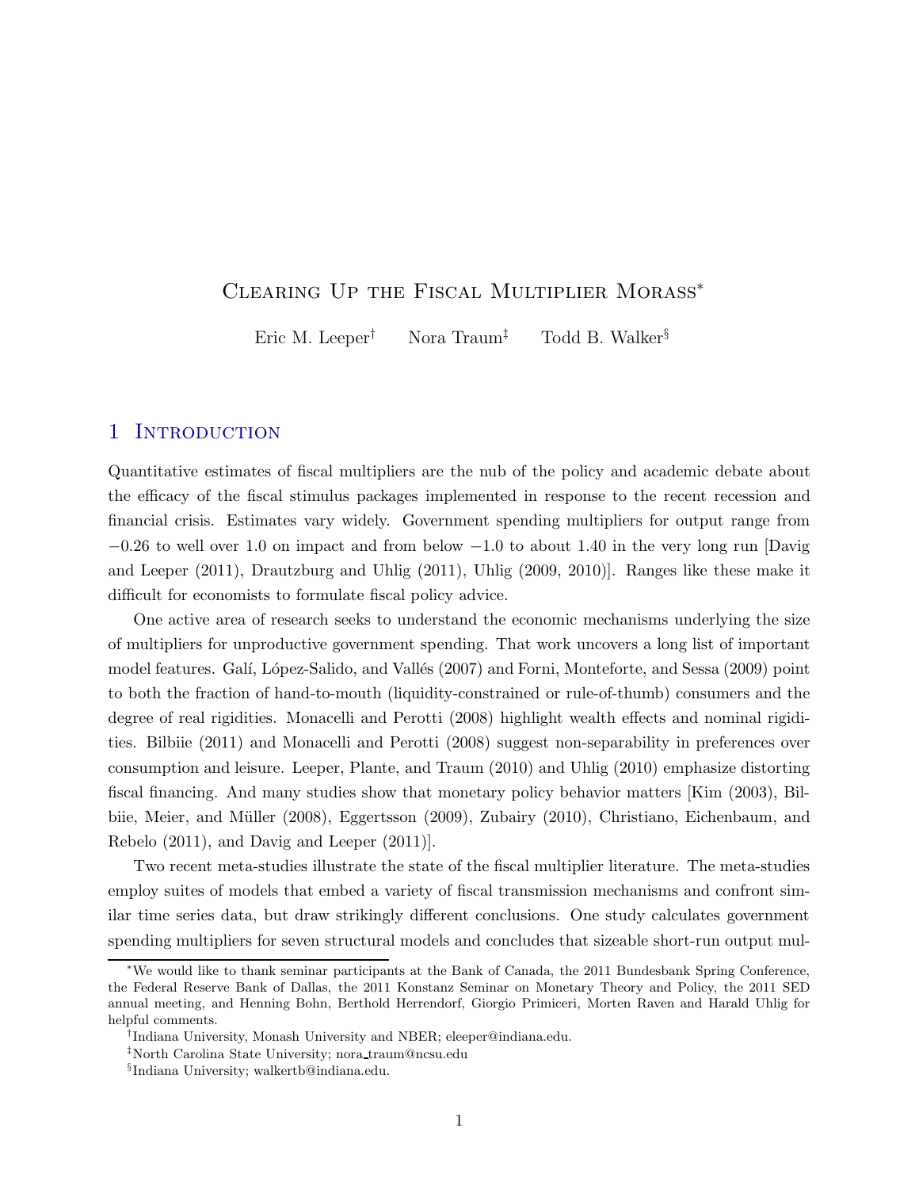# Clearing Up the Fiscal Multiplier Morass*

Eric M. Leeper† Nora Traum‡ Todd B. Walker§

## 1 Introduction

Quantitative estimates of fiscal multipliers are the nub of the policy and academic debate about the efficacy of the fiscal stimulus packages implemented in response to the recent recession and financial crisis. Estimates vary widely. Government spending multipliers for output range from $-0.26$ to well over 1.0 on impact and from below $-1.0$ to about 1.40 in the very long run [Davig and Leeper (2011), Drautzburg and Uhlig (2011), Uhlig (2009, 2010)]. Ranges like these make it difficult for economists to formulate fiscal policy advice.

One active area of research seeks to understand the economic mechanisms underlying the size of multipliers for unproductive government spending. That work uncovers a long list of important model features. Galí, López-Salido, and Vallés (2007) and Forni, Monteforte, and Sessa (2009) point to both the fraction of hand-to-mouth (liquidity-constrained or rule-of-thumb) consumers and the degree of real rigidities. Monacelli and Perotti (2008) highlight wealth effects and nominal rigidities. Bilbiie (2011) and Monacelli and Perotti (2008) suggest non-separability in preferences over consumption and leisure. Leeper, Plante, and Traum (2010) and Uhlig (2010) emphasize distorting fiscal financing. And many studies show that monetary policy behavior matters [Kim (2003), Bilbiie, Meier, and Müller (2008), Eggertsson (2009), Zubairy (2010), Christiano, Eichenbaum, and Rebelo (2011), and Davig and Leeper (2011)].

Two recent meta-studies illustrate the state of the fiscal multiplier literature. The meta-studies employ suites of models that embed a variety of fiscal transmission mechanisms and confront similar time series data, but draw strikingly different conclusions. One study calculates government spending multipliers for seven structural models and concludes that sizeable short-run output mul-

---

*We would like to thank seminar participants at the Bank of Canada, the 2011 Bundesbank Spring Conference, the Federal Reserve Bank of Dallas, the 2011 Konstanz Seminar on Monetary Theory and Policy, the 2011 SED annual meeting, and Henning Bohn, Berthold Herrendorf, Giorgio Primiceri, Morten Raven and Harald Uhlig for helpful comments.

†Indiana University, Monash University and NBER; eleeper@indiana.edu.

‡North Carolina State University; nora_traum@ncsu.edu

§Indiana University; walkertb@indiana.edu.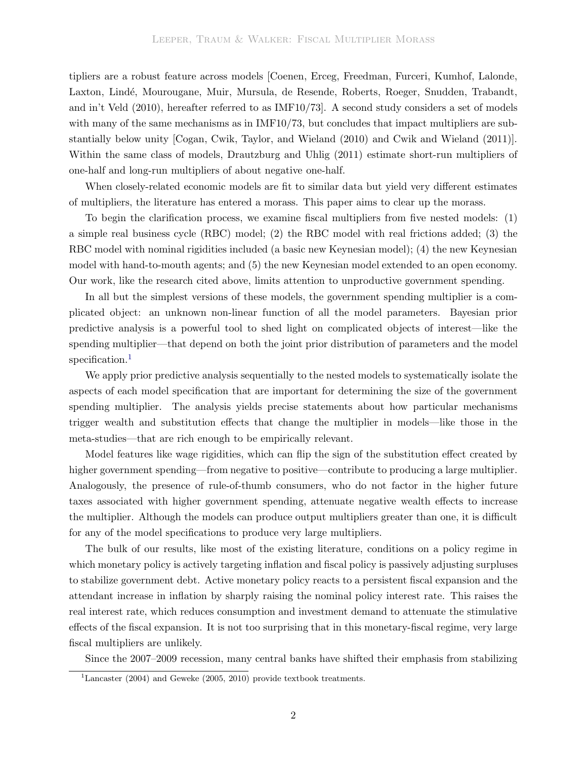tipliers are a robust feature across models [Coenen, Erceg, Freedman, Furceri, Kumhof, Lalonde, Laxton, Lindé, Mourougane, Muir, Mursula, de Resende, Roberts, Roeger, Snudden, Trabandt, and in't Veld (2010), hereafter referred to as IMF10/73]. A second study considers a set of models with many of the same mechanisms as in IMF10/73, but concludes that impact multipliers are substantially below unity [Cogan, Cwik, Taylor, and Wieland (2010) and Cwik and Wieland (2011)]. Within the same class of models, Drautzburg and Uhlig (2011) estimate short-run multipliers of one-half and long-run multipliers of about negative one-half.

When closely-related economic models are fit to similar data but yield very different estimates of multipliers, the literature has entered a morass. This paper aims to clear up the morass.

To begin the clarification process, we examine fiscal multipliers from five nested models: (1) a simple real business cycle (RBC) model; (2) the RBC model with real frictions added; (3) the RBC model with nominal rigidities included (a basic new Keynesian model); (4) the new Keynesian model with hand-to-mouth agents; and (5) the new Keynesian model extended to an open economy. Our work, like the research cited above, limits attention to unproductive government spending.

In all but the simplest versions of these models, the government spending multiplier is a complicated object: an unknown non-linear function of all the model parameters. Bayesian prior predictive analysis is a powerful tool to shed light on complicated objects of interest—like the spending multiplier—that depend on both the joint prior distribution of parameters and the model specification.[1]

We apply prior predictive analysis sequentially to the nested models to systematically isolate the aspects of each model specification that are important for determining the size of the government spending multiplier. The analysis yields precise statements about how particular mechanisms trigger wealth and substitution effects that change the multiplier in models—like those in the meta-studies—that are rich enough to be empirically relevant.

Model features like wage rigidities, which can flip the sign of the substitution effect created by higher government spending—from negative to positive—contribute to producing a large multiplier. Analogously, the presence of rule-of-thumb consumers, who do not factor in the higher future taxes associated with higher government spending, attenuate negative wealth effects to increase the multiplier. Although the models can produce output multipliers greater than one, it is difficult for any of the model specifications to produce very large multipliers.

The bulk of our results, like most of the existing literature, conditions on a policy regime in which monetary policy is actively targeting inflation and fiscal policy is passively adjusting surpluses to stabilize government debt. Active monetary policy reacts to a persistent fiscal expansion and the attendant increase in inflation by sharply raising the nominal policy interest rate. This raises the real interest rate, which reduces consumption and investment demand to attenuate the stimulative effects of the fiscal expansion. It is not too surprising that in this monetary-fiscal regime, very large fiscal multipliers are unlikely.

Since the 2007–2009 recession, many central banks have shifted their emphasis from stabilizing

[1] Lancaster (2004) and Geweke (2005, 2010) provide textbook treatments.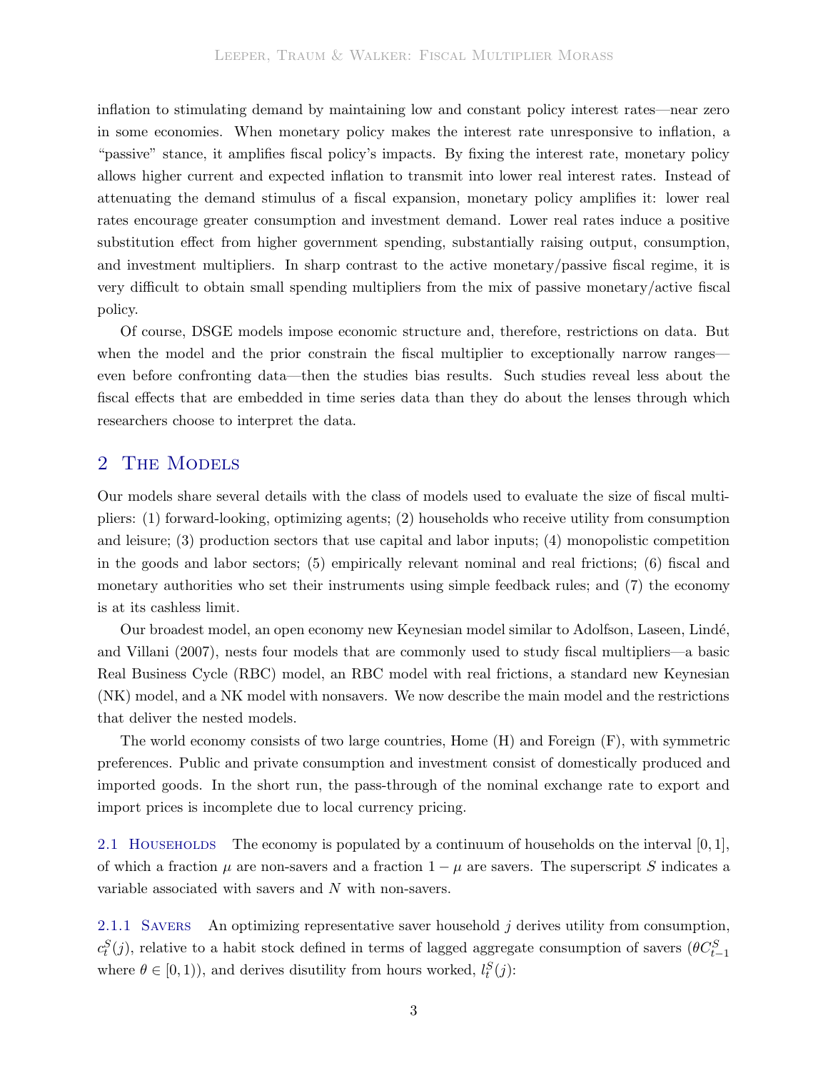inflation to stimulating demand by maintaining low and constant policy interest rates—near zero in some economies. When monetary policy makes the interest rate unresponsive to inflation, a "passive" stance, it amplifies fiscal policy's impacts. By fixing the interest rate, monetary policy allows higher current and expected inflation to transmit into lower real interest rates. Instead of attenuating the demand stimulus of a fiscal expansion, monetary policy amplifies it: lower real rates encourage greater consumption and investment demand. Lower real rates induce a positive substitution effect from higher government spending, substantially raising output, consumption, and investment multipliers. In sharp contrast to the active monetary/passive fiscal regime, it is very difficult to obtain small spending multipliers from the mix of passive monetary/active fiscal policy.

Of course, DSGE models impose economic structure and, therefore, restrictions on data. But when the model and the prior constrain the fiscal multiplier to exceptionally narrow ranges—even before confronting data—then the studies bias results. Such studies reveal less about the fiscal effects that are embedded in time series data than they do about the lenses through which researchers choose to interpret the data.

## 2 The Models

Our models share several details with the class of models used to evaluate the size of fiscal multipliers: (1) forward-looking, optimizing agents; (2) households who receive utility from consumption and leisure; (3) production sectors that use capital and labor inputs; (4) monopolistic competition in the goods and labor sectors; (5) empirically relevant nominal and real frictions; (6) fiscal and monetary authorities who set their instruments using simple feedback rules; and (7) the economy is at its cashless limit.

Our broadest model, an open economy new Keynesian model similar to Adolfson, Laseen, Lindé, and Villani (2007), nests four models that are commonly used to study fiscal multipliers—a basic Real Business Cycle (RBC) model, an RBC model with real frictions, a standard new Keynesian (NK) model, and a NK model with nonsavers. We now describe the main model and the restrictions that deliver the nested models.

The world economy consists of two large countries, Home (H) and Foreign (F), with symmetric preferences. Public and private consumption and investment consist of domestically produced and imported goods. In the short run, the pass-through of the nominal exchange rate to export and import prices is incomplete due to local currency pricing.

### 2.1 Households

The economy is populated by a continuum of households on the interval $[0, 1]$, of which a fraction $\mu$ are non-savers and a fraction $1 - \mu$ are savers. The superscript $S$ indicates a variable associated with savers and $N$ with non-savers.

#### 2.1.1 Savers

An optimizing representative saver household $j$ derives utility from consumption, $c_t^S(j)$, relative to a habit stock defined in terms of lagged aggregate consumption of savers ($\theta C_{t-1}^S$ where $\theta \in [0, 1)$), and derives disutility from hours worked, $l_t^S(j)$: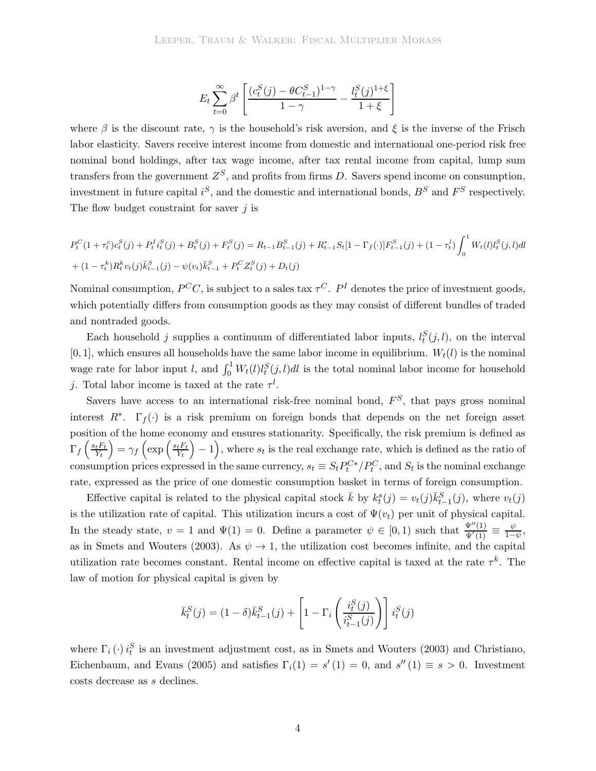$$E_t \sum_{t=0}^{\infty} \beta^t \left[ \frac{(c_t^S(j) - \theta C_{t-1}^S)^{1-\gamma}}{1-\gamma} - \frac{l_t^S(j)^{1+\xi}}{1+\xi} \right]$$

where $\beta$ is the discount rate, $\gamma$ is the household's risk aversion, and $\xi$ is the inverse of the Frisch labor elasticity. Savers receive interest income from domestic and international one-period risk free nominal bond holdings, after tax wage income, after tax rental income from capital, lump sum transfers from the government $Z^S$, and profits from firms $D$. Savers spend income on consumption, investment in future capital $i^S$, and the domestic and international bonds, $B^S$ and $F^S$ respectively. The flow budget constraint for saver $j$ is

$$P_t^C(1+\tau_t^c)c_t^S(j) + P_t^I i_t^S(j) + B_t^S(j) + F_t^S(j) = R_{t-1}B_{t-1}^S(j) + R_{t-1}^* S_t[1-\Gamma_f(\cdot)]F_{t-1}^S(j) + (1-\tau_t^l)\int_0^1 W_t(l) l_t^S(j,l)dl$$
$$+ (1-\tau_t^k)R_t^k v_t(j)\bar{k}_{t-1}^S(j) - \psi(v_t)\bar{k}_{t-1}^S + P_t^C Z_t^S(j) + D_t(j)$$

Nominal consumption, $P^C C$, is subject to a sales tax $\tau^C$. $P^I$ denotes the price of investment goods, which potentially differs from consumption goods as they may consist of different bundles of traded and nontraded goods.

Each household $j$ supplies a continuum of differentiated labor inputs, $l_t^S(j,l)$, on the interval $[0,1]$, which ensures all households have the same labor income in equilibrium. $W_t(l)$ is the nominal wage rate for labor input $l$, and $\int_0^1 W_t(l) l_t^S(j,l)dl$ is the total nominal labor income for household $j$. Total labor income is taxed at the rate $\tau^l$.

Savers have access to an international risk-free nominal bond, $F^S$, that pays gross nominal interest $R^*$. $\Gamma_f(\cdot)$ is a risk premium on foreign bonds that depends on the net foreign asset position of the home economy and ensures stationarity. Specifically, the risk premium is defined as $\Gamma_f\left(\frac{s_t F_t}{Y_t}\right) = \gamma_f\left(\exp\left(\frac{s_t F_t}{Y_t}\right) - 1\right)$, where $s_t$ is the real exchange rate, which is defined as the ratio of consumption prices expressed in the same currency, $s_t \equiv S_t P_t^{C*}/P_t^C$, and $S_t$ is the nominal exchange rate, expressed as the price of one domestic consumption basket in terms of foreign consumption.

Effective capital is related to the physical capital stock $\bar{k}$ by $k_t^s(j) = v_t(j)\bar{k}_{t-1}^S(j)$, where $v_t(j)$ is the utilization rate of capital. This utilization incurs a cost of $\Psi(v_t)$ per unit of physical capital. In the steady state, $v = 1$ and $\Psi(1) = 0$. Define a parameter $\psi \in [0,1)$ such that $\frac{\Psi''(1)}{\Psi'(1)} \equiv \frac{\psi}{1-\psi}$, as in Smets and Wouters (2003). As $\psi \to 1$, the utilization cost becomes infinite, and the capital utilization rate becomes constant. Rental income on effective capital is taxed at the rate $\tau^k$. The law of motion for physical capital is given by

$$\bar{k}_t^S(j) = (1-\delta)\bar{k}_{t-1}^S(j) + \left[1 - \Gamma_i\left(\frac{i_t^S(j)}{i_{t-1}^S(j)}\right)\right] i_t^S(j)$$

where $\Gamma_i(\cdot)\, i_t^S$ is an investment adjustment cost, as in Smets and Wouters (2003) and Christiano, Eichenbaum, and Evans (2005) and satisfies $\Gamma_i(1) = s'(1) = 0$, and $s''(1) \equiv s > 0$. Investment costs decrease as $s$ declines.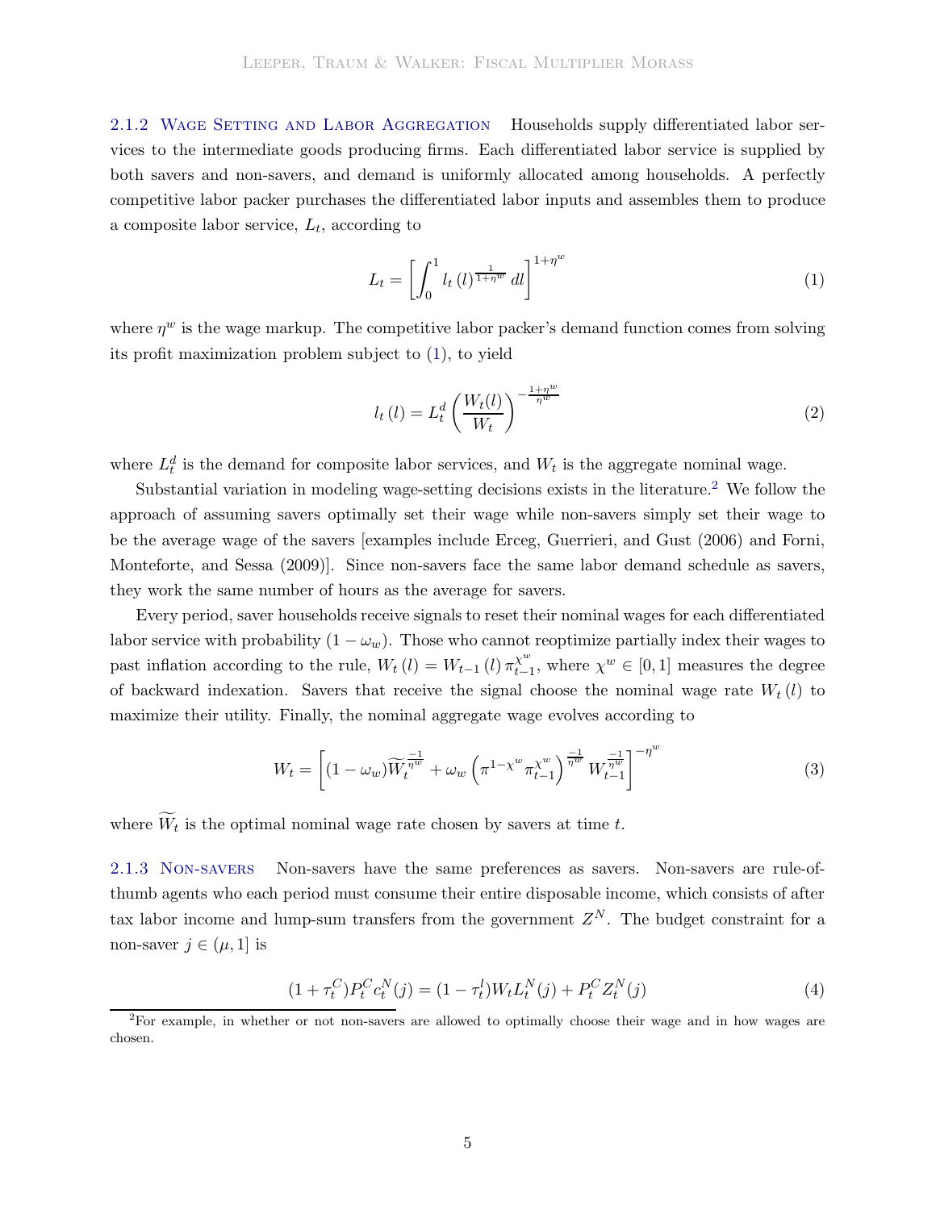#### 2.1.2 Wage Setting and Labor Aggregation

Households supply differentiated labor services to the intermediate goods producing firms. Each differentiated labor service is supplied by both savers and non-savers, and demand is uniformly allocated among households. A perfectly competitive labor packer purchases the differentiated labor inputs and assembles them to produce a composite labor service, $L_t$, according to

$$L_t = \left[ \int_0^1 l_t(l)^{\frac{1}{1+\eta^w}} dl \right]^{1+\eta^w} \tag{1}$$

where $\eta^w$ is the wage markup. The competitive labor packer's demand function comes from solving its profit maximization problem subject to (1), to yield

$$l_t(l) = L_t^d \left( \frac{W_t(l)}{W_t} \right)^{-\frac{1+\eta^w}{\eta^w}} \tag{2}$$

where $L_t^d$ is the demand for composite labor services, and $W_t$ is the aggregate nominal wage.

Substantial variation in modeling wage-setting decisions exists in the literature.[2] We follow the approach of assuming savers optimally set their wage while non-savers simply set their wage to be the average wage of the savers [examples include Erceg, Guerrieri, and Gust (2006) and Forni, Monteforte, and Sessa (2009)]. Since non-savers face the same labor demand schedule as savers, they work the same number of hours as the average for savers.

Every period, saver households receive signals to reset their nominal wages for each differentiated labor service with probability $(1 - \omega_w)$. Those who cannot reoptimize partially index their wages to past inflation according to the rule, $W_t(l) = W_{t-1}(l)\pi_{t-1}^{\chi^w}$, where $\chi^w \in [0, 1]$ measures the degree of backward indexation. Savers that receive the signal choose the nominal wage rate $W_t(l)$ to maximize their utility. Finally, the nominal aggregate wage evolves according to

$$W_t = \left[ (1 - \omega_w)\widetilde{W}_t^{\frac{-1}{\eta^w}} + \omega_w \left( \pi^{1-\chi^w} \pi_{t-1}^{\chi^w} \right)^{\frac{-1}{\eta^w}} W_{t-1}^{\frac{-1}{\eta^w}} \right]^{-\eta^w} \tag{3}$$

where $\widetilde{W}_t$ is the optimal nominal wage rate chosen by savers at time $t$.

#### 2.1.3 Non-savers

Non-savers have the same preferences as savers. Non-savers are rule-of-thumb agents who each period must consume their entire disposable income, which consists of after tax labor income and lump-sum transfers from the government $Z^N$. The budget constraint for a non-saver $j \in (\mu, 1]$ is

$$(1 + \tau_t^C) P_t^C c_t^N(j) = (1 - \tau_t^l) W_t L_t^N(j) + P_t^C Z_t^N(j) \tag{4}$$

[2] For example, in whether or not non-savers are allowed to optimally choose their wage and in how wages are chosen.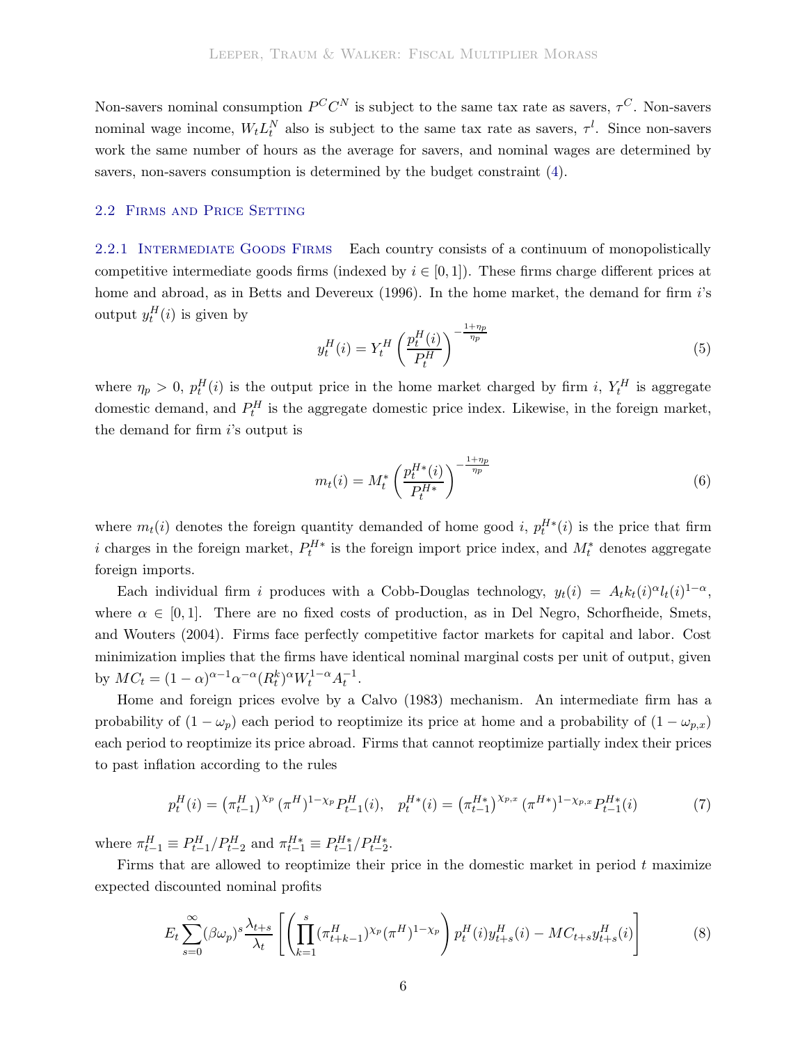Non-savers nominal consumption $P^C C^N$ is subject to the same tax rate as savers, $\tau^C$. Non-savers nominal wage income, $W_t L_t^N$ also is subject to the same tax rate as savers, $\tau^l$. Since non-savers work the same number of hours as the average for savers, and nominal wages are determined by savers, non-savers consumption is determined by the budget constraint (4).

## 2.2 Firms and Price Setting

### 2.2.1 Intermediate Goods Firms

Each country consists of a continuum of monopolistically competitive intermediate goods firms (indexed by $i \in [0,1]$). These firms charge different prices at home and abroad, as in Betts and Devereux (1996). In the home market, the demand for firm $i$'s output $y_t^H(i)$ is given by

$$y_t^H(i) = Y_t^H \left( \frac{p_t^H(i)}{P_t^H} \right)^{-\frac{1+\eta_p}{\eta_p}} \tag{5}$$

where $\eta_p > 0$, $p_t^H(i)$ is the output price in the home market charged by firm $i$, $Y_t^H$ is aggregate domestic demand, and $P_t^H$ is the aggregate domestic price index. Likewise, in the foreign market, the demand for firm $i$'s output is

$$m_t(i) = M_t^* \left( \frac{p_t^{H*}(i)}{P_t^{H*}} \right)^{-\frac{1+\eta_p}{\eta_p}} \tag{6}$$

where $m_t(i)$ denotes the foreign quantity demanded of home good $i$, $p_t^{H*}(i)$ is the price that firm $i$ charges in the foreign market, $P_t^{H*}$ is the foreign import price index, and $M_t^*$ denotes aggregate foreign imports.

Each individual firm $i$ produces with a Cobb-Douglas technology, $y_t(i) = A_t k_t(i)^\alpha l_t(i)^{1-\alpha}$, where $\alpha \in [0,1]$. There are no fixed costs of production, as in Del Negro, Schorfheide, Smets, and Wouters (2004). Firms face perfectly competitive factor markets for capital and labor. Cost minimization implies that the firms have identical nominal marginal costs per unit of output, given by $MC_t = (1-\alpha)^{\alpha-1}\alpha^{-\alpha}(R_t^k)^\alpha W_t^{1-\alpha} A_t^{-1}$.

Home and foreign prices evolve by a Calvo (1983) mechanism. An intermediate firm has a probability of $(1-\omega_p)$ each period to reoptimize its price at home and a probability of $(1-\omega_{p,x})$ each period to reoptimize its price abroad. Firms that cannot reoptimize partially index their prices to past inflation according to the rules

$$p_t^H(i) = \left(\pi_{t-1}^H\right)^{\chi_p} \left(\pi^H\right)^{1-\chi_p} P_{t-1}^H(i), \quad p_t^{H*}(i) = \left(\pi_{t-1}^{H*}\right)^{\chi_{p,x}} \left(\pi^{H*}\right)^{1-\chi_{p,x}} P_{t-1}^{H*}(i) \tag{7}$$

where $\pi_{t-1}^H \equiv P_{t-1}^H / P_{t-2}^H$ and $\pi_{t-1}^{H*} \equiv P_{t-1}^{H*}/P_{t-2}^{H*}$.

Firms that are allowed to reoptimize their price in the domestic market in period $t$ maximize expected discounted nominal profits

$$E_t \sum_{s=0}^{\infty} (\beta\omega_p)^s \frac{\lambda_{t+s}}{\lambda_t} \left[ \left( \prod_{k=1}^{s} (\pi_{t+k-1}^H)^{\chi_p} (\pi^H)^{1-\chi_p} \right) p_t^H(i) y_{t+s}^H(i) - MC_{t+s} y_{t+s}^H(i) \right] \tag{8}$$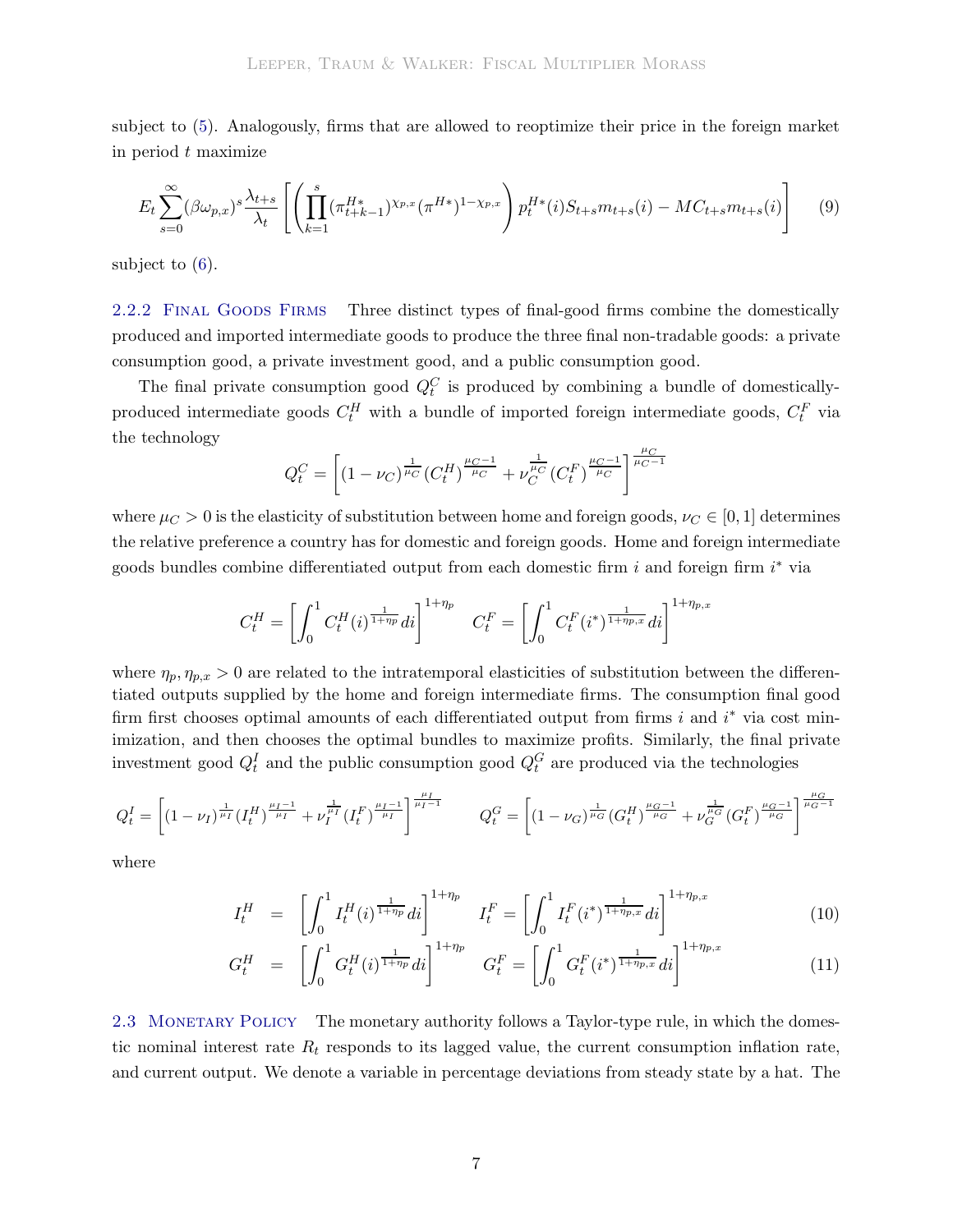subject to (5). Analogously, firms that are allowed to reoptimize their price in the foreign market in period $t$ maximize

$$E_t \sum_{s=0}^{\infty} (\beta \omega_{p,x})^s \frac{\lambda_{t+s}}{\lambda_t} \left[ \left( \prod_{k=1}^{s} (\pi_{t+k-1}^{H*})^{\chi_{p,x}} (\pi^{H*})^{1-\chi_{p,x}} \right) p_t^{H*}(i) S_{t+s} m_{t+s}(i) - MC_{t+s} m_{t+s}(i) \right] \tag{9}$$

subject to (6).

### 2.2.2 Final Goods Firms

Three distinct types of final-good firms combine the domestically produced and imported intermediate goods to produce the three final non-tradable goods: a private consumption good, a private investment good, and a public consumption good.

The final private consumption good $Q_t^C$ is produced by combining a bundle of domestically-produced intermediate goods $C_t^H$ with a bundle of imported foreign intermediate goods, $C_t^F$ via the technology

$$Q_t^C = \left[ (1-\nu_C)^{\frac{1}{\mu_C}} (C_t^H)^{\frac{\mu_C - 1}{\mu_C}} + \nu_C^{\frac{1}{\mu_C}} (C_t^F)^{\frac{\mu_C - 1}{\mu_C}} \right]^{\frac{\mu_C}{\mu_C - 1}}$$

where $\mu_C > 0$ is the elasticity of substitution between home and foreign goods, $\nu_C \in [0, 1]$ determines the relative preference a country has for domestic and foreign goods. Home and foreign intermediate goods bundles combine differentiated output from each domestic firm $i$ and foreign firm $i^*$ via

$$C_t^H = \left[ \int_0^1 C_t^H(i)^{\frac{1}{1+\eta_p}} di \right]^{1+\eta_p} \qquad C_t^F = \left[ \int_0^1 C_t^F(i^*)^{\frac{1}{1+\eta_{p,x}}} di \right]^{1+\eta_{p,x}}$$

where $\eta_p, \eta_{p,x} > 0$ are related to the intratemporal elasticities of substitution between the differentiated outputs supplied by the home and foreign intermediate firms. The consumption final good firm first chooses optimal amounts of each differentiated output from firms $i$ and $i^*$ via cost minimization, and then chooses the optimal bundles to maximize profits. Similarly, the final private investment good $Q_t^I$ and the public consumption good $Q_t^G$ are produced via the technologies

$$Q_t^I = \left[ (1-\nu_I)^{\frac{1}{\mu_I}} (I_t^H)^{\frac{\mu_I - 1}{\mu_I}} + \nu_I^{\frac{1}{\mu_I}} (I_t^F)^{\frac{\mu_I - 1}{\mu_I}} \right]^{\frac{\mu_I}{\mu_I - 1}} \qquad Q_t^G = \left[ (1-\nu_G)^{\frac{1}{\mu_G}} (G_t^H)^{\frac{\mu_G - 1}{\mu_G}} + \nu_G^{\frac{1}{\mu_G}} (G_t^F)^{\frac{\mu_G - 1}{\mu_G}} \right]^{\frac{\mu_G}{\mu_G - 1}}$$

where

$$I_t^H = \left[ \int_0^1 I_t^H(i)^{\frac{1}{1+\eta_p}} di \right]^{1+\eta_p} \qquad I_t^F = \left[ \int_0^1 I_t^F(i^*)^{\frac{1}{1+\eta_{p,x}}} di \right]^{1+\eta_{p,x}} \tag{10}$$

$$G_t^H = \left[ \int_0^1 G_t^H(i)^{\frac{1}{1+\eta_p}} di \right]^{1+\eta_p} \qquad G_t^F = \left[ \int_0^1 G_t^F(i^*)^{\frac{1}{1+\eta_{p,x}}} di \right]^{1+\eta_{p,x}} \tag{11}$$

## 2.3 Monetary Policy

The monetary authority follows a Taylor-type rule, in which the domestic nominal interest rate $R_t$ responds to its lagged value, the current consumption inflation rate, and current output. We denote a variable in percentage deviations from steady state by a hat. The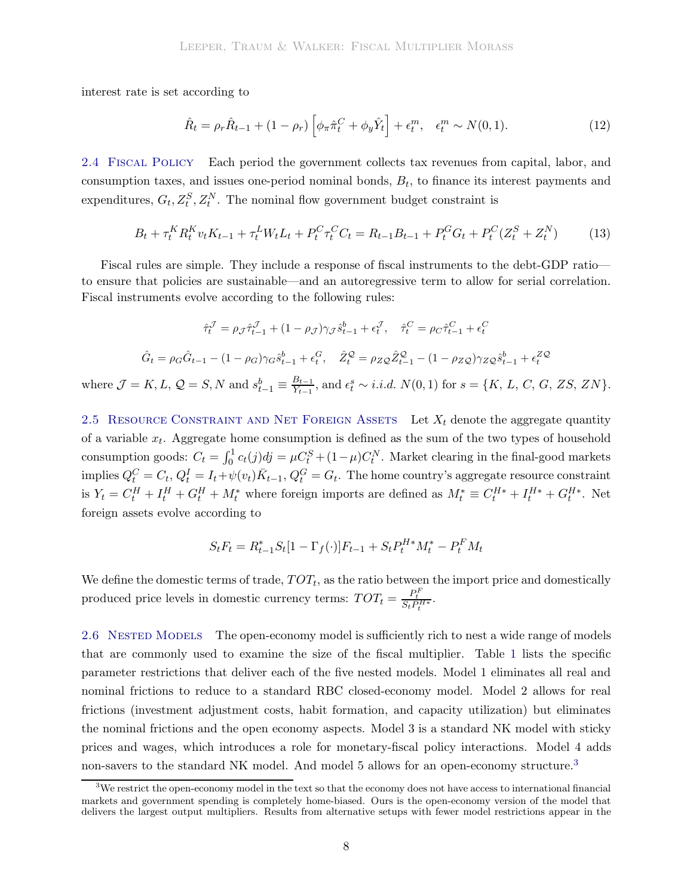interest rate is set according to

$$\hat{R}_t = \rho_r \hat{R}_{t-1} + (1-\rho_r)\left[\phi_\pi \hat{\pi}_t^C + \phi_y \hat{Y}_t\right] + \epsilon_t^m, \quad \epsilon_t^m \sim N(0,1). \tag{12}$$

**2.4 Fiscal Policy** Each period the government collects tax revenues from capital, labor, and consumption taxes, and issues one-period nominal bonds, $B_t$, to finance its interest payments and expenditures, $G_t, Z_t^S, Z_t^N$. The nominal flow government budget constraint is

$$B_t + \tau_t^K R_t^K v_t K_{t-1} + \tau_t^L W_t L_t + P_t^C \tau_t^C C_t = R_{t-1} B_{t-1} + P_t^G G_t + P_t^C (Z_t^S + Z_t^N) \tag{13}$$

Fiscal rules are simple. They include a response of fiscal instruments to the debt-GDP ratio—to ensure that policies are sustainable—and an autoregressive term to allow for serial correlation. Fiscal instruments evolve according to the following rules:

$$\hat{\tau}_t^{\mathcal{J}} = \rho_{\mathcal{J}} \hat{\tau}_{t-1}^{\mathcal{J}} + (1-\rho_{\mathcal{J}})\gamma_{\mathcal{J}} \hat{s}_{t-1}^b + \epsilon_t^{\mathcal{J}}, \quad \hat{\tau}_t^C = \rho_C \hat{\tau}_{t-1}^C + \epsilon_t^C$$

$$\hat{G}_t = \rho_G \hat{G}_{t-1} - (1-\rho_G)\gamma_G \hat{s}_{t-1}^b + \epsilon_t^G, \quad \hat{Z}_t^{\mathcal{Q}} = \rho_{Z\mathcal{Q}} \hat{Z}_{t-1}^{\mathcal{Q}} - (1-\rho_{Z\mathcal{Q}})\gamma_{Z\mathcal{Q}} \hat{s}_{t-1}^b + \epsilon_t^{Z\mathcal{Q}}$$

where $\mathcal{J} = K, L$, $\mathcal{Q} = S, N$ and $s_{t-1}^b \equiv \frac{B_{t-1}}{Y_{t-1}}$, and $\epsilon_t^s \sim i.i.d.\ N(0,1)$ for $s = \{K,\ L,\ C,\ G,\ ZS,\ ZN\}$.

**2.5 Resource Constraint and Net Foreign Assets** Let $X_t$ denote the aggregate quantity of a variable $x_t$. Aggregate home consumption is defined as the sum of the two types of household consumption goods: $C_t = \int_0^1 c_t(j)dj = \mu C_t^S + (1-\mu)C_t^N$. Market clearing in the final-good markets implies $Q_t^C = C_t$, $Q_t^I = I_t + \psi(v_t)\bar{K}_{t-1}$, $Q_t^G = G_t$. The home country's aggregate resource constraint is $Y_t = C_t^H + I_t^H + G_t^H + M_t^*$ where foreign imports are defined as $M_t^* \equiv C_t^{H*} + I_t^{H*} + G_t^{H*}$. Net foreign assets evolve according to

$$S_t F_t = R_{t-1}^* S_t [1 - \Gamma_f(\cdot)] F_{t-1} + S_t P_t^{H*} M_t^* - P_t^F M_t$$

We define the domestic terms of trade, $TOT_t$, as the ratio between the import price and domestically produced price levels in domestic currency terms: $TOT_t = \frac{P_t^F}{S_t P_t^{H*}}$.

**2.6 Nested Models** The open-economy model is sufficiently rich to nest a wide range of models that are commonly used to examine the size of the fiscal multiplier. Table 1 lists the specific parameter restrictions that deliver each of the five nested models. Model 1 eliminates all real and nominal frictions to reduce to a standard RBC closed-economy model. Model 2 allows for real frictions (investment adjustment costs, habit formation, and capacity utilization) but eliminates the nominal frictions and the open economy aspects. Model 3 is a standard NK model with sticky prices and wages, which introduces a role for monetary-fiscal policy interactions. Model 4 adds non-savers to the standard NK model. And model 5 allows for an open-economy structure.[3]

[3]We restrict the open-economy model in the text so that the economy does not have access to international financial markets and government spending is completely home-biased. Ours is the open-economy version of the model that delivers the largest output multipliers. Results from alternative setups with fewer model restrictions appear in the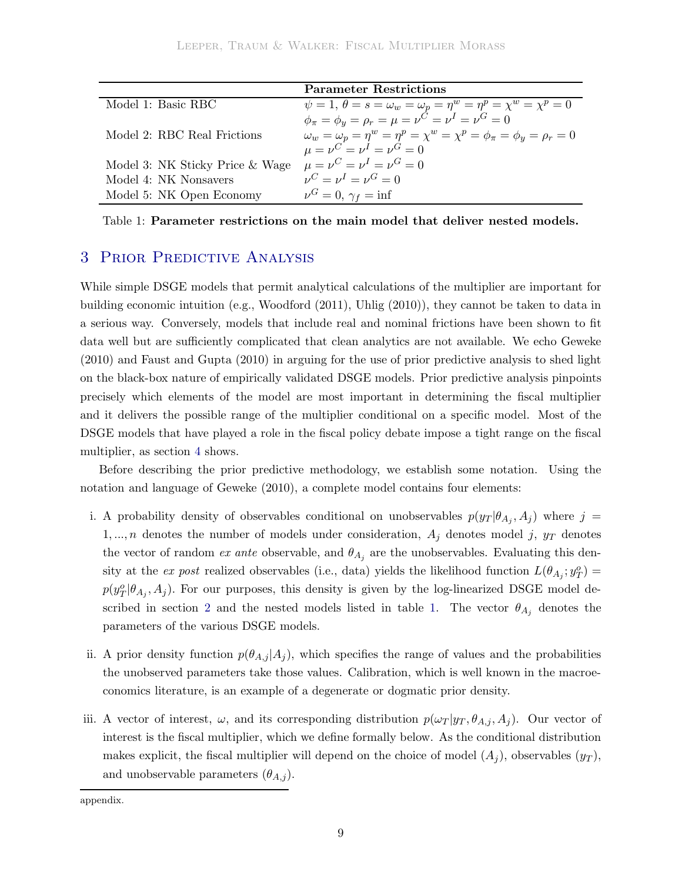| | **Parameter Restrictions** |
|---|---|
| Model 1: Basic RBC | $\psi = 1$, $\theta = s = \omega_w = \omega_p = \eta^w = \eta^p = \chi^w = \chi^p = 0$ $\phi_\pi = \phi_y = \rho_r = \mu = \nu^C = \nu^I = \nu^G = 0$ |
| Model 2: RBC Real Frictions | $\omega_w = \omega_p = \eta^w = \eta^p = \chi^w = \chi^p = \phi_\pi = \phi_y = \rho_r = 0$ $\mu = \nu^C = \nu^I = \nu^G = 0$ |
| Model 3: NK Sticky Price & Wage | $\mu = \nu^C = \nu^I = \nu^G = 0$ |
| Model 4: NK Nonsavers | $\nu^C = \nu^I = \nu^G = 0$ |
| Model 5: NK Open Economy | $\nu^G = 0$, $\gamma_f = \inf$ |

Table 1: **Parameter restrictions on the main model that deliver nested models.**

## 3 Prior Predictive Analysis

While simple DSGE models that permit analytical calculations of the multiplier are important for building economic intuition (e.g., Woodford (2011), Uhlig (2010)), they cannot be taken to data in a serious way. Conversely, models that include real and nominal frictions have been shown to fit data well but are sufficiently complicated that clean analytics are not available. We echo Geweke (2010) and Faust and Gupta (2010) in arguing for the use of prior predictive analysis to shed light on the black-box nature of empirically validated DSGE models. Prior predictive analysis pinpoints precisely which elements of the model are most important in determining the fiscal multiplier and it delivers the possible range of the multiplier conditional on a specific model. Most of the DSGE models that have played a role in the fiscal policy debate impose a tight range on the fiscal multiplier, as section 4 shows.

Before describing the prior predictive methodology, we establish some notation. Using the notation and language of Geweke (2010), a complete model contains four elements:

i. A probability density of observables conditional on unobservables $p(y_T|\theta_{A_j}, A_j)$ where $j = 1, ..., n$ denotes the number of models under consideration, $A_j$ denotes model $j$, $y_T$ denotes the vector of random *ex ante* observable, and $\theta_{A_j}$ are the unobservables. Evaluating this density at the *ex post* realized observables (i.e., data) yields the likelihood function $L(\theta_{A_j}; y_T^o) = p(y_T^o|\theta_{A_j}, A_j)$. For our purposes, this density is given by the log-linearized DSGE model described in section 2 and the nested models listed in table 1. The vector $\theta_{A_j}$ denotes the parameters of the various DSGE models.

ii. A prior density function $p(\theta_{A,j}|A_j)$, which specifies the range of values and the probabilities the unobserved parameters take those values. Calibration, which is well known in the macroeconomics literature, is an example of a degenerate or dogmatic prior density.

iii. A vector of interest, $\omega$, and its corresponding distribution $p(\omega_T|y_T, \theta_{A,j}, A_j)$. Our vector of interest is the fiscal multiplier, which we define formally below. As the conditional distribution makes explicit, the fiscal multiplier will depend on the choice of model $(A_j)$, observables $(y_T)$, and unobservable parameters $(\theta_{A,j})$.

appendix.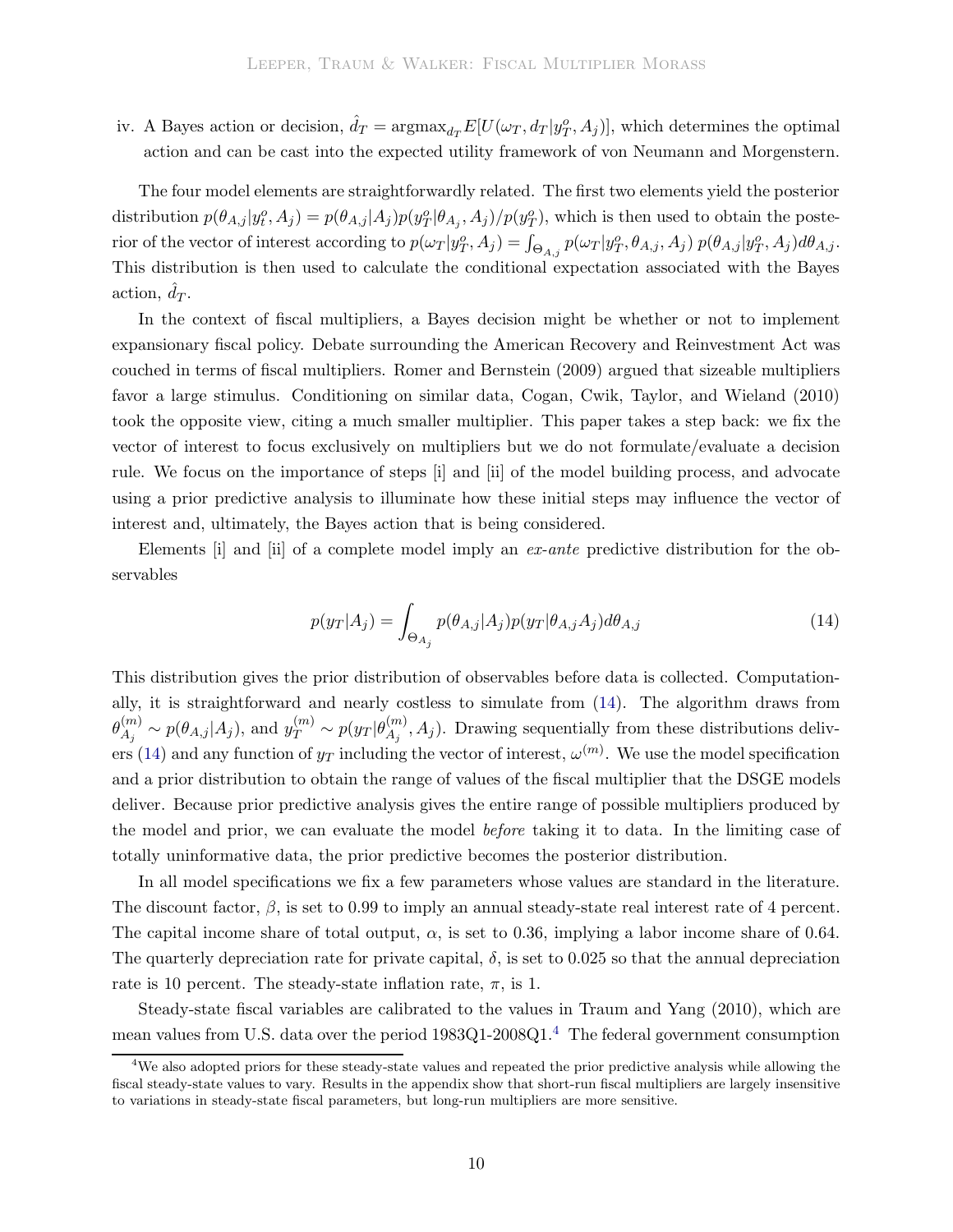iv. A Bayes action or decision, $\hat{d}_T = \text{argmax}_{d_T} E[U(\omega_T, d_T | y_T^o, A_j)]$, which determines the optimal action and can be cast into the expected utility framework of von Neumann and Morgenstern.

The four model elements are straightforwardly related. The first two elements yield the posterior distribution $p(\theta_{A,j}|y_t^o, A_j) = p(\theta_{A,j}|A_j)p(y_T^o|\theta_{A_j}, A_j)/p(y_T^o)$, which is then used to obtain the posterior of the vector of interest according to $p(\omega_T|y_T^o, A_j) = \int_{\Theta_{A,j}} p(\omega_T|y_T^o, \theta_{A,j}, A_j)\, p(\theta_{A,j}|y_T^o, A_j) d\theta_{A,j}$. This distribution is then used to calculate the conditional expectation associated with the Bayes action, $\hat{d}_T$.

In the context of fiscal multipliers, a Bayes decision might be whether or not to implement expansionary fiscal policy. Debate surrounding the American Recovery and Reinvestment Act was couched in terms of fiscal multipliers. Romer and Bernstein (2009) argued that sizeable multipliers favor a large stimulus. Conditioning on similar data, Cogan, Cwik, Taylor, and Wieland (2010) took the opposite view, citing a much smaller multiplier. This paper takes a step back: we fix the vector of interest to focus exclusively on multipliers but we do not formulate/evaluate a decision rule. We focus on the importance of steps [i] and [ii] of the model building process, and advocate using a prior predictive analysis to illuminate how these initial steps may influence the vector of interest and, ultimately, the Bayes action that is being considered.

Elements [i] and [ii] of a complete model imply an *ex-ante* predictive distribution for the observables

$$p(y_T|A_j) = \int_{\Theta_{A_j}} p(\theta_{A,j}|A_j)p(y_T|\theta_{A,j}A_j)d\theta_{A,j} \tag{14}$$

This distribution gives the prior distribution of observables before data is collected. Computationally, it is straightforward and nearly costless to simulate from (14). The algorithm draws from $\theta_{A_j}^{(m)} \sim p(\theta_{A,j}|A_j)$, and $y_T^{(m)} \sim p(y_T|\theta_{A_j}^{(m)}, A_j)$. Drawing sequentially from these distributions delivers (14) and any function of $y_T$ including the vector of interest, $\omega^{(m)}$. We use the model specification and a prior distribution to obtain the range of values of the fiscal multiplier that the DSGE models deliver. Because prior predictive analysis gives the entire range of possible multipliers produced by the model and prior, we can evaluate the model *before* taking it to data. In the limiting case of totally uninformative data, the prior predictive becomes the posterior distribution.

In all model specifications we fix a few parameters whose values are standard in the literature. The discount factor, $\beta$, is set to 0.99 to imply an annual steady-state real interest rate of 4 percent. The capital income share of total output, $\alpha$, is set to 0.36, implying a labor income share of 0.64. The quarterly depreciation rate for private capital, $\delta$, is set to 0.025 so that the annual depreciation rate is 10 percent. The steady-state inflation rate, $\pi$, is 1.

Steady-state fiscal variables are calibrated to the values in Traum and Yang (2010), which are mean values from U.S. data over the period 1983Q1-2008Q1.[4] The federal government consumption

[4] We also adopted priors for these steady-state values and repeated the prior predictive analysis while allowing the fiscal steady-state values to vary. Results in the appendix show that short-run fiscal multipliers are largely insensitive to variations in steady-state fiscal parameters, but long-run multipliers are more sensitive.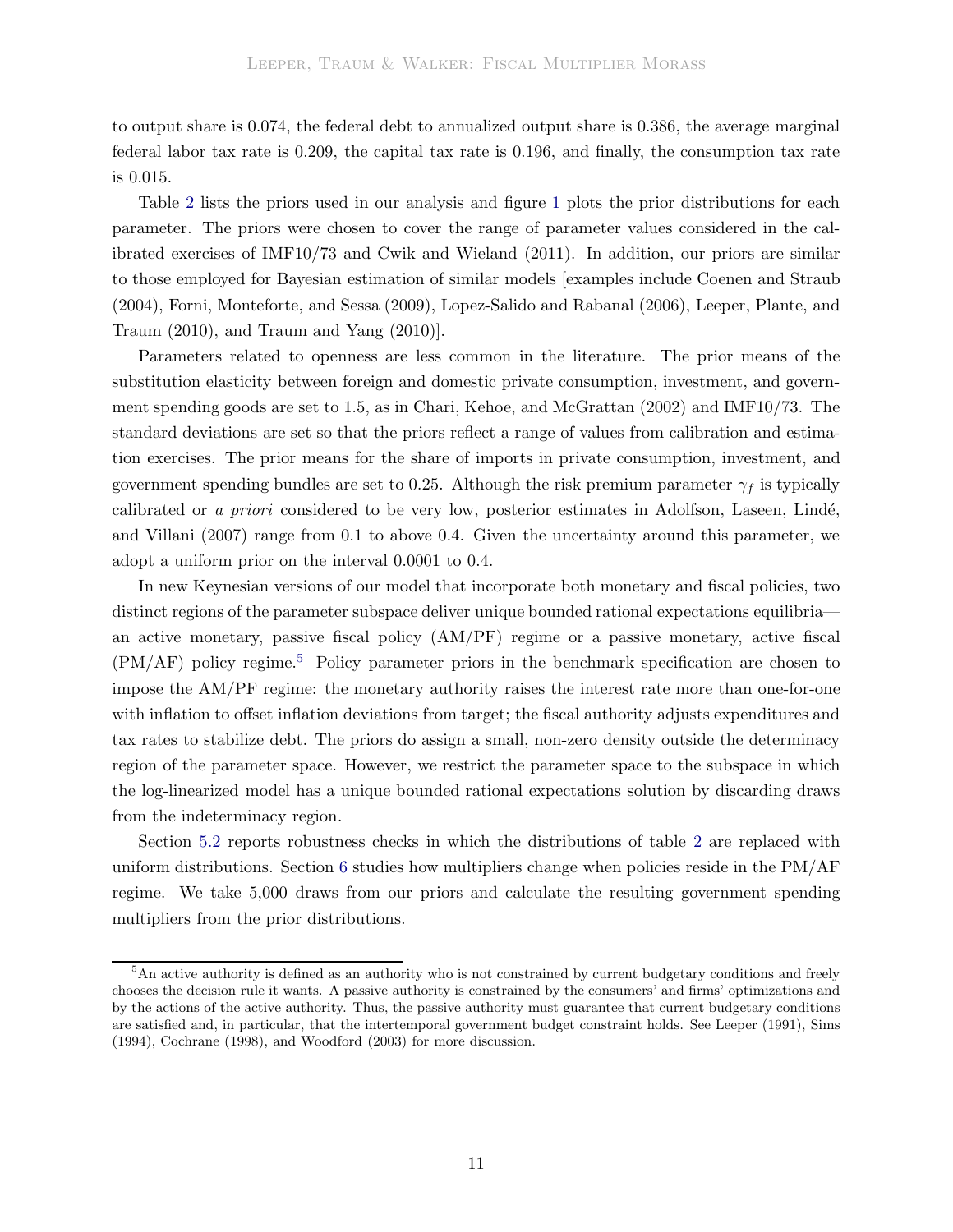to output share is 0.074, the federal debt to annualized output share is 0.386, the average marginal federal labor tax rate is 0.209, the capital tax rate is 0.196, and finally, the consumption tax rate is 0.015.

Table 2 lists the priors used in our analysis and figure 1 plots the prior distributions for each parameter. The priors were chosen to cover the range of parameter values considered in the calibrated exercises of IMF10/73 and Cwik and Wieland (2011). In addition, our priors are similar to those employed for Bayesian estimation of similar models [examples include Coenen and Straub (2004), Forni, Monteforte, and Sessa (2009), Lopez-Salido and Rabanal (2006), Leeper, Plante, and Traum (2010), and Traum and Yang (2010)].

Parameters related to openness are less common in the literature. The prior means of the substitution elasticity between foreign and domestic private consumption, investment, and government spending goods are set to 1.5, as in Chari, Kehoe, and McGrattan (2002) and IMF10/73. The standard deviations are set so that the priors reflect a range of values from calibration and estimation exercises. The prior means for the share of imports in private consumption, investment, and government spending bundles are set to 0.25. Although the risk premium parameter $\gamma_f$ is typically calibrated or *a priori* considered to be very low, posterior estimates in Adolfson, Laseen, Lindé, and Villani (2007) range from 0.1 to above 0.4. Given the uncertainty around this parameter, we adopt a uniform prior on the interval 0.0001 to 0.4.

In new Keynesian versions of our model that incorporate both monetary and fiscal policies, two distinct regions of the parameter subspace deliver unique bounded rational expectations equilibria—an active monetary, passive fiscal policy (AM/PF) regime or a passive monetary, active fiscal (PM/AF) policy regime.[5] Policy parameter priors in the benchmark specification are chosen to impose the AM/PF regime: the monetary authority raises the interest rate more than one-for-one with inflation to offset inflation deviations from target; the fiscal authority adjusts expenditures and tax rates to stabilize debt. The priors do assign a small, non-zero density outside the determinacy region of the parameter space. However, we restrict the parameter space to the subspace in which the log-linearized model has a unique bounded rational expectations solution by discarding draws from the indeterminacy region.

Section 5.2 reports robustness checks in which the distributions of table 2 are replaced with uniform distributions. Section 6 studies how multipliers change when policies reside in the PM/AF regime. We take 5,000 draws from our priors and calculate the resulting government spending multipliers from the prior distributions.

[5] An active authority is defined as an authority who is not constrained by current budgetary conditions and freely chooses the decision rule it wants. A passive authority is constrained by the consumers' and firms' optimizations and by the actions of the active authority. Thus, the passive authority must guarantee that current budgetary conditions are satisfied and, in particular, that the intertemporal government budget constraint holds. See Leeper (1991), Sims (1994), Cochrane (1998), and Woodford (2003) for more discussion.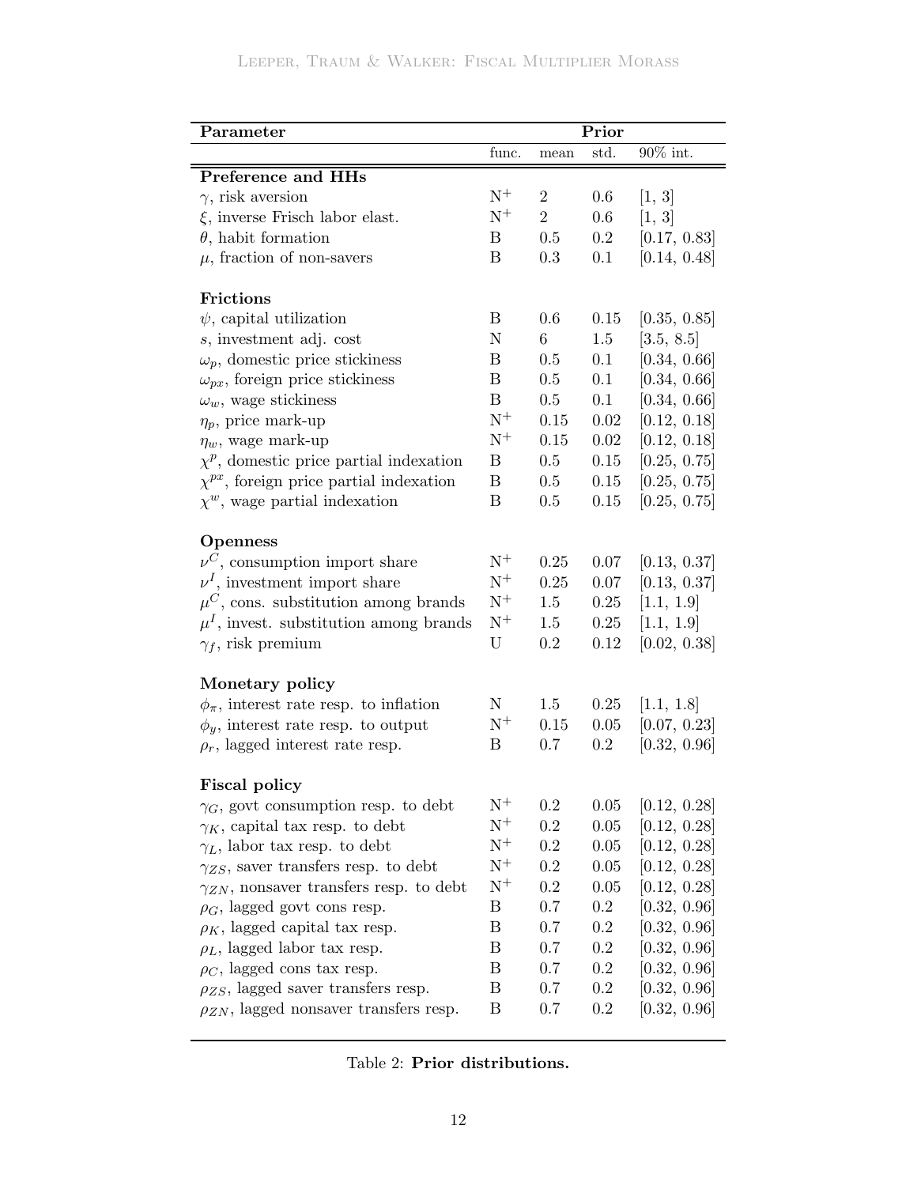| **Parameter** | **Prior** | | | |
|---|---|---|---|---|
| | func. | mean | std. | 90% int. |
| **Preference and HHs** | | | | |
| $\gamma$, risk aversion | $\text{N}^+$ | 2 | 0.6 | [1, 3] |
| $\xi$, inverse Frisch labor elast. | $\text{N}^+$ | 2 | 0.6 | [1, 3] |
| $\theta$, habit formation | B | 0.5 | 0.2 | [0.17, 0.83] |
| $\mu$, fraction of non-savers | B | 0.3 | 0.1 | [0.14, 0.48] |
| **Frictions** | | | | |
| $\psi$, capital utilization | B | 0.6 | 0.15 | [0.35, 0.85] |
| $s$, investment adj. cost | N | 6 | 1.5 | [3.5, 8.5] |
| $\omega_p$, domestic price stickiness | B | 0.5 | 0.1 | [0.34, 0.66] |
| $\omega_{px}$, foreign price stickiness | B | 0.5 | 0.1 | [0.34, 0.66] |
| $\omega_w$, wage stickiness | B | 0.5 | 0.1 | [0.34, 0.66] |
| $\eta_p$, price mark-up | $\text{N}^+$ | 0.15 | 0.02 | [0.12, 0.18] |
| $\eta_w$, wage mark-up | $\text{N}^+$ | 0.15 | 0.02 | [0.12, 0.18] |
| $\chi^p$, domestic price partial indexation | B | 0.5 | 0.15 | [0.25, 0.75] |
| $\chi^{px}$, foreign price partial indexation | B | 0.5 | 0.15 | [0.25, 0.75] |
| $\chi^w$, wage partial indexation | B | 0.5 | 0.15 | [0.25, 0.75] |
| **Openness** | | | | |
| $\nu^C$, consumption import share | $\text{N}^+$ | 0.25 | 0.07 | [0.13, 0.37] |
| $\nu^I$, investment import share | $\text{N}^+$ | 0.25 | 0.07 | [0.13, 0.37] |
| $\mu^C$, cons. substitution among brands | $\text{N}^+$ | 1.5 | 0.25 | [1.1, 1.9] |
| $\mu^I$, invest. substitution among brands | $\text{N}^+$ | 1.5 | 0.25 | [1.1, 1.9] |
| $\gamma_f$, risk premium | U | 0.2 | 0.12 | [0.02, 0.38] |
| **Monetary policy** | | | | |
| $\phi_\pi$, interest rate resp. to inflation | N | 1.5 | 0.25 | [1.1, 1.8] |
| $\phi_y$, interest rate resp. to output | $\text{N}^+$ | 0.15 | 0.05 | [0.07, 0.23] |
| $\rho_r$, lagged interest rate resp. | B | 0.7 | 0.2 | [0.32, 0.96] |
| **Fiscal policy** | | | | |
| $\gamma_G$, govt consumption resp. to debt | $\text{N}^+$ | 0.2 | 0.05 | [0.12, 0.28] |
| $\gamma_K$, capital tax resp. to debt | $\text{N}^+$ | 0.2 | 0.05 | [0.12, 0.28] |
| $\gamma_L$, labor tax resp. to debt | $\text{N}^+$ | 0.2 | 0.05 | [0.12, 0.28] |
| $\gamma_{ZS}$, saver transfers resp. to debt | $\text{N}^+$ | 0.2 | 0.05 | [0.12, 0.28] |
| $\gamma_{ZN}$, nonsaver transfers resp. to debt | $\text{N}^+$ | 0.2 | 0.05 | [0.12, 0.28] |
| $\rho_G$, lagged govt cons resp. | B | 0.7 | 0.2 | [0.32, 0.96] |
| $\rho_K$, lagged capital tax resp. | B | 0.7 | 0.2 | [0.32, 0.96] |
| $\rho_L$, lagged labor tax resp. | B | 0.7 | 0.2 | [0.32, 0.96] |
| $\rho_C$, lagged cons tax resp. | B | 0.7 | 0.2 | [0.32, 0.96] |
| $\rho_{ZS}$, lagged saver transfers resp. | B | 0.7 | 0.2 | [0.32, 0.96] |
| $\rho_{ZN}$, lagged nonsaver transfers resp. | B | 0.7 | 0.2 | [0.32, 0.96] |

Table 2: **Prior distributions.**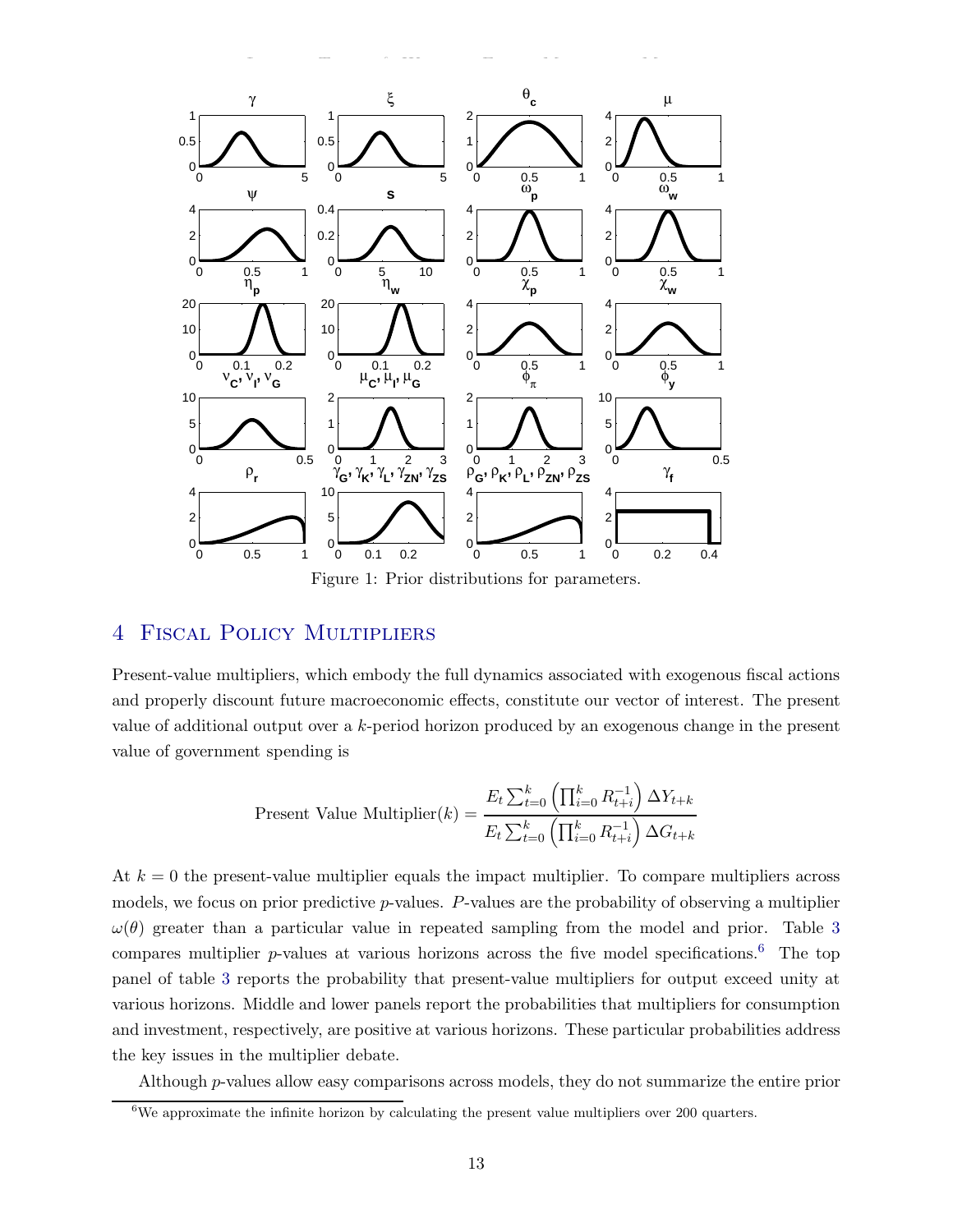Figure 1: Prior distributions for parameters.

## 4 Fiscal Policy Multipliers

Present-value multipliers, which embody the full dynamics associated with exogenous fiscal actions and properly discount future macroeconomic effects, constitute our vector of interest. The present value of additional output over a $k$-period horizon produced by an exogenous change in the present value of government spending is

$$\text{Present Value Multiplier}(k) = \frac{E_t \sum_{t=0}^{k} \left( \prod_{i=0}^{k} R_{t+i}^{-1} \right) \Delta Y_{t+k}}{E_t \sum_{t=0}^{k} \left( \prod_{i=0}^{k} R_{t+i}^{-1} \right) \Delta G_{t+k}}$$

At $k = 0$ the present-value multiplier equals the impact multiplier. To compare multipliers across models, we focus on prior predictive $p$-values. $P$-values are the probability of observing a multiplier $\omega(\theta)$ greater than a particular value in repeated sampling from the model and prior. Table 3 compares multiplier $p$-values at various horizons across the five model specifications.[6] The top panel of table 3 reports the probability that present-value multipliers for output exceed unity at various horizons. Middle and lower panels report the probabilities that multipliers for consumption and investment, respectively, are positive at various horizons. These particular probabilities address the key issues in the multiplier debate.

Although $p$-values allow easy comparisons across models, they do not summarize the entire prior

[6] We approximate the infinite horizon by calculating the present value multipliers over 200 quarters.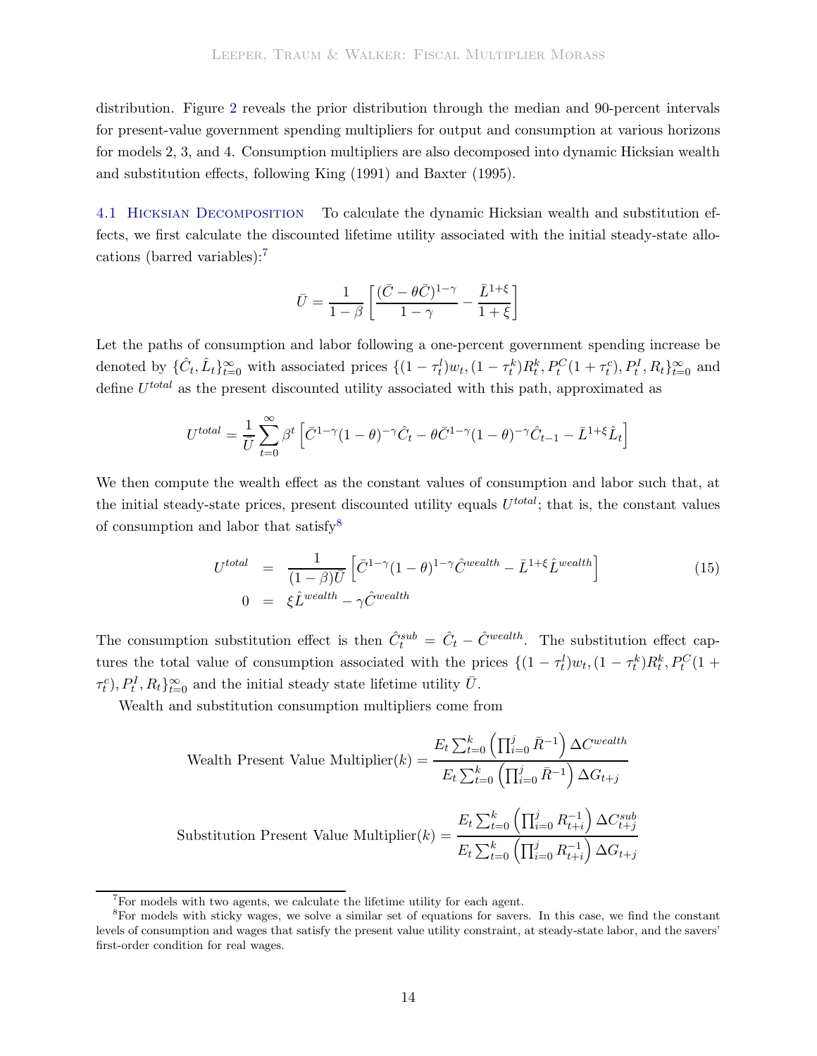distribution. Figure 2 reveals the prior distribution through the median and 90-percent intervals for present-value government spending multipliers for output and consumption at various horizons for models 2, 3, and 4. Consumption multipliers are also decomposed into dynamic Hicksian wealth and substitution effects, following King (1991) and Baxter (1995).

### 4.1 Hicksian Decomposition

To calculate the dynamic Hicksian wealth and substitution effects, we first calculate the discounted lifetime utility associated with the initial steady-state allocations (barred variables):[7]

$$\bar{U} = \frac{1}{1-\beta}\left[\frac{(\bar{C}-\theta\bar{C})^{1-\gamma}}{1-\gamma} - \frac{\bar{L}^{1+\xi}}{1+\xi}\right]$$

Let the paths of consumption and labor following a one-percent government spending increase be denoted by $\{\hat{C}_t, \hat{L}_t\}_{t=0}^{\infty}$ with associated prices $\{(1-\tau_t^l)w_t, (1-\tau_t^k)R_t^k, P_t^C(1+\tau_t^c), P_t^I, R_t\}_{t=0}^{\infty}$ and define $U^{total}$ as the present discounted utility associated with this path, approximated as

$$U^{total} = \frac{1}{\bar{U}}\sum_{t=0}^{\infty}\beta^t\left[\bar{C}^{1-\gamma}(1-\theta)^{-\gamma}\hat{C}_t - \theta\bar{C}^{1-\gamma}(1-\theta)^{-\gamma}\hat{C}_{t-1} - \bar{L}^{1+\xi}\hat{L}_t\right]$$

We then compute the wealth effect as the constant values of consumption and labor such that, at the initial steady-state prices, present discounted utility equals $U^{total}$; that is, the constant values of consumption and labor that satisfy[8]

$$\begin{aligned} U^{total} &= \frac{1}{(1-\beta)\bar{U}}\left[\bar{C}^{1-\gamma}(1-\theta)^{1-\gamma}\hat{C}^{wealth} - \bar{L}^{1+\xi}\hat{L}^{wealth}\right] \\ 0 &= \xi\hat{L}^{wealth} - \gamma\hat{C}^{wealth} \end{aligned} \tag{15}$$

The consumption substitution effect is then $\hat{C}_t^{sub} = \hat{C}_t - \hat{C}^{wealth}$. The substitution effect captures the total value of consumption associated with the prices $\{(1-\tau_t^l)w_t, (1-\tau_t^k)R_t^k, P_t^C(1+\tau_t^c), P_t^I, R_t\}_{t=0}^{\infty}$ and the initial steady state lifetime utility $\bar{U}$.

Wealth and substitution consumption multipliers come from

$$\text{Wealth Present Value Multiplier}(k) = \frac{E_t\sum_{t=0}^{k}\left(\prod_{i=0}^{j}\bar{R}^{-1}\right)\Delta C^{wealth}}{E_t\sum_{t=0}^{k}\left(\prod_{i=0}^{j}\bar{R}^{-1}\right)\Delta G_{t+j}}$$

$$\text{Substitution Present Value Multiplier}(k) = \frac{E_t\sum_{t=0}^{k}\left(\prod_{i=0}^{j}R_{t+i}^{-1}\right)\Delta C_{t+j}^{sub}}{E_t\sum_{t=0}^{k}\left(\prod_{i=0}^{j}R_{t+i}^{-1}\right)\Delta G_{t+j}}$$

---

[7] For models with two agents, we calculate the lifetime utility for each agent.

[8] For models with sticky wages, we solve a similar set of equations for savers. In this case, we find the constant levels of consumption and wages that satisfy the present value utility constraint, at steady-state labor, and the savers' first-order condition for real wages.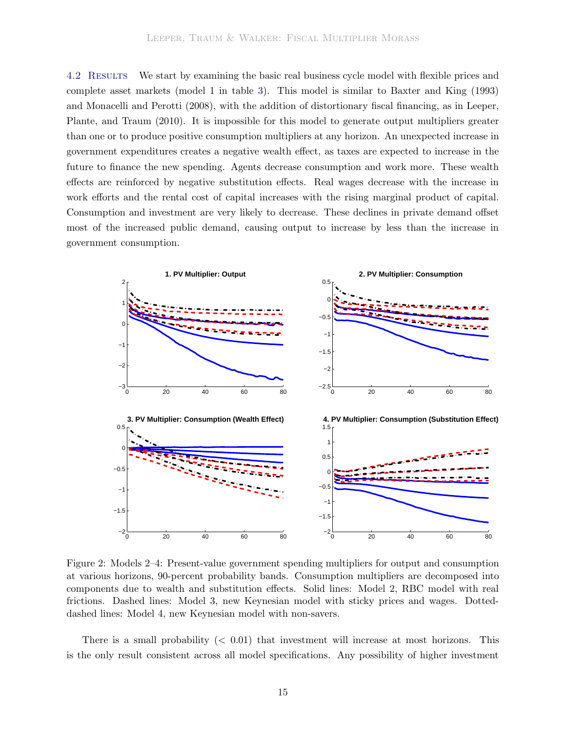**4.2 Results** We start by examining the basic real business cycle model with flexible prices and complete asset markets (model 1 in table 3). This model is similar to Baxter and King (1993) and Monacelli and Perotti (2008), with the addition of distortionary fiscal financing, as in Leeper, Plante, and Traum (2010). It is impossible for this model to generate output multipliers greater than one or to produce positive consumption multipliers at any horizon. An unexpected increase in government expenditures creates a negative wealth effect, as taxes are expected to increase in the future to finance the new spending. Agents decrease consumption and work more. These wealth effects are reinforced by negative substitution effects. Real wages decrease with the increase in work efforts and the rental cost of capital increases with the rising marginal product of capital. Consumption and investment are very likely to decrease. These declines in private demand offset most of the increased public demand, causing output to increase by less than the increase in government consumption.

Figure 2: Models 2–4: Present-value government spending multipliers for output and consumption at various horizons, 90-percent probability bands. Consumption multipliers are decomposed into components due to wealth and substitution effects. Solid lines: Model 2, RBC model with real frictions. Dashed lines: Model 3, new Keynesian model with sticky prices and wages. Dotted-dashed lines: Model 4, new Keynesian model with non-savers.

There is a small probability ($< 0.01$) that investment will increase at most horizons. This is the only result consistent across all model specifications. Any possibility of higher investment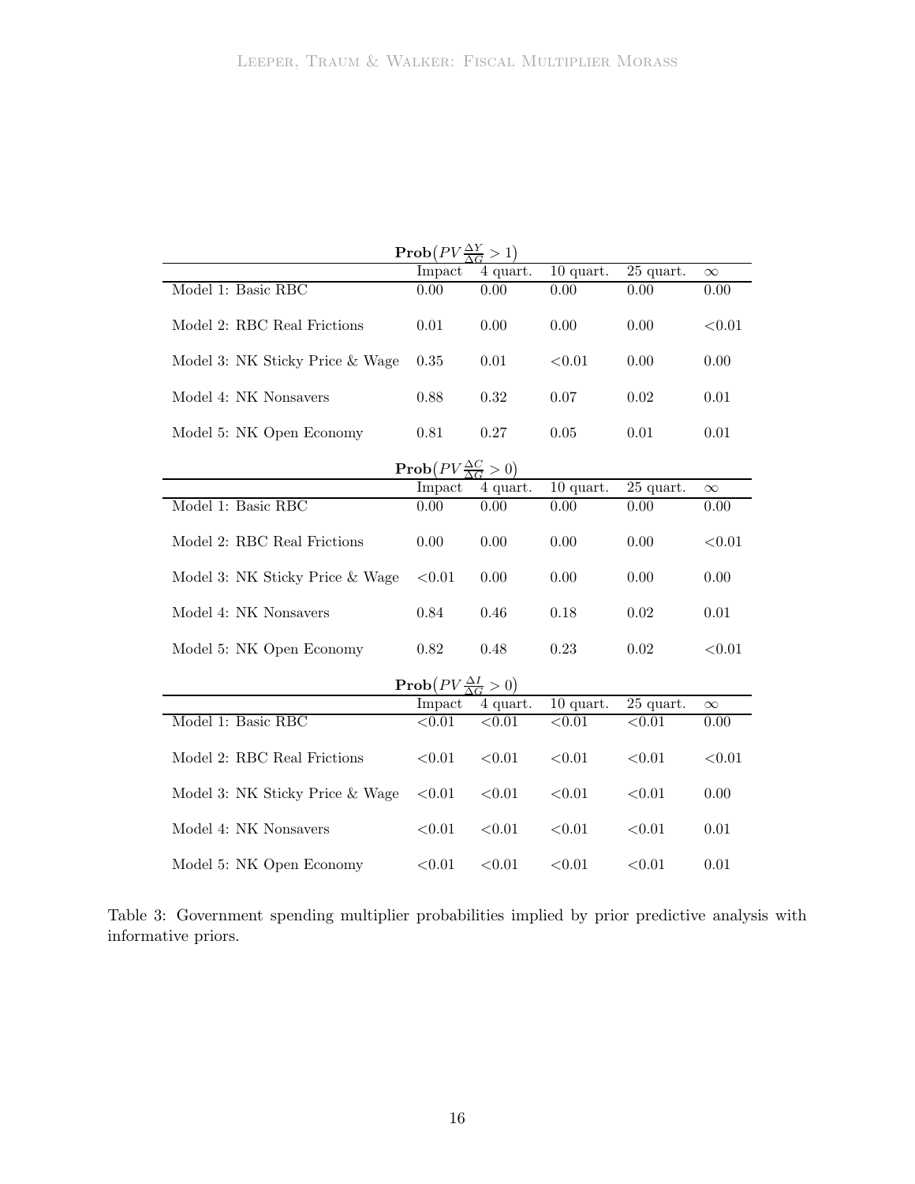| $\mathbf{Prob}\left(PV\frac{\Delta Y}{\Delta G} > 1\right)$ | Impact | 4 quart. | 10 quart. | 25 quart. | $\infty$ |
|---|---|---|---|---|---|
| Model 1: Basic RBC | 0.00 | 0.00 | 0.00 | 0.00 | 0.00 |
| Model 2: RBC Real Frictions | 0.01 | 0.00 | 0.00 | 0.00 | <0.01 |
| Model 3: NK Sticky Price & Wage | 0.35 | 0.01 | <0.01 | 0.00 | 0.00 |
| Model 4: NK Nonsavers | 0.88 | 0.32 | 0.07 | 0.02 | 0.01 |
| Model 5: NK Open Economy | 0.81 | 0.27 | 0.05 | 0.01 | 0.01 |

| $\mathbf{Prob}\left(PV\frac{\Delta C}{\Delta G} > 0\right)$ | Impact | 4 quart. | 10 quart. | 25 quart. | $\infty$ |
|---|---|---|---|---|---|
| Model 1: Basic RBC | 0.00 | 0.00 | 0.00 | 0.00 | 0.00 |
| Model 2: RBC Real Frictions | 0.00 | 0.00 | 0.00 | 0.00 | <0.01 |
| Model 3: NK Sticky Price & Wage | <0.01 | 0.00 | 0.00 | 0.00 | 0.00 |
| Model 4: NK Nonsavers | 0.84 | 0.46 | 0.18 | 0.02 | 0.01 |
| Model 5: NK Open Economy | 0.82 | 0.48 | 0.23 | 0.02 | <0.01 |

| $\mathbf{Prob}\left(PV\frac{\Delta I}{\Delta G} > 0\right)$ | Impact | 4 quart. | 10 quart. | 25 quart. | $\infty$ |
|---|---|---|---|---|---|
| Model 1: Basic RBC | <0.01 | <0.01 | <0.01 | <0.01 | 0.00 |
| Model 2: RBC Real Frictions | <0.01 | <0.01 | <0.01 | <0.01 | <0.01 |
| Model 3: NK Sticky Price & Wage | <0.01 | <0.01 | <0.01 | <0.01 | 0.00 |
| Model 4: NK Nonsavers | <0.01 | <0.01 | <0.01 | <0.01 | 0.01 |
| Model 5: NK Open Economy | <0.01 | <0.01 | <0.01 | <0.01 | 0.01 |

Table 3: Government spending multiplier probabilities implied by prior predictive analysis with informative priors.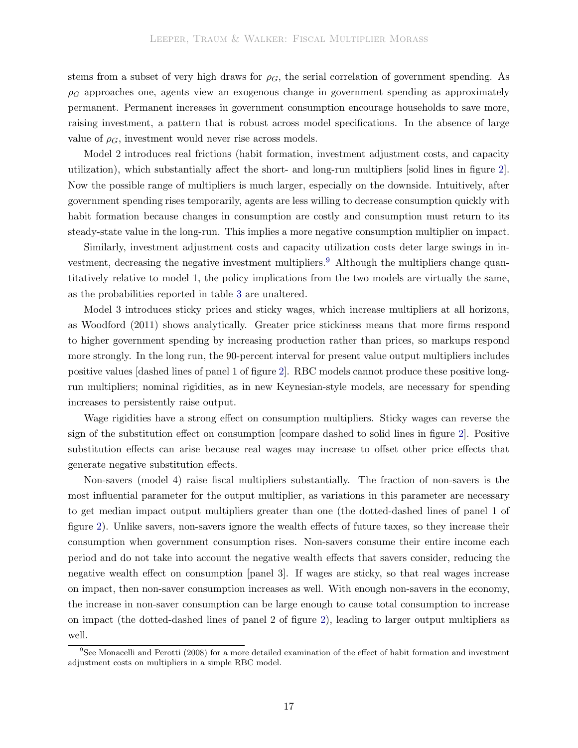stems from a subset of very high draws for $\rho_G$, the serial correlation of government spending. As $\rho_G$ approaches one, agents view an exogenous change in government spending as approximately permanent. Permanent increases in government consumption encourage households to save more, raising investment, a pattern that is robust across model specifications. In the absence of large value of $\rho_G$, investment would never rise across models.

Model 2 introduces real frictions (habit formation, investment adjustment costs, and capacity utilization), which substantially affect the short- and long-run multipliers [solid lines in figure 2]. Now the possible range of multipliers is much larger, especially on the downside. Intuitively, after government spending rises temporarily, agents are less willing to decrease consumption quickly with habit formation because changes in consumption are costly and consumption must return to its steady-state value in the long-run. This implies a more negative consumption multiplier on impact.

Similarly, investment adjustment costs and capacity utilization costs deter large swings in investment, decreasing the negative investment multipliers.[9] Although the multipliers change quantitatively relative to model 1, the policy implications from the two models are virtually the same, as the probabilities reported in table 3 are unaltered.

Model 3 introduces sticky prices and sticky wages, which increase multipliers at all horizons, as Woodford (2011) shows analytically. Greater price stickiness means that more firms respond to higher government spending by increasing production rather than prices, so markups respond more strongly. In the long run, the 90-percent interval for present value output multipliers includes positive values [dashed lines of panel 1 of figure 2]. RBC models cannot produce these positive long-run multipliers; nominal rigidities, as in new Keynesian-style models, are necessary for spending increases to persistently raise output.

Wage rigidities have a strong effect on consumption multipliers. Sticky wages can reverse the sign of the substitution effect on consumption [compare dashed to solid lines in figure 2]. Positive substitution effects can arise because real wages may increase to offset other price effects that generate negative substitution effects.

Non-savers (model 4) raise fiscal multipliers substantially. The fraction of non-savers is the most influential parameter for the output multiplier, as variations in this parameter are necessary to get median impact output multipliers greater than one (the dotted-dashed lines of panel 1 of figure 2). Unlike savers, non-savers ignore the wealth effects of future taxes, so they increase their consumption when government consumption rises. Non-savers consume their entire income each period and do not take into account the negative wealth effects that savers consider, reducing the negative wealth effect on consumption [panel 3]. If wages are sticky, so that real wages increase on impact, then non-saver consumption increases as well. With enough non-savers in the economy, the increase in non-saver consumption can be large enough to cause total consumption to increase on impact (the dotted-dashed lines of panel 2 of figure 2), leading to larger output multipliers as well.

[9] See Monacelli and Perotti (2008) for a more detailed examination of the effect of habit formation and investment adjustment costs on multipliers in a simple RBC model.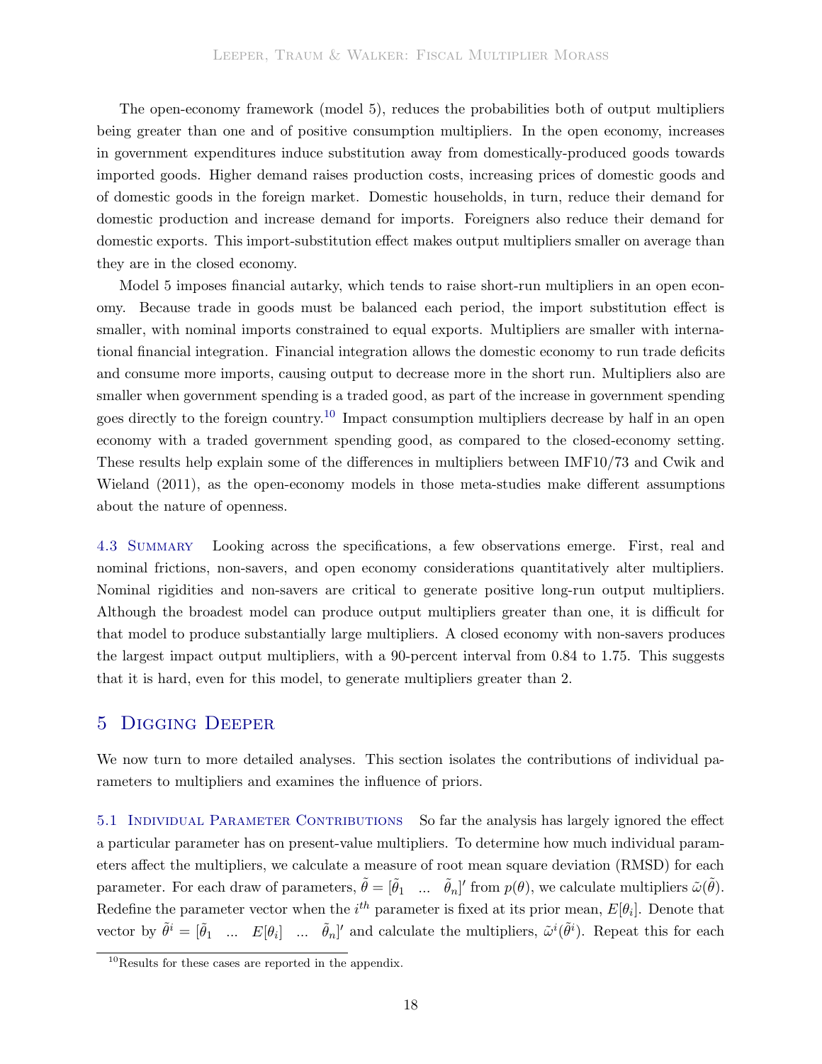The open-economy framework (model 5), reduces the probabilities both of output multipliers being greater than one and of positive consumption multipliers. In the open economy, increases in government expenditures induce substitution away from domestically-produced goods towards imported goods. Higher demand raises production costs, increasing prices of domestic goods and of domestic goods in the foreign market. Domestic households, in turn, reduce their demand for domestic production and increase demand for imports. Foreigners also reduce their demand for domestic exports. This import-substitution effect makes output multipliers smaller on average than they are in the closed economy.

Model 5 imposes financial autarky, which tends to raise short-run multipliers in an open economy. Because trade in goods must be balanced each period, the import substitution effect is smaller, with nominal imports constrained to equal exports. Multipliers are smaller with international financial integration. Financial integration allows the domestic economy to run trade deficits and consume more imports, causing output to decrease more in the short run. Multipliers also are smaller when government spending is a traded good, as part of the increase in government spending goes directly to the foreign country.[10] Impact consumption multipliers decrease by half in an open economy with a traded government spending good, as compared to the closed-economy setting. These results help explain some of the differences in multipliers between IMF10/73 and Cwik and Wieland (2011), as the open-economy models in those meta-studies make different assumptions about the nature of openness.

### 4.3 Summary

Looking across the specifications, a few observations emerge. First, real and nominal frictions, non-savers, and open economy considerations quantitatively alter multipliers. Nominal rigidities and non-savers are critical to generate positive long-run output multipliers. Although the broadest model can produce output multipliers greater than one, it is difficult for that model to produce substantially large multipliers. A closed economy with non-savers produces the largest impact output multipliers, with a 90-percent interval from 0.84 to 1.75. This suggests that it is hard, even for this model, to generate multipliers greater than 2.

## 5 Digging Deeper

We now turn to more detailed analyses. This section isolates the contributions of individual parameters to multipliers and examines the influence of priors.

### 5.1 Individual Parameter Contributions

So far the analysis has largely ignored the effect a particular parameter has on present-value multipliers. To determine how much individual parameters affect the multipliers, we calculate a measure of root mean square deviation (RMSD) for each parameter. For each draw of parameters, $\tilde{\theta} = [\tilde{\theta}_1 \quad ... \quad \tilde{\theta}_n]'$ from $p(\theta)$, we calculate multipliers $\tilde{\omega}(\tilde{\theta})$. Redefine the parameter vector when the $i^{th}$ parameter is fixed at its prior mean, $E[\theta_i]$. Denote that vector by $\tilde{\theta}^i = [\tilde{\theta}_1 \quad ... \quad E[\theta_i] \quad ... \quad \tilde{\theta}_n]'$ and calculate the multipliers, $\tilde{\omega}^i(\tilde{\theta}^i)$. Repeat this for each

[10] Results for these cases are reported in the appendix.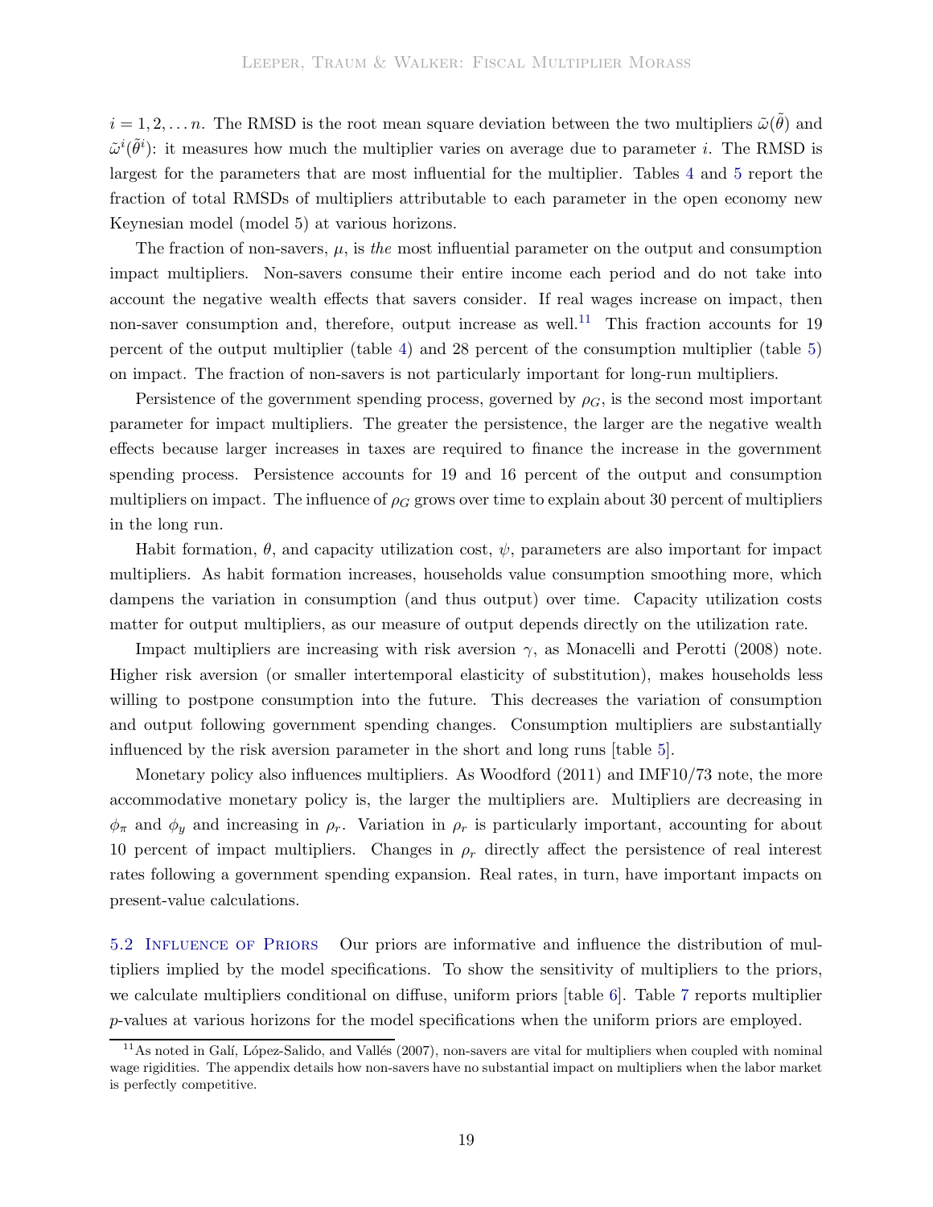$i = 1, 2, \ldots n$. The RMSD is the root mean square deviation between the two multipliers $\tilde{\omega}(\tilde{\theta})$ and $\tilde{\omega}^i(\tilde{\theta}^i)$: it measures how much the multiplier varies on average due to parameter $i$. The RMSD is largest for the parameters that are most influential for the multiplier. Tables 4 and 5 report the fraction of total RMSDs of multipliers attributable to each parameter in the open economy new Keynesian model (model 5) at various horizons.

The fraction of non-savers, $\mu$, is *the* most influential parameter on the output and consumption impact multipliers. Non-savers consume their entire income each period and do not take into account the negative wealth effects that savers consider. If real wages increase on impact, then non-saver consumption and, therefore, output increase as well.[11] This fraction accounts for 19 percent of the output multiplier (table 4) and 28 percent of the consumption multiplier (table 5) on impact. The fraction of non-savers is not particularly important for long-run multipliers.

Persistence of the government spending process, governed by $\rho_G$, is the second most important parameter for impact multipliers. The greater the persistence, the larger are the negative wealth effects because larger increases in taxes are required to finance the increase in the government spending process. Persistence accounts for 19 and 16 percent of the output and consumption multipliers on impact. The influence of $\rho_G$ grows over time to explain about 30 percent of multipliers in the long run.

Habit formation, $\theta$, and capacity utilization cost, $\psi$, parameters are also important for impact multipliers. As habit formation increases, households value consumption smoothing more, which dampens the variation in consumption (and thus output) over time. Capacity utilization costs matter for output multipliers, as our measure of output depends directly on the utilization rate.

Impact multipliers are increasing with risk aversion $\gamma$, as Monacelli and Perotti (2008) note. Higher risk aversion (or smaller intertemporal elasticity of substitution), makes households less willing to postpone consumption into the future. This decreases the variation of consumption and output following government spending changes. Consumption multipliers are substantially influenced by the risk aversion parameter in the short and long runs [table 5].

Monetary policy also influences multipliers. As Woodford (2011) and IMF10/73 note, the more accommodative monetary policy is, the larger the multipliers are. Multipliers are decreasing in $\phi_\pi$ and $\phi_y$ and increasing in $\rho_r$. Variation in $\rho_r$ is particularly important, accounting for about 10 percent of impact multipliers. Changes in $\rho_r$ directly affect the persistence of real interest rates following a government spending expansion. Real rates, in turn, have important impacts on present-value calculations.

### 5.2 Influence of Priors

Our priors are informative and influence the distribution of multipliers implied by the model specifications. To show the sensitivity of multipliers to the priors, we calculate multipliers conditional on diffuse, uniform priors [table 6]. Table 7 reports multiplier $p$-values at various horizons for the model specifications when the uniform priors are employed.

[11] As noted in Galí, López-Salido, and Vallés (2007), non-savers are vital for multipliers when coupled with nominal wage rigidities. The appendix details how non-savers have no substantial impact on multipliers when the labor market is perfectly competitive.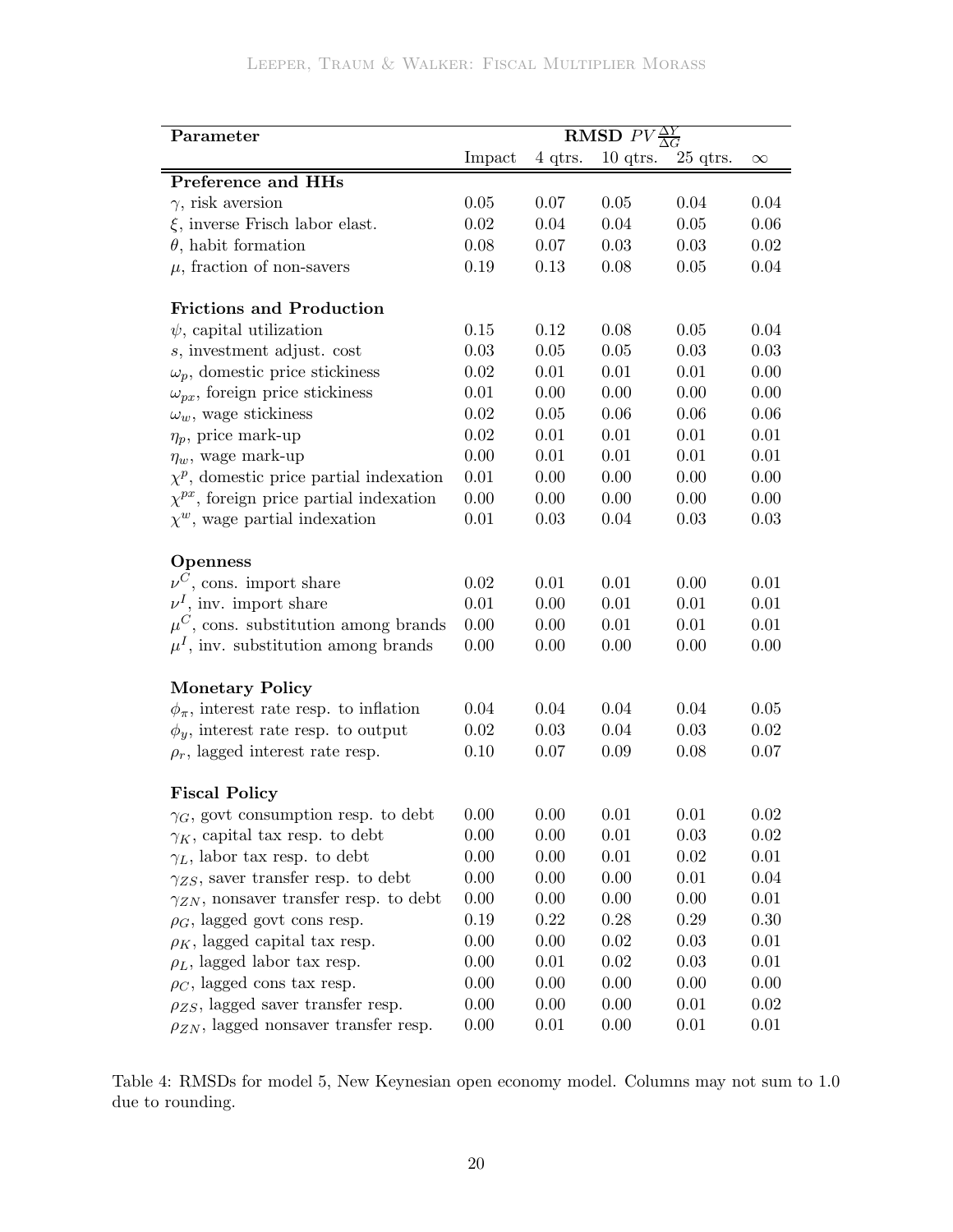| Parameter | RMSD $PV\frac{\Delta Y}{\Delta G}$ | | | | |
|---|---|---|---|---|---|
| | Impact | 4 qtrs. | 10 qtrs. | 25 qtrs. | $\infty$ |
| **Preference and HHs** | | | | | |
| $\gamma$, risk aversion | 0.05 | 0.07 | 0.05 | 0.04 | 0.04 |
| $\xi$, inverse Frisch labor elast. | 0.02 | 0.04 | 0.04 | 0.05 | 0.06 |
| $\theta$, habit formation | 0.08 | 0.07 | 0.03 | 0.03 | 0.02 |
| $\mu$, fraction of non-savers | 0.19 | 0.13 | 0.08 | 0.05 | 0.04 |
| **Frictions and Production** | | | | | |
| $\psi$, capital utilization | 0.15 | 0.12 | 0.08 | 0.05 | 0.04 |
| $s$, investment adjust. cost | 0.03 | 0.05 | 0.05 | 0.03 | 0.03 |
| $\omega_p$, domestic price stickiness | 0.02 | 0.01 | 0.01 | 0.01 | 0.00 |
| $\omega_{px}$, foreign price stickiness | 0.01 | 0.00 | 0.00 | 0.00 | 0.00 |
| $\omega_w$, wage stickiness | 0.02 | 0.05 | 0.06 | 0.06 | 0.06 |
| $\eta_p$, price mark-up | 0.02 | 0.01 | 0.01 | 0.01 | 0.01 |
| $\eta_w$, wage mark-up | 0.00 | 0.01 | 0.01 | 0.01 | 0.01 |
| $\chi^p$, domestic price partial indexation | 0.01 | 0.00 | 0.00 | 0.00 | 0.00 |
| $\chi^{px}$, foreign price partial indexation | 0.00 | 0.00 | 0.00 | 0.00 | 0.00 |
| $\chi^w$, wage partial indexation | 0.01 | 0.03 | 0.04 | 0.03 | 0.03 |
| **Openness** | | | | | |
| $\nu^C$, cons. import share | 0.02 | 0.01 | 0.01 | 0.00 | 0.01 |
| $\nu^I$, inv. import share | 0.01 | 0.00 | 0.01 | 0.01 | 0.01 |
| $\mu^C$, cons. substitution among brands | 0.00 | 0.00 | 0.01 | 0.01 | 0.01 |
| $\mu^I$, inv. substitution among brands | 0.00 | 0.00 | 0.00 | 0.00 | 0.00 |
| **Monetary Policy** | | | | | |
| $\phi_\pi$, interest rate resp. to inflation | 0.04 | 0.04 | 0.04 | 0.04 | 0.05 |
| $\phi_y$, interest rate resp. to output | 0.02 | 0.03 | 0.04 | 0.03 | 0.02 |
| $\rho_r$, lagged interest rate resp. | 0.10 | 0.07 | 0.09 | 0.08 | 0.07 |
| **Fiscal Policy** | | | | | |
| $\gamma_G$, govt consumption resp. to debt | 0.00 | 0.00 | 0.01 | 0.01 | 0.02 |
| $\gamma_K$, capital tax resp. to debt | 0.00 | 0.00 | 0.01 | 0.03 | 0.02 |
| $\gamma_L$, labor tax resp. to debt | 0.00 | 0.00 | 0.01 | 0.02 | 0.01 |
| $\gamma_{ZS}$, saver transfer resp. to debt | 0.00 | 0.00 | 0.00 | 0.01 | 0.04 |
| $\gamma_{ZN}$, nonsaver transfer resp. to debt | 0.00 | 0.00 | 0.00 | 0.00 | 0.01 |
| $\rho_G$, lagged govt cons resp. | 0.19 | 0.22 | 0.28 | 0.29 | 0.30 |
| $\rho_K$, lagged capital tax resp. | 0.00 | 0.00 | 0.02 | 0.03 | 0.01 |
| $\rho_L$, lagged labor tax resp. | 0.00 | 0.01 | 0.02 | 0.03 | 0.01 |
| $\rho_C$, lagged cons tax resp. | 0.00 | 0.00 | 0.00 | 0.00 | 0.00 |
| $\rho_{ZS}$, lagged saver transfer resp. | 0.00 | 0.00 | 0.00 | 0.01 | 0.02 |
| $\rho_{ZN}$, lagged nonsaver transfer resp. | 0.00 | 0.01 | 0.00 | 0.01 | 0.01 |

Table 4: RMSDs for model 5, New Keynesian open economy model. Columns may not sum to 1.0 due to rounding.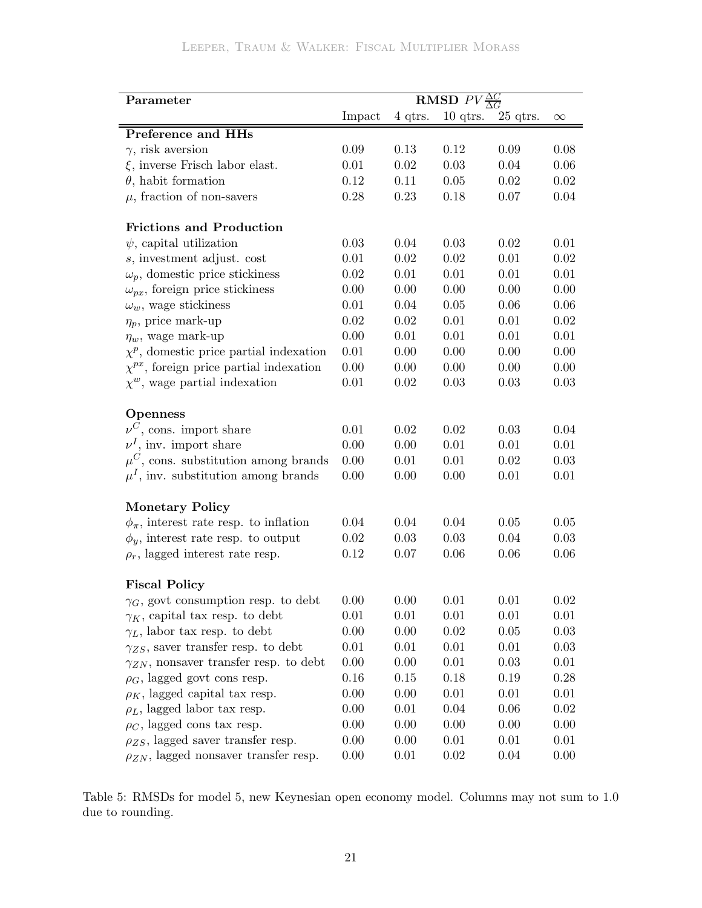| Parameter | RMSD $PV\frac{\Delta C}{\Delta G}$ | | | | |
|---|---|---|---|---|---|
| | Impact | 4 qtrs. | 10 qtrs. | 25 qtrs. | $\infty$ |
| **Preference and HHs** | | | | | |
| $\gamma$, risk aversion | 0.09 | 0.13 | 0.12 | 0.09 | 0.08 |
| $\xi$, inverse Frisch labor elast. | 0.01 | 0.02 | 0.03 | 0.04 | 0.06 |
| $\theta$, habit formation | 0.12 | 0.11 | 0.05 | 0.02 | 0.02 |
| $\mu$, fraction of non-savers | 0.28 | 0.23 | 0.18 | 0.07 | 0.04 |
| **Frictions and Production** | | | | | |
| $\psi$, capital utilization | 0.03 | 0.04 | 0.03 | 0.02 | 0.01 |
| $s$, investment adjust. cost | 0.01 | 0.02 | 0.02 | 0.01 | 0.02 |
| $\omega_p$, domestic price stickiness | 0.02 | 0.01 | 0.01 | 0.01 | 0.01 |
| $\omega_{px}$, foreign price stickiness | 0.00 | 0.00 | 0.00 | 0.00 | 0.00 |
| $\omega_w$, wage stickiness | 0.01 | 0.04 | 0.05 | 0.06 | 0.06 |
| $\eta_p$, price mark-up | 0.02 | 0.02 | 0.01 | 0.01 | 0.02 |
| $\eta_w$, wage mark-up | 0.00 | 0.01 | 0.01 | 0.01 | 0.01 |
| $\chi^p$, domestic price partial indexation | 0.01 | 0.00 | 0.00 | 0.00 | 0.00 |
| $\chi^{px}$, foreign price partial indexation | 0.00 | 0.00 | 0.00 | 0.00 | 0.00 |
| $\chi^w$, wage partial indexation | 0.01 | 0.02 | 0.03 | 0.03 | 0.03 |
| **Openness** | | | | | |
| $\nu^C$, cons. import share | 0.01 | 0.02 | 0.02 | 0.03 | 0.04 |
| $\nu^I$, inv. import share | 0.00 | 0.00 | 0.01 | 0.01 | 0.01 |
| $\mu^C$, cons. substitution among brands | 0.00 | 0.01 | 0.01 | 0.02 | 0.03 |
| $\mu^I$, inv. substitution among brands | 0.00 | 0.00 | 0.00 | 0.01 | 0.01 |
| **Monetary Policy** | | | | | |
| $\phi_\pi$, interest rate resp. to inflation | 0.04 | 0.04 | 0.04 | 0.05 | 0.05 |
| $\phi_y$, interest rate resp. to output | 0.02 | 0.03 | 0.03 | 0.04 | 0.03 |
| $\rho_r$, lagged interest rate resp. | 0.12 | 0.07 | 0.06 | 0.06 | 0.06 |
| **Fiscal Policy** | | | | | |
| $\gamma_G$, govt consumption resp. to debt | 0.00 | 0.00 | 0.01 | 0.01 | 0.02 |
| $\gamma_K$, capital tax resp. to debt | 0.01 | 0.01 | 0.01 | 0.01 | 0.01 |
| $\gamma_L$, labor tax resp. to debt | 0.00 | 0.00 | 0.02 | 0.05 | 0.03 |
| $\gamma_{ZS}$, saver transfer resp. to debt | 0.01 | 0.01 | 0.01 | 0.01 | 0.03 |
| $\gamma_{ZN}$, nonsaver transfer resp. to debt | 0.00 | 0.00 | 0.01 | 0.03 | 0.01 |
| $\rho_G$, lagged govt cons resp. | 0.16 | 0.15 | 0.18 | 0.19 | 0.28 |
| $\rho_K$, lagged capital tax resp. | 0.00 | 0.00 | 0.01 | 0.01 | 0.01 |
| $\rho_L$, lagged labor tax resp. | 0.00 | 0.01 | 0.04 | 0.06 | 0.02 |
| $\rho_C$, lagged cons tax resp. | 0.00 | 0.00 | 0.00 | 0.00 | 0.00 |
| $\rho_{ZS}$, lagged saver transfer resp. | 0.00 | 0.00 | 0.01 | 0.01 | 0.01 |
| $\rho_{ZN}$, lagged nonsaver transfer resp. | 0.00 | 0.01 | 0.02 | 0.04 | 0.00 |

Table 5: RMSDs for model 5, new Keynesian open economy model. Columns may not sum to 1.0 due to rounding.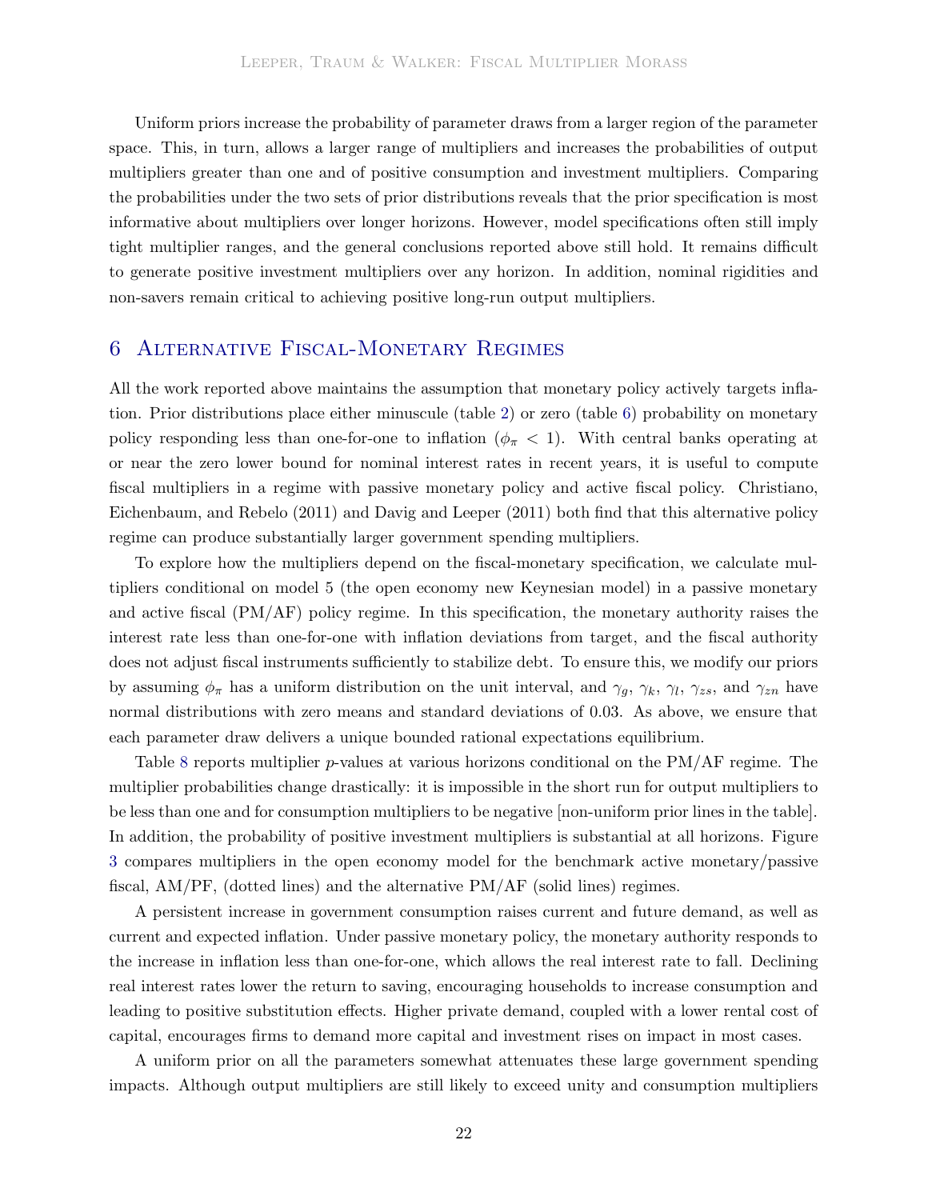Uniform priors increase the probability of parameter draws from a larger region of the parameter space. This, in turn, allows a larger range of multipliers and increases the probabilities of output multipliers greater than one and of positive consumption and investment multipliers. Comparing the probabilities under the two sets of prior distributions reveals that the prior specification is most informative about multipliers over longer horizons. However, model specifications often still imply tight multiplier ranges, and the general conclusions reported above still hold. It remains difficult to generate positive investment multipliers over any horizon. In addition, nominal rigidities and non-savers remain critical to achieving positive long-run output multipliers.

## 6 Alternative Fiscal-Monetary Regimes

All the work reported above maintains the assumption that monetary policy actively targets inflation. Prior distributions place either minuscule (table 2) or zero (table 6) probability on monetary policy responding less than one-for-one to inflation ($\phi_\pi < 1$). With central banks operating at or near the zero lower bound for nominal interest rates in recent years, it is useful to compute fiscal multipliers in a regime with passive monetary policy and active fiscal policy. Christiano, Eichenbaum, and Rebelo (2011) and Davig and Leeper (2011) both find that this alternative policy regime can produce substantially larger government spending multipliers.

To explore how the multipliers depend on the fiscal-monetary specification, we calculate multipliers conditional on model 5 (the open economy new Keynesian model) in a passive monetary and active fiscal (PM/AF) policy regime. In this specification, the monetary authority raises the interest rate less than one-for-one with inflation deviations from target, and the fiscal authority does not adjust fiscal instruments sufficiently to stabilize debt. To ensure this, we modify our priors by assuming $\phi_\pi$ has a uniform distribution on the unit interval, and $\gamma_g$, $\gamma_k$, $\gamma_l$, $\gamma_{zs}$, and $\gamma_{zn}$ have normal distributions with zero means and standard deviations of 0.03. As above, we ensure that each parameter draw delivers a unique bounded rational expectations equilibrium.

Table 8 reports multiplier $p$-values at various horizons conditional on the PM/AF regime. The multiplier probabilities change drastically: it is impossible in the short run for output multipliers to be less than one and for consumption multipliers to be negative [non-uniform prior lines in the table]. In addition, the probability of positive investment multipliers is substantial at all horizons. Figure 3 compares multipliers in the open economy model for the benchmark active monetary/passive fiscal, AM/PF, (dotted lines) and the alternative PM/AF (solid lines) regimes.

A persistent increase in government consumption raises current and future demand, as well as current and expected inflation. Under passive monetary policy, the monetary authority responds to the increase in inflation less than one-for-one, which allows the real interest rate to fall. Declining real interest rates lower the return to saving, encouraging households to increase consumption and leading to positive substitution effects. Higher private demand, coupled with a lower rental cost of capital, encourages firms to demand more capital and investment rises on impact in most cases.

A uniform prior on all the parameters somewhat attenuates these large government spending impacts. Although output multipliers are still likely to exceed unity and consumption multipliers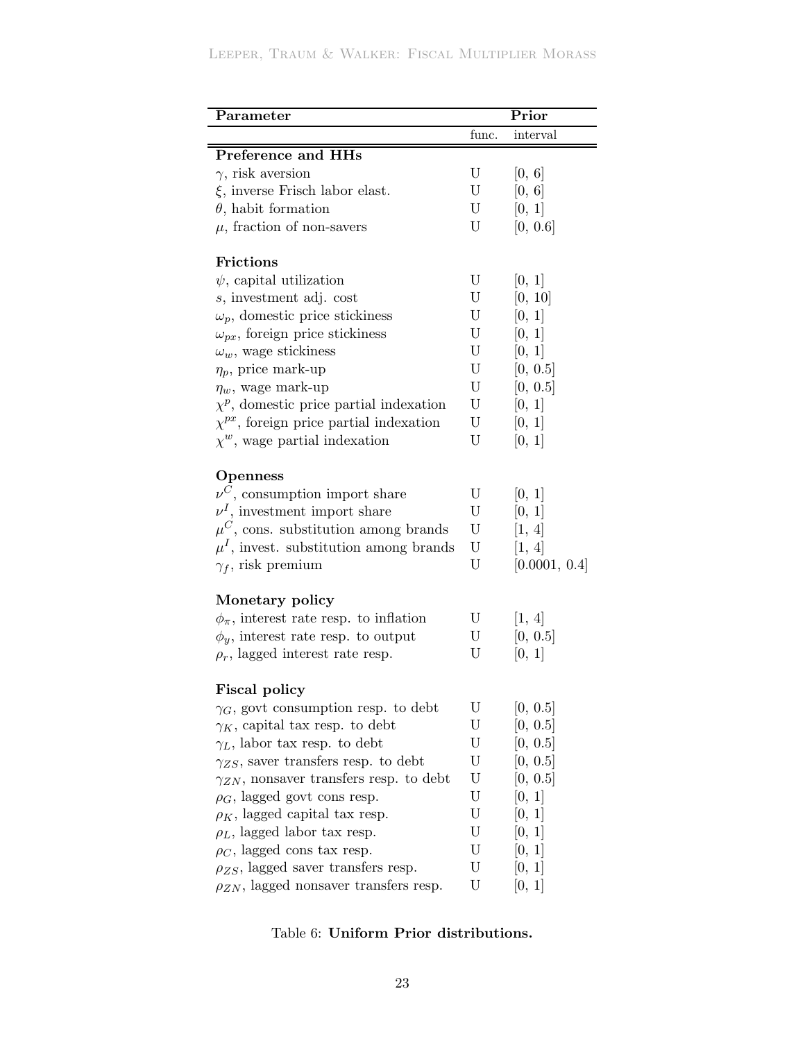| Parameter | Prior | |
|---|---|---|
| | func. | interval |
| **Preference and HHs** | | |
| $\gamma$, risk aversion | U | [0, 6] |
| $\xi$, inverse Frisch labor elast. | U | [0, 6] |
| $\theta$, habit formation | U | [0, 1] |
| $\mu$, fraction of non-savers | U | [0, 0.6] |
| **Frictions** | | |
| $\psi$, capital utilization | U | [0, 1] |
| $s$, investment adj. cost | U | [0, 10] |
| $\omega_p$, domestic price stickiness | U | [0, 1] |
| $\omega_{px}$, foreign price stickiness | U | [0, 1] |
| $\omega_w$, wage stickiness | U | [0, 1] |
| $\eta_p$, price mark-up | U | [0, 0.5] |
| $\eta_w$, wage mark-up | U | [0, 0.5] |
| $\chi^p$, domestic price partial indexation | U | [0, 1] |
| $\chi^{px}$, foreign price partial indexation | U | [0, 1] |
| $\chi^w$, wage partial indexation | U | [0, 1] |
| **Openness** | | |
| $\nu^C$, consumption import share | U | [0, 1] |
| $\nu^I$, investment import share | U | [0, 1] |
| $\mu^C$, cons. substitution among brands | U | [1, 4] |
| $\mu^I$, invest. substitution among brands | U | [1, 4] |
| $\gamma_f$, risk premium | U | [0.0001, 0.4] |
| **Monetary policy** | | |
| $\phi_\pi$, interest rate resp. to inflation | U | [1, 4] |
| $\phi_y$, interest rate resp. to output | U | [0, 0.5] |
| $\rho_r$, lagged interest rate resp. | U | [0, 1] |
| **Fiscal policy** | | |
| $\gamma_G$, govt consumption resp. to debt | U | [0, 0.5] |
| $\gamma_K$, capital tax resp. to debt | U | [0, 0.5] |
| $\gamma_L$, labor tax resp. to debt | U | [0, 0.5] |
| $\gamma_{ZS}$, saver transfers resp. to debt | U | [0, 0.5] |
| $\gamma_{ZN}$, nonsaver transfers resp. to debt | U | [0, 0.5] |
| $\rho_G$, lagged govt cons resp. | U | [0, 1] |
| $\rho_K$, lagged capital tax resp. | U | [0, 1] |
| $\rho_L$, lagged labor tax resp. | U | [0, 1] |
| $\rho_C$, lagged cons tax resp. | U | [0, 1] |
| $\rho_{ZS}$, lagged saver transfers resp. | U | [0, 1] |
| $\rho_{ZN}$, lagged nonsaver transfers resp. | U | [0, 1] |

Table 6: **Uniform Prior distributions.**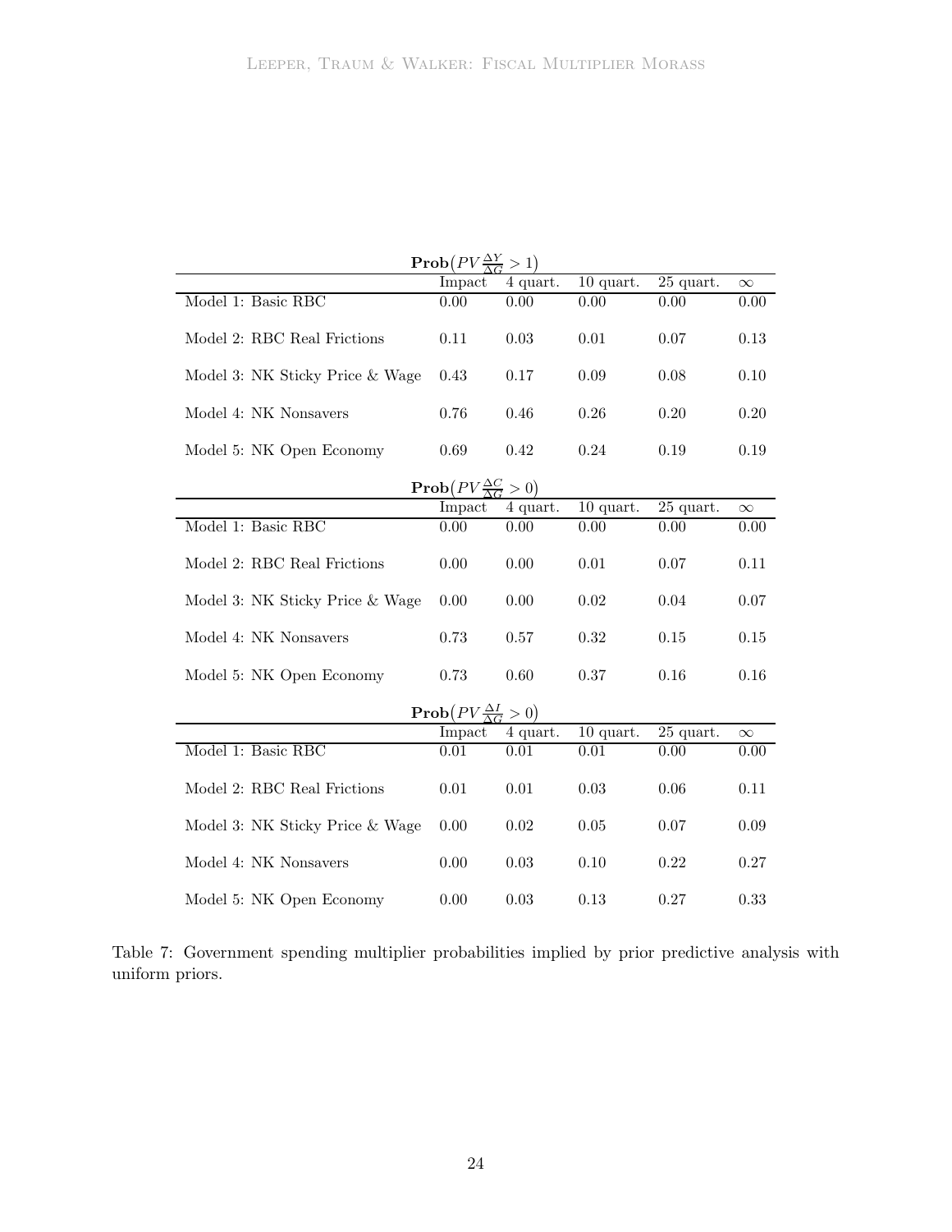| $\mathbf{Prob}\left(PV\frac{\Delta Y}{\Delta G} > 1\right)$ | | | | | |
|---|---|---|---|---|---|
| | Impact | 4 quart. | 10 quart. | 25 quart. | $\infty$ |
| Model 1: Basic RBC | 0.00 | 0.00 | 0.00 | 0.00 | 0.00 |
| Model 2: RBC Real Frictions | 0.11 | 0.03 | 0.01 | 0.07 | 0.13 |
| Model 3: NK Sticky Price & Wage | 0.43 | 0.17 | 0.09 | 0.08 | 0.10 |
| Model 4: NK Nonsavers | 0.76 | 0.46 | 0.26 | 0.20 | 0.20 |
| Model 5: NK Open Economy | 0.69 | 0.42 | 0.24 | 0.19 | 0.19 |
| $\mathbf{Prob}\left(PV\frac{\Delta C}{\Delta G} > 0\right)$ | | | | | |
| | Impact | 4 quart. | 10 quart. | 25 quart. | $\infty$ |
| Model 1: Basic RBC | 0.00 | 0.00 | 0.00 | 0.00 | 0.00 |
| Model 2: RBC Real Frictions | 0.00 | 0.00 | 0.01 | 0.07 | 0.11 |
| Model 3: NK Sticky Price & Wage | 0.00 | 0.00 | 0.02 | 0.04 | 0.07 |
| Model 4: NK Nonsavers | 0.73 | 0.57 | 0.32 | 0.15 | 0.15 |
| Model 5: NK Open Economy | 0.73 | 0.60 | 0.37 | 0.16 | 0.16 |
| $\mathbf{Prob}\left(PV\frac{\Delta I}{\Delta G} > 0\right)$ | | | | | |
| | Impact | 4 quart. | 10 quart. | 25 quart. | $\infty$ |
| Model 1: Basic RBC | 0.01 | 0.01 | 0.01 | 0.00 | 0.00 |
| Model 2: RBC Real Frictions | 0.01 | 0.01 | 0.03 | 0.06 | 0.11 |
| Model 3: NK Sticky Price & Wage | 0.00 | 0.02 | 0.05 | 0.07 | 0.09 |
| Model 4: NK Nonsavers | 0.00 | 0.03 | 0.10 | 0.22 | 0.27 |
| Model 5: NK Open Economy | 0.00 | 0.03 | 0.13 | 0.27 | 0.33 |

Table 7: Government spending multiplier probabilities implied by prior predictive analysis with uniform priors.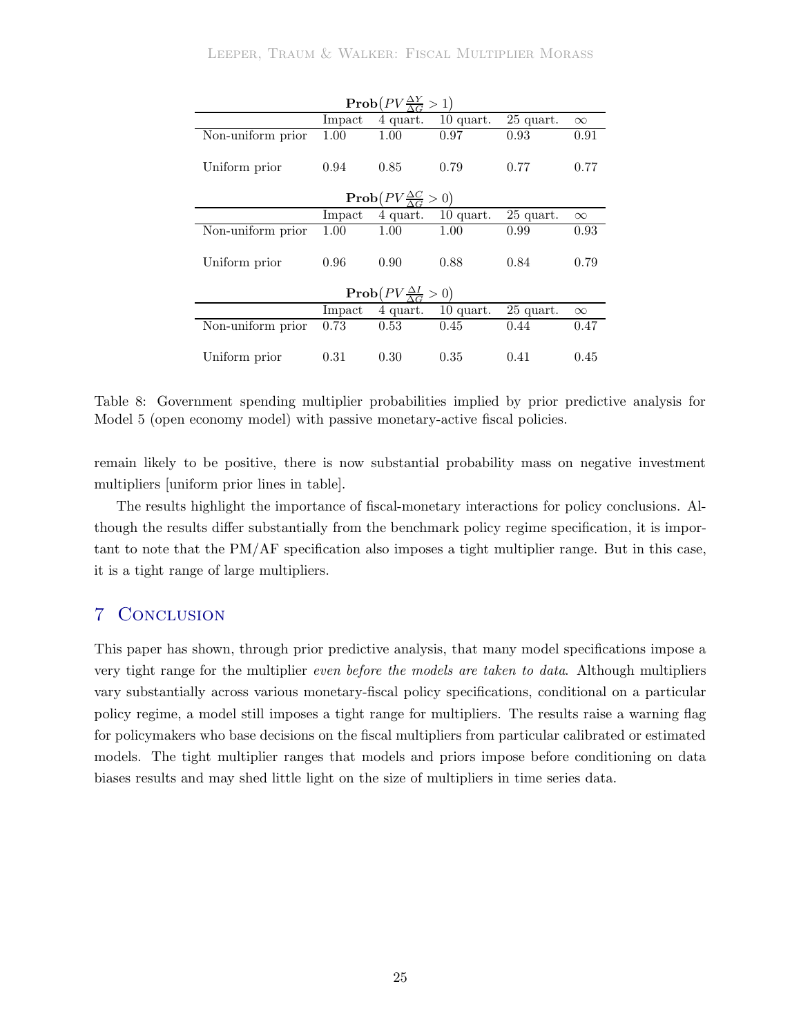**Prob**$\left(PV\frac{\Delta Y}{\Delta G} > 1\right)$

| | Impact | 4 quart. | 10 quart. | 25 quart. | $\infty$ |
|---|---|---|---|---|---|
| Non-uniform prior | 1.00 | 1.00 | 0.97 | 0.93 | 0.91 |
| Uniform prior | 0.94 | 0.85 | 0.79 | 0.77 | 0.77 |

**Prob**$\left(PV\frac{\Delta C}{\Delta G} > 0\right)$

| | Impact | 4 quart. | 10 quart. | 25 quart. | $\infty$ |
|---|---|---|---|---|---|
| Non-uniform prior | 1.00 | 1.00 | 1.00 | 0.99 | 0.93 |
| Uniform prior | 0.96 | 0.90 | 0.88 | 0.84 | 0.79 |

**Prob**$\left(PV\frac{\Delta I}{\Delta G} > 0\right)$

| | Impact | 4 quart. | 10 quart. | 25 quart. | $\infty$ |
|---|---|---|---|---|---|
| Non-uniform prior | 0.73 | 0.53 | 0.45 | 0.44 | 0.47 |
| Uniform prior | 0.31 | 0.30 | 0.35 | 0.41 | 0.45 |

Table 8: Government spending multiplier probabilities implied by prior predictive analysis for Model 5 (open economy model) with passive monetary-active fiscal policies.

remain likely to be positive, there is now substantial probability mass on negative investment multipliers [uniform prior lines in table].

The results highlight the importance of fiscal-monetary interactions for policy conclusions. Although the results differ substantially from the benchmark policy regime specification, it is important to note that the PM/AF specification also imposes a tight multiplier range. But in this case, it is a tight range of large multipliers.

## 7 Conclusion

This paper has shown, through prior predictive analysis, that many model specifications impose a very tight range for the multiplier *even before the models are taken to data*. Although multipliers vary substantially across various monetary-fiscal policy specifications, conditional on a particular policy regime, a model still imposes a tight range for multipliers. The results raise a warning flag for policymakers who base decisions on the fiscal multipliers from particular calibrated or estimated models. The tight multiplier ranges that models and priors impose before conditioning on data biases results and may shed little light on the size of multipliers in time series data.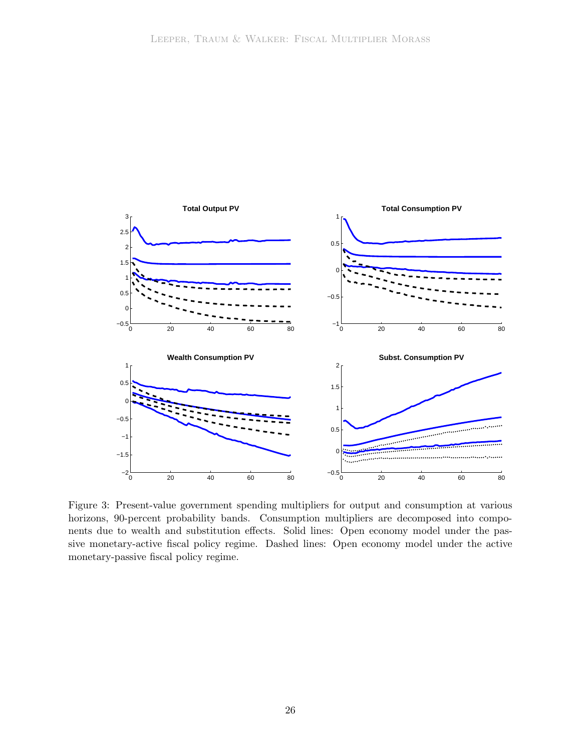Figure 3: Present-value government spending multipliers for output and consumption at various horizons, 90-percent probability bands. Consumption multipliers are decomposed into components due to wealth and substitution effects. Solid lines: Open economy model under the passive monetary-active fiscal policy regime. Dashed lines: Open economy model under the active monetary-passive fiscal policy regime.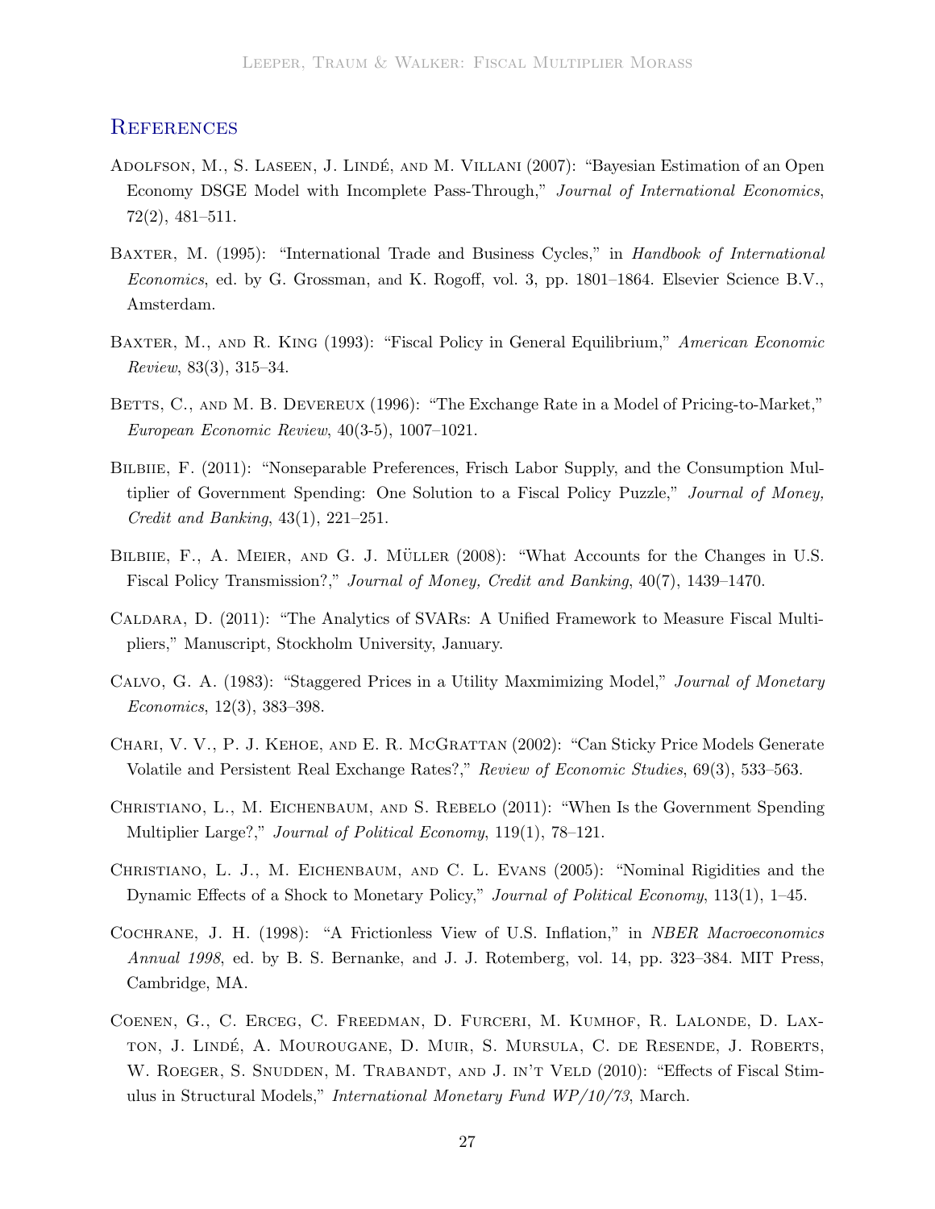## References

Adolfson, M., S. Laseen, J. Lindé, and M. Villani (2007): "Bayesian Estimation of an Open Economy DSGE Model with Incomplete Pass-Through," *Journal of International Economics*, 72(2), 481–511.

Baxter, M. (1995): "International Trade and Business Cycles," in *Handbook of International Economics*, ed. by G. Grossman, and K. Rogoff, vol. 3, pp. 1801–1864. Elsevier Science B.V., Amsterdam.

Baxter, M., and R. King (1993): "Fiscal Policy in General Equilibrium," *American Economic Review*, 83(3), 315–34.

Betts, C., and M. B. Devereux (1996): "The Exchange Rate in a Model of Pricing-to-Market," *European Economic Review*, 40(3-5), 1007–1021.

Bilbiie, F. (2011): "Nonseparable Preferences, Frisch Labor Supply, and the Consumption Multiplier of Government Spending: One Solution to a Fiscal Policy Puzzle," *Journal of Money, Credit and Banking*, 43(1), 221–251.

Bilbiie, F., A. Meier, and G. J. Müller (2008): "What Accounts for the Changes in U.S. Fiscal Policy Transmission?," *Journal of Money, Credit and Banking*, 40(7), 1439–1470.

Caldara, D. (2011): "The Analytics of SVARs: A Unified Framework to Measure Fiscal Multipliers," Manuscript, Stockholm University, January.

Calvo, G. A. (1983): "Staggered Prices in a Utility Maxmimizing Model," *Journal of Monetary Economics*, 12(3), 383–398.

Chari, V. V., P. J. Kehoe, and E. R. McGrattan (2002): "Can Sticky Price Models Generate Volatile and Persistent Real Exchange Rates?," *Review of Economic Studies*, 69(3), 533–563.

Christiano, L., M. Eichenbaum, and S. Rebelo (2011): "When Is the Government Spending Multiplier Large?," *Journal of Political Economy*, 119(1), 78–121.

Christiano, L. J., M. Eichenbaum, and C. L. Evans (2005): "Nominal Rigidities and the Dynamic Effects of a Shock to Monetary Policy," *Journal of Political Economy*, 113(1), 1–45.

Cochrane, J. H. (1998): "A Frictionless View of U.S. Inflation," in *NBER Macroeconomics Annual 1998*, ed. by B. S. Bernanke, and J. J. Rotemberg, vol. 14, pp. 323–384. MIT Press, Cambridge, MA.

Coenen, G., C. Erceg, C. Freedman, D. Furceri, M. Kumhof, R. Lalonde, D. Laxton, J. Lindé, A. Mourougane, D. Muir, S. Mursula, C. de Resende, J. Roberts, W. Roeger, S. Snudden, M. Trabandt, and J. in't Veld (2010): "Effects of Fiscal Stimulus in Structural Models," *International Monetary Fund WP/10/73*, March.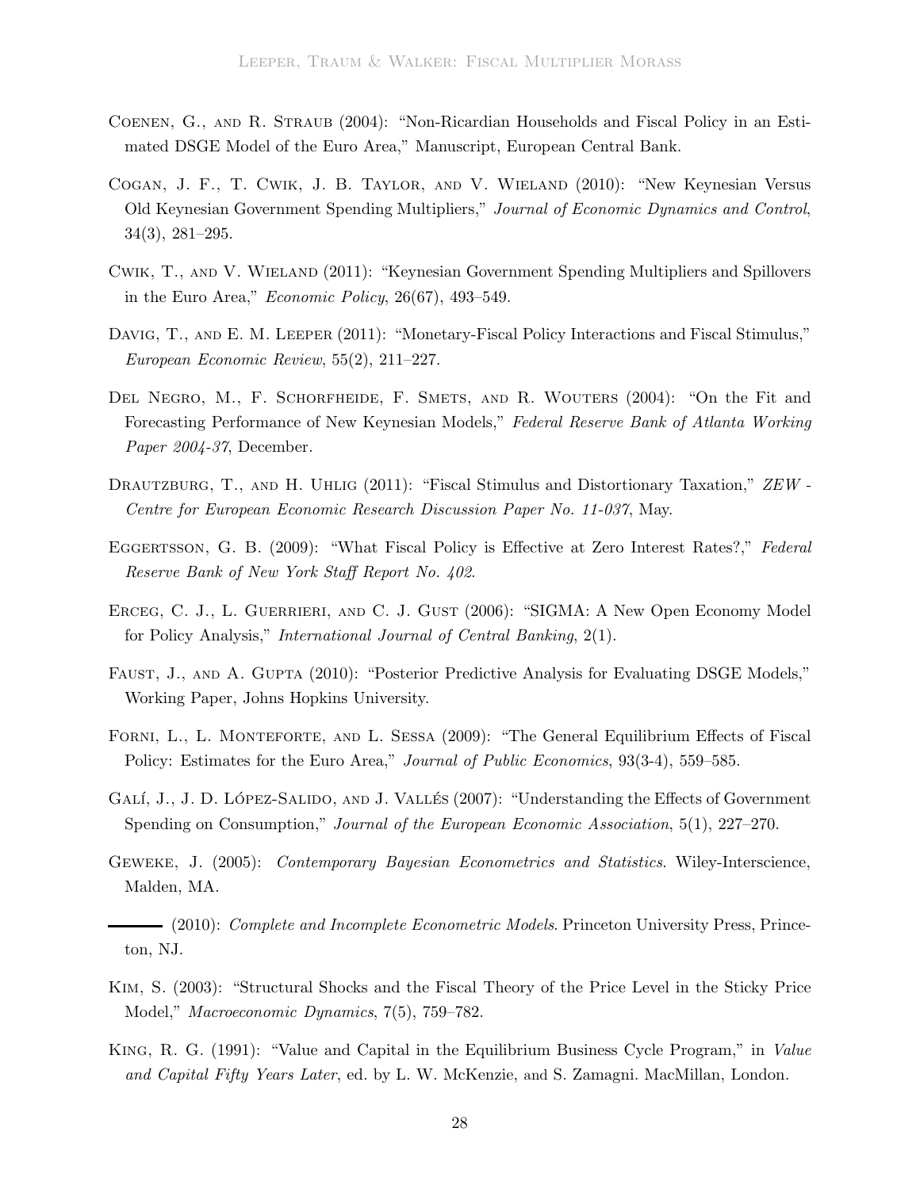Coenen, G., and R. Straub (2004): "Non-Ricardian Households and Fiscal Policy in an Estimated DSGE Model of the Euro Area," Manuscript, European Central Bank.

Cogan, J. F., T. Cwik, J. B. Taylor, and V. Wieland (2010): "New Keynesian Versus Old Keynesian Government Spending Multipliers," *Journal of Economic Dynamics and Control*, 34(3), 281–295.

Cwik, T., and V. Wieland (2011): "Keynesian Government Spending Multipliers and Spillovers in the Euro Area," *Economic Policy*, 26(67), 493–549.

Davig, T., and E. M. Leeper (2011): "Monetary-Fiscal Policy Interactions and Fiscal Stimulus," *European Economic Review*, 55(2), 211–227.

Del Negro, M., F. Schorfheide, F. Smets, and R. Wouters (2004): "On the Fit and Forecasting Performance of New Keynesian Models," *Federal Reserve Bank of Atlanta Working Paper 2004-37*, December.

Drautzburg, T., and H. Uhlig (2011): "Fiscal Stimulus and Distortionary Taxation," *ZEW - Centre for European Economic Research Discussion Paper No. 11-037*, May.

Eggertsson, G. B. (2009): "What Fiscal Policy is Effective at Zero Interest Rates?," *Federal Reserve Bank of New York Staff Report No. 402*.

Erceg, C. J., L. Guerrieri, and C. J. Gust (2006): "SIGMA: A New Open Economy Model for Policy Analysis," *International Journal of Central Banking*, 2(1).

Faust, J., and A. Gupta (2010): "Posterior Predictive Analysis for Evaluating DSGE Models," Working Paper, Johns Hopkins University.

Forni, L., L. Monteforte, and L. Sessa (2009): "The General Equilibrium Effects of Fiscal Policy: Estimates for the Euro Area," *Journal of Public Economics*, 93(3-4), 559–585.

Galí, J., J. D. López-Salido, and J. Vallés (2007): "Understanding the Effects of Government Spending on Consumption," *Journal of the European Economic Association*, 5(1), 227–270.

Geweke, J. (2005): *Contemporary Bayesian Econometrics and Statistics*. Wiley-Interscience, Malden, MA.

——— (2010): *Complete and Incomplete Econometric Models*. Princeton University Press, Princeton, NJ.

Kim, S. (2003): "Structural Shocks and the Fiscal Theory of the Price Level in the Sticky Price Model," *Macroeconomic Dynamics*, 7(5), 759–782.

King, R. G. (1991): "Value and Capital in the Equilibrium Business Cycle Program," in *Value and Capital Fifty Years Later*, ed. by L. W. McKenzie, and S. Zamagni. MacMillan, London.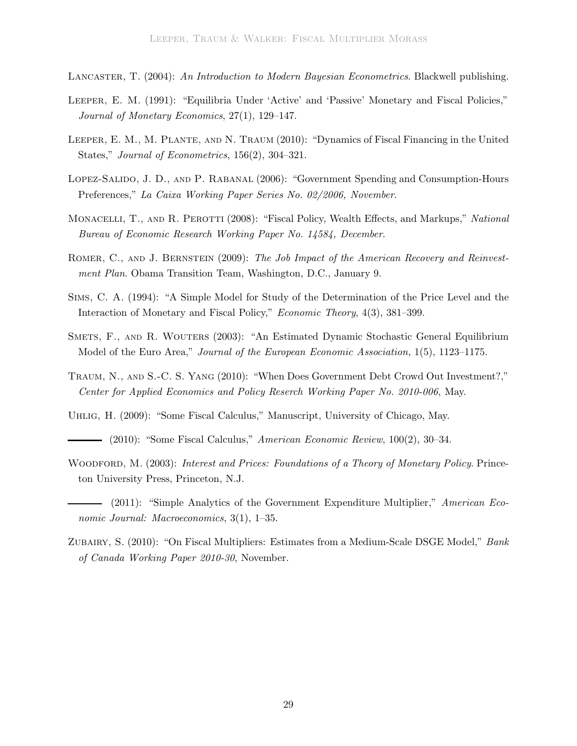Lancaster, T. (2004): *An Introduction to Modern Bayesian Econometrics*. Blackwell publishing.

Leeper, E. M. (1991): "Equilibria Under 'Active' and 'Passive' Monetary and Fiscal Policies," *Journal of Monetary Economics*, 27(1), 129–147.

Leeper, E. M., M. Plante, and N. Traum (2010): "Dynamics of Fiscal Financing in the United States," *Journal of Econometrics*, 156(2), 304–321.

Lopez-Salido, J. D., and P. Rabanal (2006): "Government Spending and Consumption-Hours Preferences," *La Caixa Working Paper Series No. 02/2006, November*.

Monacelli, T., and R. Perotti (2008): "Fiscal Policy, Wealth Effects, and Markups," *National Bureau of Economic Research Working Paper No. 14584, December*.

Romer, C., and J. Bernstein (2009): *The Job Impact of the American Recovery and Reinvestment Plan*. Obama Transition Team, Washington, D.C., January 9.

Sims, C. A. (1994): "A Simple Model for Study of the Determination of the Price Level and the Interaction of Monetary and Fiscal Policy," *Economic Theory*, 4(3), 381–399.

Smets, F., and R. Wouters (2003): "An Estimated Dynamic Stochastic General Equilibrium Model of the Euro Area," *Journal of the European Economic Association*, 1(5), 1123–1175.

Traum, N., and S.-C. S. Yang (2010): "When Does Government Debt Crowd Out Investment?," *Center for Applied Economics and Policy Reserch Working Paper No. 2010-006*, May.

Uhlig, H. (2009): "Some Fiscal Calculus," Manuscript, University of Chicago, May.

——— (2010): "Some Fiscal Calculus," *American Economic Review*, 100(2), 30–34.

Woodford, M. (2003): *Interest and Prices: Foundations of a Theory of Monetary Policy*. Princeton University Press, Princeton, N.J.

——— (2011): "Simple Analytics of the Government Expenditure Multiplier," *American Economic Journal: Macroeconomics*, 3(1), 1–35.

Zubairy, S. (2010): "On Fiscal Multipliers: Estimates from a Medium-Scale DSGE Model," *Bank of Canada Working Paper 2010-30*, November.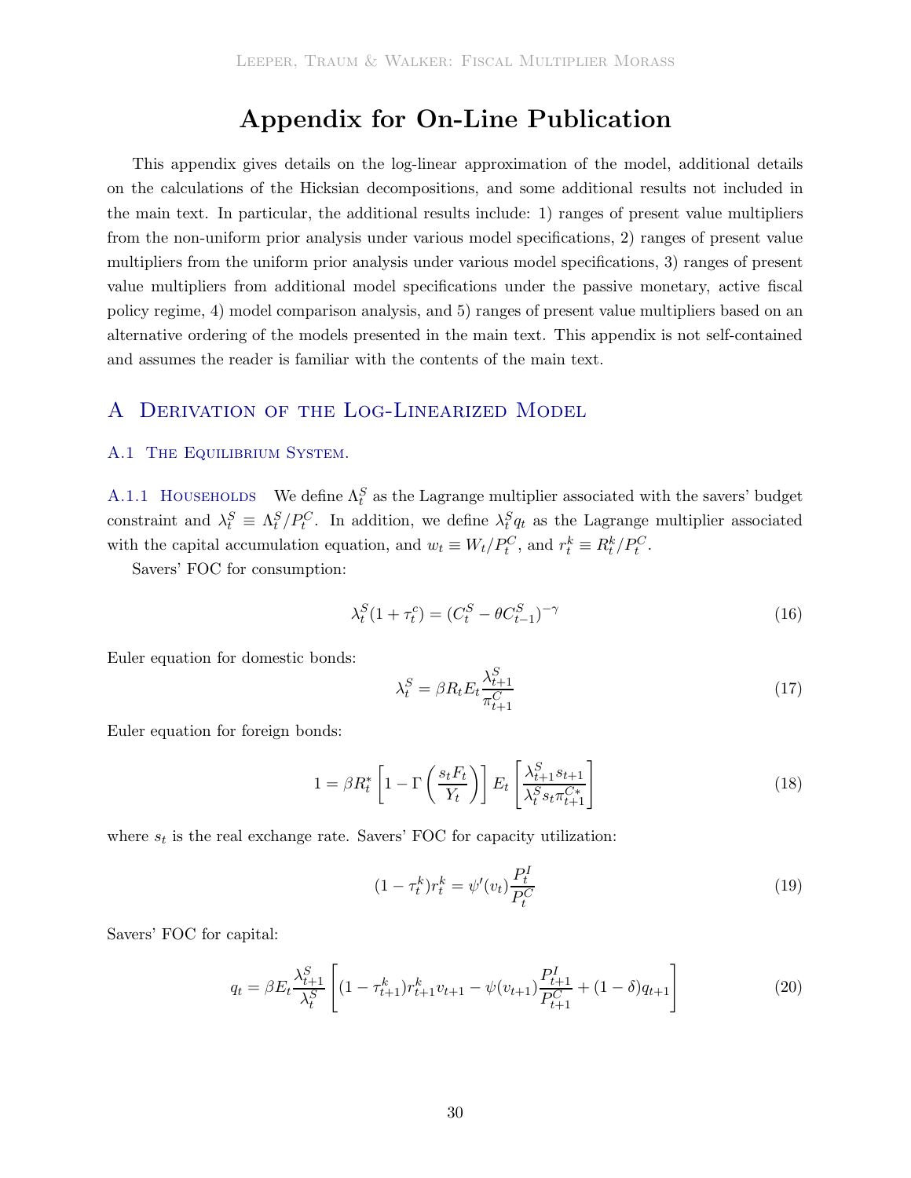# Appendix for On-Line Publication

This appendix gives details on the log-linear approximation of the model, additional details on the calculations of the Hicksian decompositions, and some additional results not included in the main text. In particular, the additional results include: 1) ranges of present value multipliers from the non-uniform prior analysis under various model specifications, 2) ranges of present value multipliers from the uniform prior analysis under various model specifications, 3) ranges of present value multipliers from additional model specifications under the passive monetary, active fiscal policy regime, 4) model comparison analysis, and 5) ranges of present value multipliers based on an alternative ordering of the models presented in the main text. This appendix is not self-contained and assumes the reader is familiar with the contents of the main text.

## A Derivation of the Log-Linearized Model

### A.1 The Equilibrium System.

#### A.1.1 Households

We define $\Lambda_t^S$ as the Lagrange multiplier associated with the savers' budget constraint and $\lambda_t^S \equiv \Lambda_t^S / P_t^C$. In addition, we define $\lambda_t^S q_t$ as the Lagrange multiplier associated with the capital accumulation equation, and $w_t \equiv W_t / P_t^C$, and $r_t^k \equiv R_t^k / P_t^C$.

Savers' FOC for consumption:

$$\lambda_t^S (1 + \tau_t^c) = (C_t^S - \theta C_{t-1}^S)^{-\gamma} \tag{16}$$

Euler equation for domestic bonds:

$$\lambda_t^S = \beta R_t E_t \frac{\lambda_{t+1}^S}{\pi_{t+1}^C} \tag{17}$$

Euler equation for foreign bonds:

$$1 = \beta R_t^* \left[ 1 - \Gamma\left( \frac{s_t F_t}{Y_t} \right) \right] E_t \left[ \frac{\lambda_{t+1}^S s_{t+1}}{\lambda_t^S s_t \pi_{t+1}^{C*}} \right] \tag{18}$$

where $s_t$ is the real exchange rate. Savers' FOC for capacity utilization:

$$(1 - \tau_t^k) r_t^k = \psi'(v_t) \frac{P_t^I}{P_t^C} \tag{19}$$

Savers' FOC for capital:

$$q_t = \beta E_t \frac{\lambda_{t+1}^S}{\lambda_t^S} \left[ (1 - \tau_{t+1}^k) r_{t+1}^k v_{t+1} - \psi(v_{t+1}) \frac{P_{t+1}^I}{P_{t+1}^C} + (1 - \delta) q_{t+1} \right] \tag{20}$$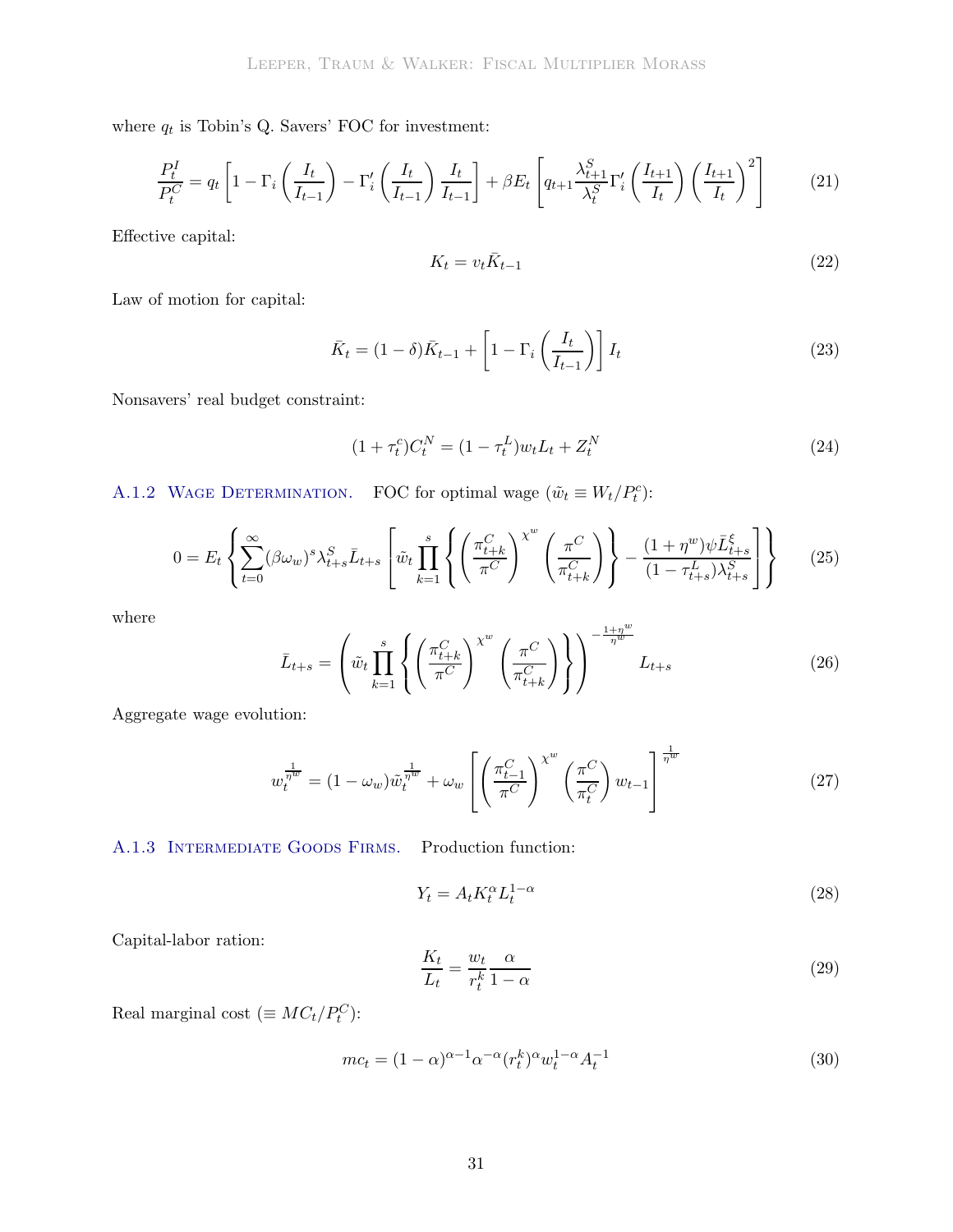where $q_t$ is Tobin's Q. Savers' FOC for investment:

$$\frac{P_t^I}{P_t^C} = q_t \left[ 1 - \Gamma_i \left( \frac{I_t}{I_{t-1}} \right) - \Gamma_i' \left( \frac{I_t}{I_{t-1}} \right) \frac{I_t}{I_{t-1}} \right] + \beta E_t \left[ q_{t+1} \frac{\lambda_{t+1}^S}{\lambda_t^S} \Gamma_i' \left( \frac{I_{t+1}}{I_t} \right) \left( \frac{I_{t+1}}{I_t} \right)^2 \right] \tag{21}$$

Effective capital:

$$K_t = v_t \bar{K}_{t-1} \tag{22}$$

Law of motion for capital:

$$\bar{K}_t = (1-\delta)\bar{K}_{t-1} + \left[ 1 - \Gamma_i \left( \frac{I_t}{I_{t-1}} \right) \right] I_t \tag{23}$$

Nonsavers' real budget constraint:

$$(1+\tau_t^c) C_t^N = (1-\tau_t^L) w_t L_t + Z_t^N \tag{24}$$

### A.1.2 Wage Determination.

FOC for optimal wage ($\tilde{w}_t \equiv W_t / P_t^c$):

$$0 = E_t \left\{ \sum_{t=0}^{\infty} (\beta \omega_w)^s \lambda_{t+s}^S \bar{L}_{t+s} \left[ \tilde{w}_t \prod_{k=1}^{s} \left\{ \left( \frac{\pi_{t+k}^C}{\pi^C} \right)^{\chi^w} \left( \frac{\pi^C}{\pi_{t+k}^C} \right) \right\} - \frac{(1+\eta^w)\psi \bar{L}_{t+s}^{\xi}}{(1-\tau_{t+s}^L)\lambda_{t+s}^S} \right] \right\} \tag{25}$$

where

$$\bar{L}_{t+s} = \left( \tilde{w}_t \prod_{k=1}^{s} \left\{ \left( \frac{\pi_{t+k}^C}{\pi^C} \right)^{\chi^w} \left( \frac{\pi^C}{\pi_{t+k}^C} \right) \right\} \right)^{-\frac{1+\eta^w}{\eta^w}} L_{t+s} \tag{26}$$

Aggregate wage evolution:

$$w_t^{\frac{1}{\eta^w}} = (1-\omega_w)\tilde{w}_t^{\frac{1}{\eta^w}} + \omega_w \left[ \left( \frac{\pi_{t-1}^C}{\pi^C} \right)^{\chi^w} \left( \frac{\pi^C}{\pi_t^C} \right) w_{t-1} \right]^{\frac{1}{\eta^w}} \tag{27}$$

### A.1.3 Intermediate Goods Firms.

Production function:

$$Y_t = A_t K_t^{\alpha} L_t^{1-\alpha} \tag{28}$$

Capital-labor ration:

$$\frac{K_t}{L_t} = \frac{w_t}{r_t^k} \frac{\alpha}{1-\alpha} \tag{29}$$

Real marginal cost ($\equiv MC_t / P_t^C$):

$$mc_t = (1-\alpha)^{\alpha-1} \alpha^{-\alpha} (r_t^k)^{\alpha} w_t^{1-\alpha} A_t^{-1} \tag{30}$$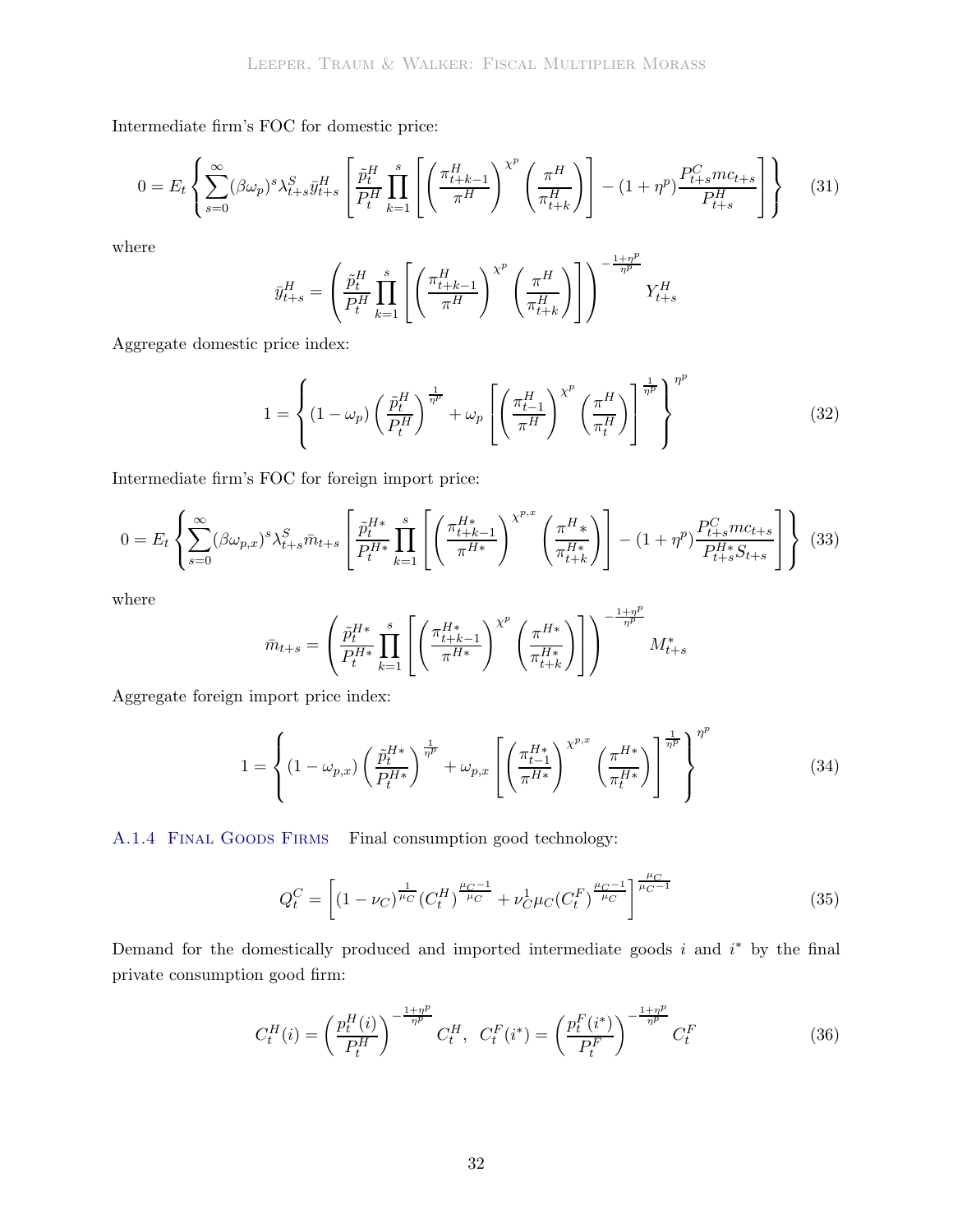Intermediate firm's FOC for domestic price:

$$0 = E_t \left\{ \sum_{s=0}^{\infty} (\beta \omega_p)^s \lambda_{t+s}^S \bar{y}_{t+s}^H \left[ \frac{\tilde{p}_t^H}{P_t^H} \prod_{k=1}^{s} \left[ \left( \frac{\pi_{t+k-1}^H}{\pi^H} \right)^{\chi^p} \left( \frac{\pi^H}{\pi_{t+k}^H} \right) \right] - (1+\eta^p) \frac{P_{t+s}^C mc_{t+s}}{P_{t+s}^H} \right] \right\} \tag{31}$$

where

$$\bar{y}_{t+s}^H = \left( \frac{\tilde{p}_t^H}{P_t^H} \prod_{k=1}^{s} \left[ \left( \frac{\pi_{t+k-1}^H}{\pi^H} \right)^{\chi^p} \left( \frac{\pi^H}{\pi_{t+k}^H} \right) \right] \right)^{-\frac{1+\eta^p}{\eta^p}} Y_{t+s}^H$$

Aggregate domestic price index:

$$1 = \left\{ (1-\omega_p) \left( \frac{\tilde{p}_t^H}{P_t^H} \right)^{\frac{1}{\eta^p}} + \omega_p \left[ \left( \frac{\pi_{t-1}^H}{\pi^H} \right)^{\chi^p} \left( \frac{\pi^H}{\pi_t^H} \right) \right]^{\frac{1}{\eta^p}} \right\}^{\eta^p} \tag{32}$$

Intermediate firm's FOC for foreign import price:

$$0 = E_t \left\{ \sum_{s=0}^{\infty} (\beta \omega_{p,x})^s \lambda_{t+s}^S \bar{m}_{t+s} \left[ \frac{\tilde{p}_t^{H*}}{P_t^{H*}} \prod_{k=1}^{s} \left[ \left( \frac{\pi_{t+k-1}^{H*}}{\pi^{H*}} \right)^{\chi^{p,x}} \left( \frac{\pi^H{}_*}{\pi_{t+k}^{H*}} \right) \right] - (1+\eta^p) \frac{P_{t+s}^C mc_{t+s}}{P_{t+s}^{H*} S_{t+s}} \right] \right\} \tag{33}$$

where

$$\bar{m}_{t+s} = \left( \frac{\tilde{p}_t^{H*}}{P_t^{H*}} \prod_{k=1}^{s} \left[ \left( \frac{\pi_{t+k-1}^{H*}}{\pi^{H*}} \right)^{\chi^p} \left( \frac{\pi^{H*}}{\pi_{t+k}^{H*}} \right) \right] \right)^{-\frac{1+\eta^p}{\eta^p}} M_{t+s}^*$$

Aggregate foreign import price index:

$$1 = \left\{ (1-\omega_{p,x}) \left( \frac{\tilde{p}_t^{H*}}{P_t^{H*}} \right)^{\frac{1}{\eta^p}} + \omega_{p,x} \left[ \left( \frac{\pi_{t-1}^{H*}}{\pi^{H*}} \right)^{\chi^{p,x}} \left( \frac{\pi^{H*}}{\pi_t^{H*}} \right) \right]^{\frac{1}{\eta^p}} \right\}^{\eta^p} \tag{34}$$

### A.1.4 Final Goods Firms

Final consumption good technology:

$$Q_t^C = \left[ (1-\nu_C)^{\frac{1}{\mu_C}} (C_t^H)^{\frac{\mu_C - 1}{\mu_C}} + \nu_C^1 \mu_C (C_t^F)^{\frac{\mu_C - 1}{\mu_C}} \right]^{\frac{\mu_C}{\mu_C - 1}} \tag{35}$$

Demand for the domestically produced and imported intermediate goods $i$ and $i^*$ by the final private consumption good firm:

$$C_t^H(i) = \left( \frac{p_t^H(i)}{P_t^H} \right)^{-\frac{1+\eta^p}{\eta^p}} C_t^H, \;\; C_t^F(i^*) = \left( \frac{p_t^F(i^*)}{P_t^F} \right)^{-\frac{1+\eta^p}{\eta^p}} C_t^F \tag{36}$$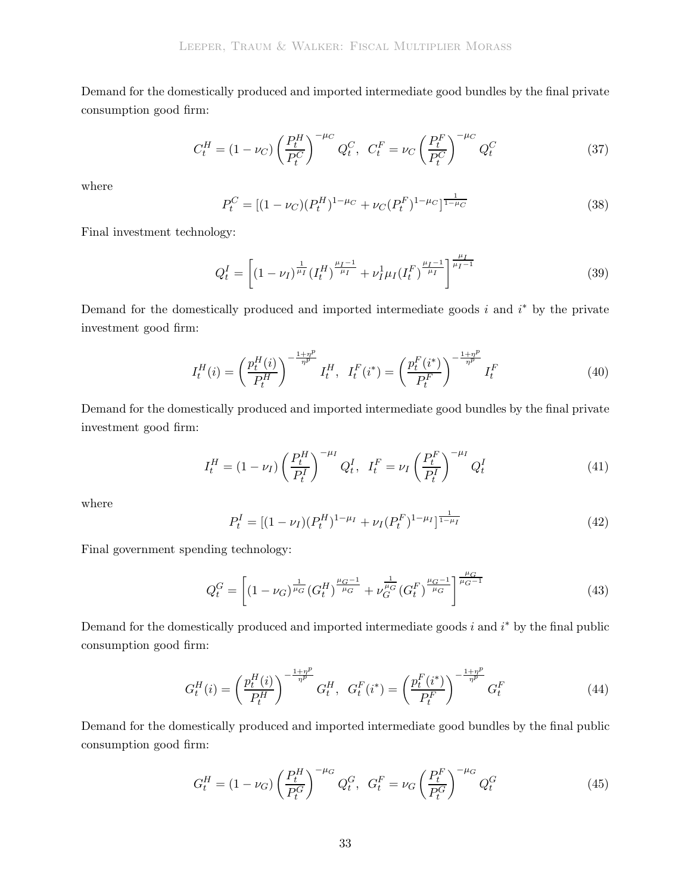Demand for the domestically produced and imported intermediate good bundles by the final private consumption good firm:

$$C_t^H = (1-\nu_C)\left(\frac{P_t^H}{P_t^C}\right)^{-\mu_C} Q_t^C, \;\; C_t^F = \nu_C \left(\frac{P_t^F}{P_t^C}\right)^{-\mu_C} Q_t^C \tag{37}$$

where

$$P_t^C = [(1-\nu_C)(P_t^H)^{1-\mu_C} + \nu_C (P_t^F)^{1-\mu_C}]^{\frac{1}{1-\mu_C}} \tag{38}$$

Final investment technology:

$$Q_t^I = \left[(1-\nu_I)^{\frac{1}{\mu_I}} (I_t^H)^{\frac{\mu_I - 1}{\mu_I}} + \nu_I^1 \mu_I (I_t^F)^{\frac{\mu_I - 1}{\mu_I}}\right]^{\frac{\mu_I}{\mu_I - 1}} \tag{39}$$

Demand for the domestically produced and imported intermediate goods $i$ and $i^*$ by the private investment good firm:

$$I_t^H(i) = \left(\frac{p_t^H(i)}{P_t^H}\right)^{-\frac{1+\eta^p}{\eta^p}} I_t^H, \;\; I_t^F(i^*) = \left(\frac{p_t^F(i^*)}{P_t^F}\right)^{-\frac{1+\eta^p}{\eta^p}} I_t^F \tag{40}$$

Demand for the domestically produced and imported intermediate good bundles by the final private investment good firm:

$$I_t^H = (1-\nu_I)\left(\frac{P_t^H}{P_t^I}\right)^{-\mu_I} Q_t^I, \;\; I_t^F = \nu_I \left(\frac{P_t^F}{P_t^I}\right)^{-\mu_I} Q_t^I \tag{41}$$

where

$$P_t^I = [(1-\nu_I)(P_t^H)^{1-\mu_I} + \nu_I (P_t^F)^{1-\mu_I}]^{\frac{1}{1-\mu_I}} \tag{42}$$

Final government spending technology:

$$Q_t^G = \left[(1-\nu_G)^{\frac{1}{\mu_G}} (G_t^H)^{\frac{\mu_G - 1}{\mu_G}} + \nu_G^{\frac{1}{\mu_G}} (G_t^F)^{\frac{\mu_G - 1}{\mu_G}}\right]^{\frac{\mu_G}{\mu_G - 1}} \tag{43}$$

Demand for the domestically produced and imported intermediate goods $i$ and $i^*$ by the final public consumption good firm:

$$G_t^H(i) = \left(\frac{p_t^H(i)}{P_t^H}\right)^{-\frac{1+\eta^p}{\eta^p}} G_t^H, \;\; G_t^F(i^*) = \left(\frac{p_t^F(i^*)}{P_t^F}\right)^{-\frac{1+\eta^p}{\eta^p}} G_t^F \tag{44}$$

Demand for the domestically produced and imported intermediate good bundles by the final public consumption good firm:

$$G_t^H = (1-\nu_G)\left(\frac{P_t^H}{P_t^G}\right)^{-\mu_G} Q_t^G, \;\; G_t^F = \nu_G \left(\frac{P_t^F}{P_t^G}\right)^{-\mu_G} Q_t^G \tag{45}$$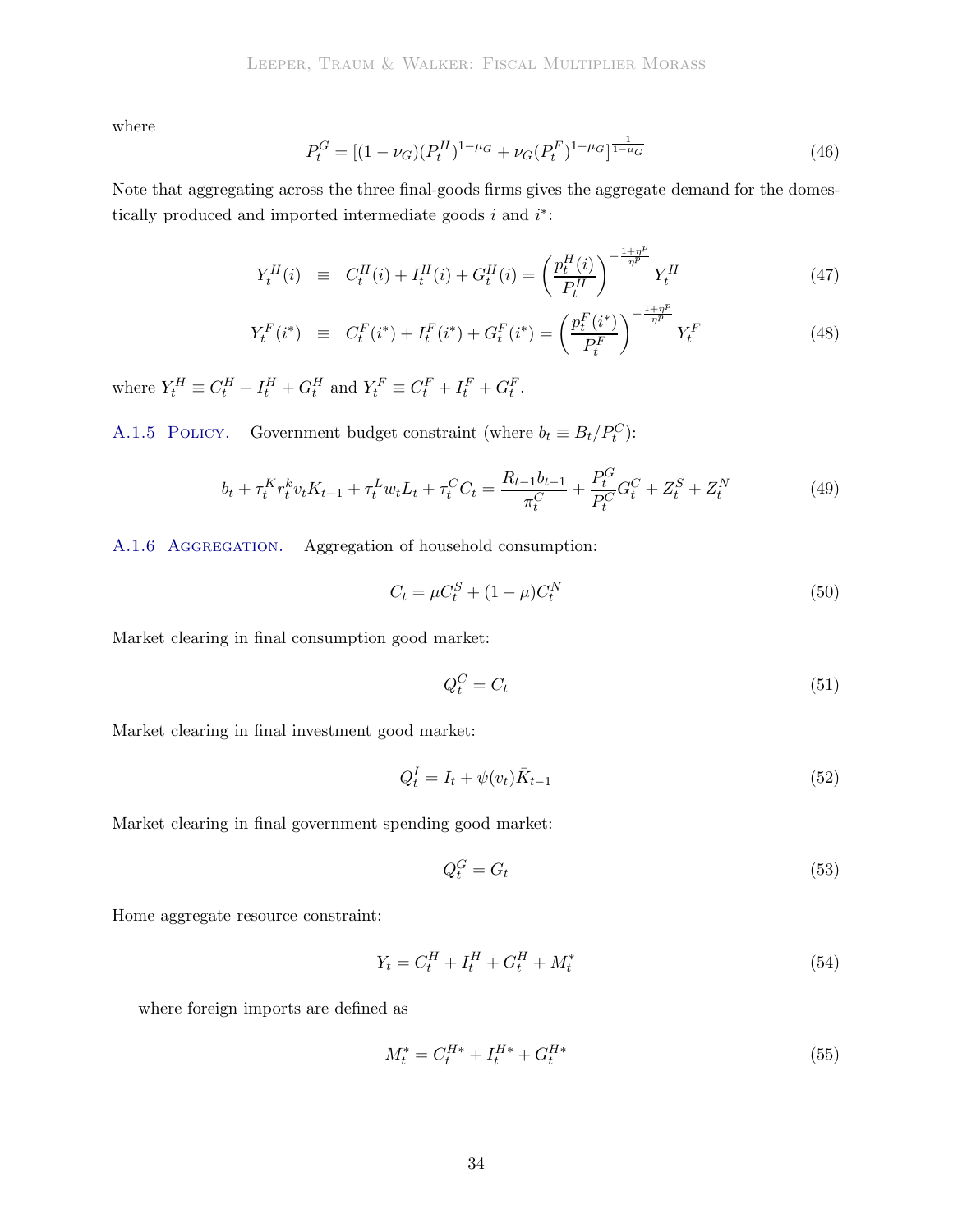where

$$P_t^G = [(1-\nu_G)(P_t^H)^{1-\mu_G} + \nu_G(P_t^F)^{1-\mu_G}]^{\frac{1}{1-\mu_G}} \tag{46}$$

Note that aggregating across the three final-goods firms gives the aggregate demand for the domestically produced and imported intermediate goods $i$ and $i^*$:

$$Y_t^H(i) \equiv C_t^H(i) + I_t^H(i) + G_t^H(i) = \left(\frac{p_t^H(i)}{P_t^H}\right)^{-\frac{1+\eta^p}{\eta^p}} Y_t^H \tag{47}$$

$$Y_t^F(i^*) \equiv C_t^F(i^*) + I_t^F(i^*) + G_t^F(i^*) = \left(\frac{p_t^F(i^*)}{P_t^F}\right)^{-\frac{1+\eta^p}{\eta^p}} Y_t^F \tag{48}$$

where $Y_t^H \equiv C_t^H + I_t^H + G_t^H$ and $Y_t^F \equiv C_t^F + I_t^F + G_t^F$.

A.1.5 Policy. Government budget constraint (where $b_t \equiv B_t/P_t^C$):

$$b_t + \tau_t^K r_t^k v_t K_{t-1} + \tau_t^L w_t L_t + \tau_t^C C_t = \frac{R_{t-1} b_{t-1}}{\pi_t^C} + \frac{P_t^G}{P_t^C} G_t^C + Z_t^S + Z_t^N \tag{49}$$

A.1.6 Aggregation. Aggregation of household consumption:

$$C_t = \mu C_t^S + (1-\mu) C_t^N \tag{50}$$

Market clearing in final consumption good market:

$$Q_t^C = C_t \tag{51}$$

Market clearing in final investment good market:

$$Q_t^I = I_t + \psi(v_t)\bar{K}_{t-1} \tag{52}$$

Market clearing in final government spending good market:

$$Q_t^G = G_t \tag{53}$$

Home aggregate resource constraint:

$$Y_t = C_t^H + I_t^H + G_t^H + M_t^* \tag{54}$$

where foreign imports are defined as

$$M_t^* = C_t^{H*} + I_t^{H*} + G_t^{H*} \tag{55}$$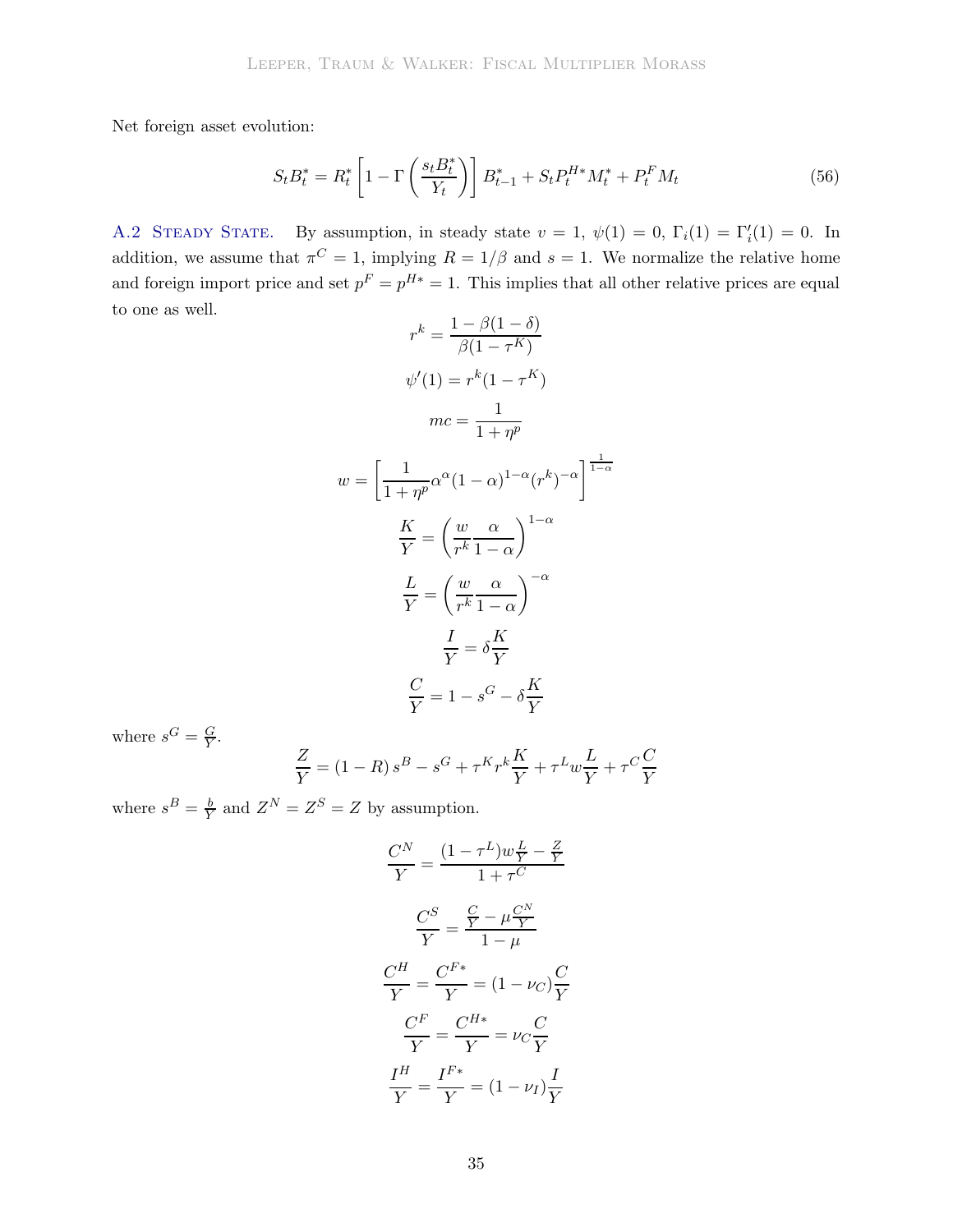Net foreign asset evolution:

$$S_t B_t^* = R_t^* \left[1 - \Gamma\left(\frac{s_t B_t^*}{Y_t}\right)\right] B_{t-1}^* + S_t P_t^{H*} M_t^* + P_t^F M_t \tag{56}$$

## A.2 Steady State.

By assumption, in steady state $v = 1$, $\psi(1) = 0$, $\Gamma_i(1) = \Gamma_i'(1) = 0$. In addition, we assume that $\pi^C = 1$, implying $R = 1/\beta$ and $s = 1$. We normalize the relative home and foreign import price and set $p^F = p^{H*} = 1$. This implies that all other relative prices are equal to one as well.

$$r^k = \frac{1 - \beta(1-\delta)}{\beta(1-\tau^K)}$$

$$\psi'(1) = r^k(1-\tau^K)$$

$$mc = \frac{1}{1+\eta^p}$$

$$w = \left[\frac{1}{1+\eta^p}\alpha^\alpha(1-\alpha)^{1-\alpha}(r^k)^{-\alpha}\right]^{\frac{1}{1-\alpha}}$$

$$\frac{K}{Y} = \left(\frac{w}{r^k}\frac{\alpha}{1-\alpha}\right)^{1-\alpha}$$

$$\frac{L}{Y} = \left(\frac{w}{r^k}\frac{\alpha}{1-\alpha}\right)^{-\alpha}$$

$$\frac{I}{Y} = \delta\frac{K}{Y}$$

$$\frac{C}{Y} = 1 - s^G - \delta\frac{K}{Y}$$

where $s^G = \frac{G}{Y}$.

$$\frac{Z}{Y} = (1-R)\,s^B - s^G + \tau^K r^k\frac{K}{Y} + \tau^L w\frac{L}{Y} + \tau^C\frac{C}{Y}$$

where $s^B = \frac{b}{Y}$ and $Z^N = Z^S = Z$ by assumption.

$$\frac{C^N}{Y} = \frac{(1-\tau^L)w\frac{L}{Y} - \frac{Z}{Y}}{1+\tau^C}$$

$$\frac{C^S}{Y} = \frac{\frac{C}{Y} - \mu\frac{C^N}{Y}}{1-\mu}$$

$$\frac{C^H}{Y} = \frac{C^{F*}}{Y} = (1-\nu_C)\frac{C}{Y}$$

$$\frac{C^F}{Y} = \frac{C^{H*}}{Y} = \nu_C\frac{C}{Y}$$

$$\frac{I^H}{Y} = \frac{I^{F*}}{Y} = (1-\nu_I)\frac{I}{Y}$$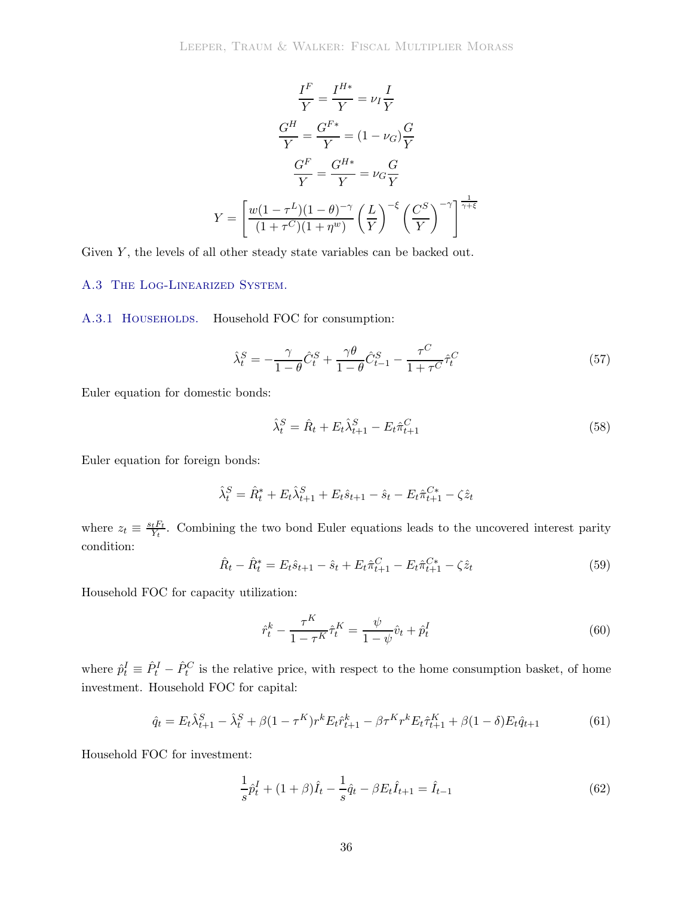$$\frac{I^F}{Y} = \frac{I^{H*}}{Y} = \nu_I \frac{I}{Y}$$

$$\frac{G^H}{Y} = \frac{G^{F*}}{Y} = (1-\nu_G)\frac{G}{Y}$$

$$\frac{G^F}{Y} = \frac{G^{H*}}{Y} = \nu_G \frac{G}{Y}$$

$$Y = \left[ \frac{w(1-\tau^L)(1-\theta)^{-\gamma}}{(1+\tau^C)(1+\eta^w)} \left(\frac{L}{Y}\right)^{-\xi} \left(\frac{C^S}{Y}\right)^{-\gamma} \right]^{\frac{1}{\gamma+\xi}}$$

Given $Y$, the levels of all other steady state variables can be backed out.

## A.3 The Log-Linearized System.

### A.3.1 Households.

Household FOC for consumption:

$$\hat{\lambda}_t^S = -\frac{\gamma}{1-\theta}\hat{C}_t^S + \frac{\gamma\theta}{1-\theta}\hat{C}_{t-1}^S - \frac{\tau^C}{1+\tau^C}\hat{\tau}_t^C \tag{57}$$

Euler equation for domestic bonds:

$$\hat{\lambda}_t^S = \hat{R}_t + E_t\hat{\lambda}_{t+1}^S - E_t\hat{\pi}_{t+1}^C \tag{58}$$

Euler equation for foreign bonds:

$$\hat{\lambda}_t^S = \hat{R}_t^* + E_t\hat{\lambda}_{t+1}^S + E_t\hat{s}_{t+1} - \hat{s}_t - E_t\hat{\pi}_{t+1}^{C*} - \zeta\hat{z}_t$$

where $z_t \equiv \frac{s_t F_t}{Y_t}$. Combining the two bond Euler equations leads to the uncovered interest parity condition:

$$\hat{R}_t - \hat{R}_t^* = E_t\hat{s}_{t+1} - \hat{s}_t + E_t\hat{\pi}_{t+1}^C - E_t\hat{\pi}_{t+1}^{C*} - \zeta\hat{z}_t \tag{59}$$

Household FOC for capacity utilization:

$$\hat{r}_t^k - \frac{\tau^K}{1-\tau^K}\hat{\tau}_t^K = \frac{\psi}{1-\psi}\hat{v}_t + \hat{p}_t^I \tag{60}$$

where $\hat{p}_t^I \equiv \hat{P}_t^I - \hat{P}_t^C$ is the relative price, with respect to the home consumption basket, of home investment. Household FOC for capital:

$$\hat{q}_t = E_t\hat{\lambda}_{t+1}^S - \hat{\lambda}_t^S + \beta(1-\tau^K)r^k E_t\hat{r}_{t+1}^k - \beta\tau^K r^k E_t\hat{\tau}_{t+1}^K + \beta(1-\delta)E_t\hat{q}_{t+1} \tag{61}$$

Household FOC for investment:

$$\frac{1}{s}\hat{p}_t^I + (1+\beta)\hat{I}_t - \frac{1}{s}\hat{q}_t - \beta E_t\hat{I}_{t+1} = \hat{I}_{t-1} \tag{62}$$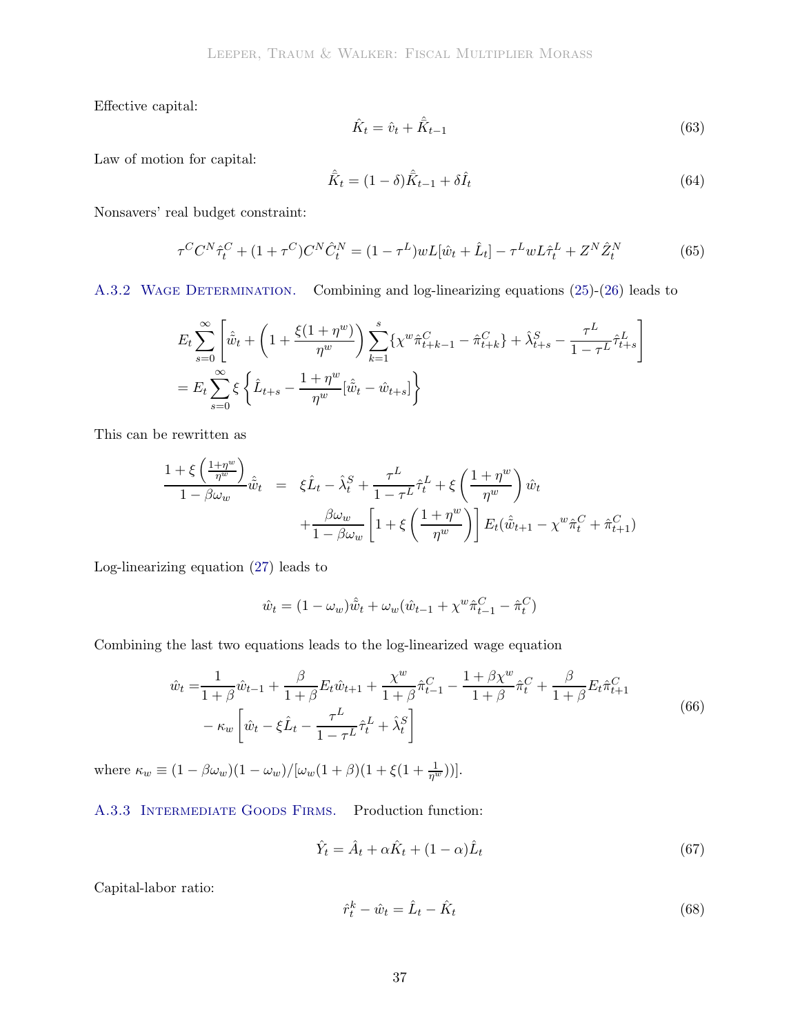Effective capital:

$$\hat{K}_t = \hat{v}_t + \hat{\bar{K}}_{t-1} \tag{63}$$

Law of motion for capital:

$$\hat{\bar{K}}_t = (1-\delta)\hat{\bar{K}}_{t-1} + \delta \hat{I}_t \tag{64}$$

Nonsavers' real budget constraint:

$$\tau^C C^N \hat{\tau}_t^C + (1+\tau^C) C^N \hat{C}_t^N = (1-\tau^L) wL[\hat{w}_t + \hat{L}_t] - \tau^L wL \hat{\tau}_t^L + Z^N \hat{Z}_t^N \tag{65}$$

A.3.2 Wage Determination. Combining and log-linearizing equations (25)-(26) leads to

$$E_t \sum_{s=0}^{\infty} \left[ \hat{\tilde{w}}_t + \left(1 + \frac{\xi(1+\eta^w)}{\eta^w}\right) \sum_{k=1}^{s} \{\chi^w \hat{\pi}^C_{t+k-1} - \hat{\pi}^C_{t+k}\} + \hat{\lambda}^S_{t+s} - \frac{\tau^L}{1-\tau^L}\hat{\tau}^L_{t+s} \right]$$
$$= E_t \sum_{s=0}^{\infty} \xi \left\{ \hat{L}_{t+s} - \frac{1+\eta^w}{\eta^w}[\hat{\tilde{w}}_t - \hat{w}_{t+s}] \right\}$$

This can be rewritten as

$$\begin{aligned}
\frac{1+\xi\left(\frac{1+\eta^w}{\eta^w}\right)}{1-\beta\omega_w}\hat{\tilde{w}}_t \quad &= \quad \xi \hat{L}_t - \hat{\lambda}^S_t + \frac{\tau^L}{1-\tau^L}\hat{\tau}^L_t + \xi\left(\frac{1+\eta^w}{\eta^w}\right)\hat{w}_t \\
&\quad + \frac{\beta\omega_w}{1-\beta\omega_w}\left[1+\xi\left(\frac{1+\eta^w}{\eta^w}\right)\right] E_t(\hat{\tilde{w}}_{t+1} - \chi^w \hat{\pi}^C_t + \hat{\pi}^C_{t+1})
\end{aligned}$$

Log-linearizing equation (27) leads to

$$\hat{w}_t = (1-\omega_w)\hat{\tilde{w}}_t + \omega_w(\hat{w}_{t-1} + \chi^w \hat{\pi}^C_{t-1} - \hat{\pi}^C_t)$$

Combining the last two equations leads to the log-linearized wage equation

$$\begin{aligned}
\hat{w}_t =& \frac{1}{1+\beta}\hat{w}_{t-1} + \frac{\beta}{1+\beta}E_t\hat{w}_{t+1} + \frac{\chi^w}{1+\beta}\hat{\pi}^C_{t-1} - \frac{1+\beta\chi^w}{1+\beta}\hat{\pi}^C_t + \frac{\beta}{1+\beta}E_t\hat{\pi}^C_{t+1} \\
&- \kappa_w\left[\hat{w}_t - \xi\hat{L}_t - \frac{\tau^L}{1-\tau^L}\hat{\tau}^L_t + \hat{\lambda}^S_t\right]
\end{aligned} \tag{66}$$

where $\kappa_w \equiv (1-\beta\omega_w)(1-\omega_w)/[\omega_w(1+\beta)(1+\xi(1+\frac{1}{\eta^w}))]$.

A.3.3 Intermediate Goods Firms. Production function:

$$\hat{Y}_t = \hat{A}_t + \alpha\hat{K}_t + (1-\alpha)\hat{L}_t \tag{67}$$

Capital-labor ratio:

$$\hat{r}^k_t - \hat{w}_t = \hat{L}_t - \hat{K}_t \tag{68}$$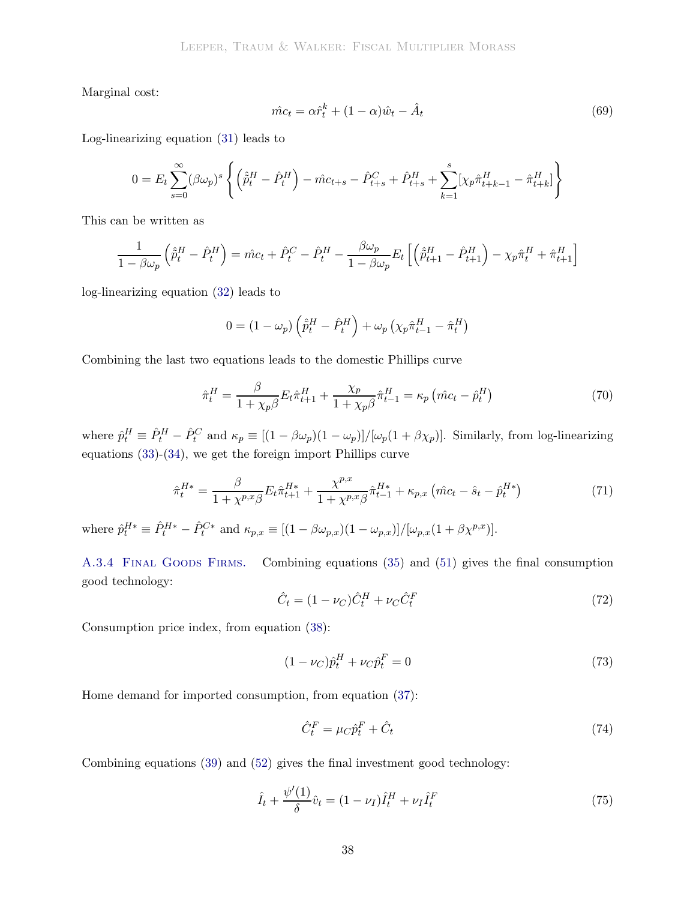Marginal cost:

$$\hat{mc}_t = \alpha \hat{r}_t^k + (1-\alpha)\hat{w}_t - \hat{A}_t \tag{69}$$

Log-linearizing equation (31) leads to

$$0 = E_t \sum_{s=0}^{\infty} (\beta\omega_p)^s \left\{ \left(\hat{\tilde{p}}_t^H - \hat{P}_t^H\right) - \hat{mc}_{t+s} - \hat{P}_{t+s}^C + \hat{P}_{t+s}^H + \sum_{k=1}^{s} [\chi_p \hat{\pi}_{t+k-1}^H - \hat{\pi}_{t+k}^H] \right\}$$

This can be written as

$$\frac{1}{1-\beta\omega_p}\left(\hat{\tilde{p}}_t^H - \hat{P}_t^H\right) = \hat{mc}_t + \hat{P}_t^C - \hat{P}_t^H - \frac{\beta\omega_p}{1-\beta\omega_p} E_t\left[\left(\hat{\tilde{p}}_{t+1}^H - \hat{P}_{t+1}^H\right) - \chi_p \hat{\pi}_t^H + \hat{\pi}_{t+1}^H\right]$$

log-linearizing equation (32) leads to

$$0 = (1-\omega_p)\left(\hat{\tilde{p}}_t^H - \hat{P}_t^H\right) + \omega_p\left(\chi_p \hat{\pi}_{t-1}^H - \hat{\pi}_t^H\right)$$

Combining the last two equations leads to the domestic Phillips curve

$$\hat{\pi}_t^H = \frac{\beta}{1+\chi_p\beta} E_t \hat{\pi}_{t+1}^H + \frac{\chi_p}{1+\chi_p\beta}\hat{\pi}_{t-1}^H = \kappa_p\left(\hat{mc}_t - \hat{p}_t^H\right) \tag{70}$$

where $\hat{p}_t^H \equiv \hat{P}_t^H - \hat{P}_t^C$ and $\kappa_p \equiv [(1-\beta\omega_p)(1-\omega_p)]/[\omega_p(1+\beta\chi_p)]$. Similarly, from log-linearizing equations (33)-(34), we get the foreign import Phillips curve

$$\hat{\pi}_t^{H*} = \frac{\beta}{1+\chi^{p,x}\beta} E_t \hat{\pi}_{t+1}^{H*} + \frac{\chi^{p,x}}{1+\chi^{p,x}\beta}\hat{\pi}_{t-1}^{H*} + \kappa_{p,x}\left(\hat{mc}_t - \hat{s}_t - \hat{p}_t^{H*}\right) \tag{71}$$

where $\hat{p}_t^{H*} \equiv \hat{P}_t^{H*} - \hat{P}_t^{C*}$ and $\kappa_{p,x} \equiv [(1-\beta\omega_{p,x})(1-\omega_{p,x})]/[\omega_{p,x}(1+\beta\chi^{p,x})]$.

### A.3.4 Final Goods Firms.

Combining equations (35) and (51) gives the final consumption good technology:

$$\hat{C}_t = (1-\nu_C)\hat{C}_t^H + \nu_C \hat{C}_t^F \tag{72}$$

Consumption price index, from equation (38):

$$(1-\nu_C)\hat{p}_t^H + \nu_C \hat{p}_t^F = 0 \tag{73}$$

Home demand for imported consumption, from equation (37):

$$\hat{C}_t^F = \mu_C \hat{p}_t^F + \hat{C}_t \tag{74}$$

Combining equations (39) and (52) gives the final investment good technology:

$$\hat{I}_t + \frac{\psi'(1)}{\delta}\hat{v}_t = (1-\nu_I)\hat{I}_t^H + \nu_I \hat{I}_t^F \tag{75}$$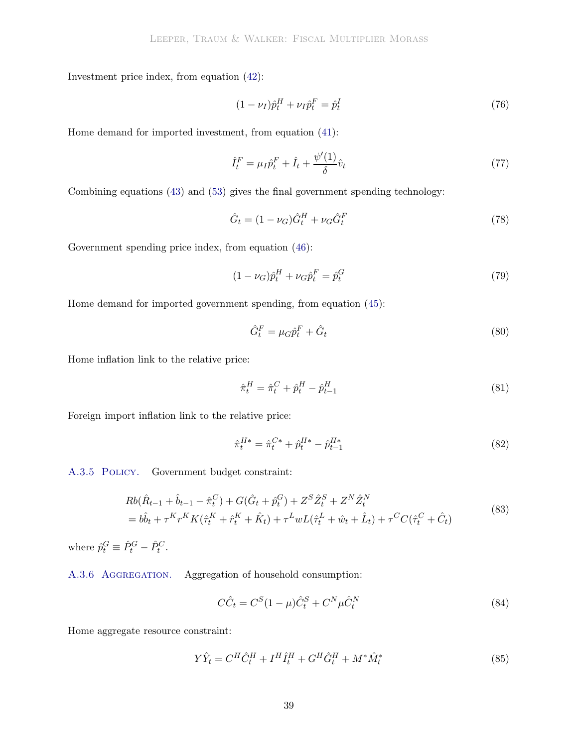Investment price index, from equation (42):

$$(1-\nu_I)\hat{p}_t^H + \nu_I \hat{p}_t^F = \hat{p}_t^I \tag{76}$$

Home demand for imported investment, from equation (41):

$$\hat{I}_t^F = \mu_I \hat{p}_t^F + \hat{I}_t + \frac{\psi'(1)}{\delta}\hat{v}_t \tag{77}$$

Combining equations (43) and (53) gives the final government spending technology:

$$\hat{G}_t = (1-\nu_G)\hat{G}_t^H + \nu_G \hat{G}_t^F \tag{78}$$

Government spending price index, from equation (46):

$$(1-\nu_G)\hat{p}_t^H + \nu_G \hat{p}_t^F = \hat{p}_t^G \tag{79}$$

Home demand for imported government spending, from equation (45):

$$\hat{G}_t^F = \mu_G \hat{p}_t^F + \hat{G}_t \tag{80}$$

Home inflation link to the relative price:

$$\hat{\pi}_t^H = \hat{\pi}_t^C + \hat{p}_t^H - \hat{p}_{t-1}^H \tag{81}$$

Foreign import inflation link to the relative price:

$$\hat{\pi}_t^{H*} = \hat{\pi}_t^{C*} + \hat{p}_t^{H*} - \hat{p}_{t-1}^{H*} \tag{82}$$

A.3.5 Policy. Government budget constraint:

$$\begin{aligned} &Rb(\hat{R}_{t-1} + \hat{b}_{t-1} - \hat{\pi}_t^C) + G(\hat{G}_t + \hat{p}_t^G) + Z^S\hat{Z}_t^S + Z^N\hat{Z}_t^N \\ &= b\hat{b}_t + \tau^K r^K K(\hat{\tau}_t^K + \hat{r}_t^K + \hat{K}_t) + \tau^L wL(\hat{\tau}_t^L + \hat{w}_t + \hat{L}_t) + \tau^C C(\hat{\tau}_t^C + \hat{C}_t) \end{aligned} \tag{83}$$

where $\hat{p}_t^G \equiv \hat{P}_t^G - \hat{P}_t^C$.

A.3.6 Aggregation. Aggregation of household consumption:

$$C\hat{C}_t = C^S(1-\mu)\hat{C}_t^S + C^N\mu\hat{C}_t^N \tag{84}$$

Home aggregate resource constraint:

$$Y\hat{Y}_t = C^H\hat{C}_t^H + I^H\hat{I}_t^H + G^H\hat{G}_t^H + M^*\hat{M}_t^* \tag{85}$$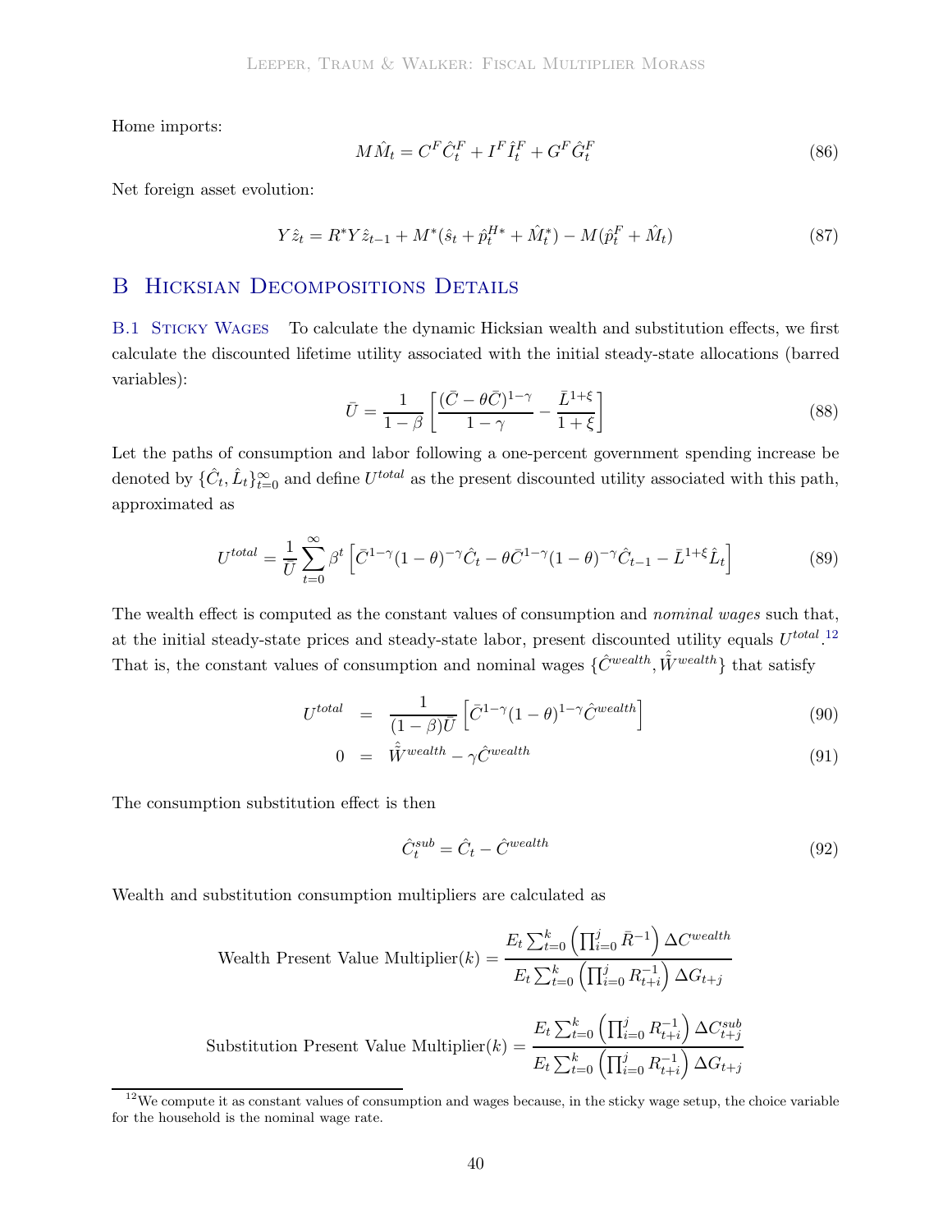Home imports:

$$M\hat{M}_t = C^F \hat{C}^F_t + I^F \hat{I}^F_t + G^F \hat{G}^F_t \tag{86}$$

Net foreign asset evolution:

$$Y\hat{z}_t = R^* Y \hat{z}_{t-1} + M^*(\hat{s}_t + \hat{p}^{H*}_t + \hat{M}^*_t) - M(\hat{p}^F_t + \hat{M}_t) \tag{87}$$

# B Hicksian Decompositions Details

**B.1 Sticky Wages** To calculate the dynamic Hicksian wealth and substitution effects, we first calculate the discounted lifetime utility associated with the initial steady-state allocations (barred variables):

$$\bar{U} = \frac{1}{1-\beta}\left[\frac{(\bar{C}-\theta\bar{C})^{1-\gamma}}{1-\gamma} - \frac{\bar{L}^{1+\xi}}{1+\xi}\right] \tag{88}$$

Let the paths of consumption and labor following a one-percent government spending increase be denoted by $\{\hat{C}_t, \hat{L}_t\}_{t=0}^{\infty}$ and define $U^{total}$ as the present discounted utility associated with this path, approximated as

$$U^{total} = \frac{1}{\bar{U}}\sum_{t=0}^{\infty}\beta^t\left[\bar{C}^{1-\gamma}(1-\theta)^{-\gamma}\hat{C}_t - \theta\bar{C}^{1-\gamma}(1-\theta)^{-\gamma}\hat{C}_{t-1} - \bar{L}^{1+\xi}\hat{L}_t\right] \tag{89}$$

The wealth effect is computed as the constant values of consumption and *nominal wages* such that, at the initial steady-state prices and steady-state labor, present discounted utility equals $U^{total}$.[12] That is, the constant values of consumption and nominal wages $\{\hat{C}^{wealth}, \hat{\tilde{W}}^{wealth}\}$ that satisfy

$$U^{total} = \frac{1}{(1-\beta)\bar{U}}\left[\bar{C}^{1-\gamma}(1-\theta)^{1-\gamma}\hat{C}^{wealth}\right] \tag{90}$$

$$0 = \hat{\tilde{W}}^{wealth} - \gamma\hat{C}^{wealth} \tag{91}$$

The consumption substitution effect is then

$$\hat{C}^{sub}_t = \hat{C}_t - \hat{C}^{wealth} \tag{92}$$

Wealth and substitution consumption multipliers are calculated as

$$\text{Wealth Present Value Multiplier}(k) = \frac{E_t\sum_{t=0}^{k}\left(\prod_{i=0}^{j}\bar{R}^{-1}\right)\Delta C^{wealth}}{E_t\sum_{t=0}^{k}\left(\prod_{i=0}^{j}R_{t+i}^{-1}\right)\Delta G_{t+j}}$$

$$\text{Substitution Present Value Multiplier}(k) = \frac{E_t\sum_{t=0}^{k}\left(\prod_{i=0}^{j}R_{t+i}^{-1}\right)\Delta C^{sub}_{t+j}}{E_t\sum_{t=0}^{k}\left(\prod_{i=0}^{j}R_{t+i}^{-1}\right)\Delta G_{t+j}}$$

[12] We compute it as constant values of consumption and wages because, in the sticky wage setup, the choice variable for the household is the nominal wage rate.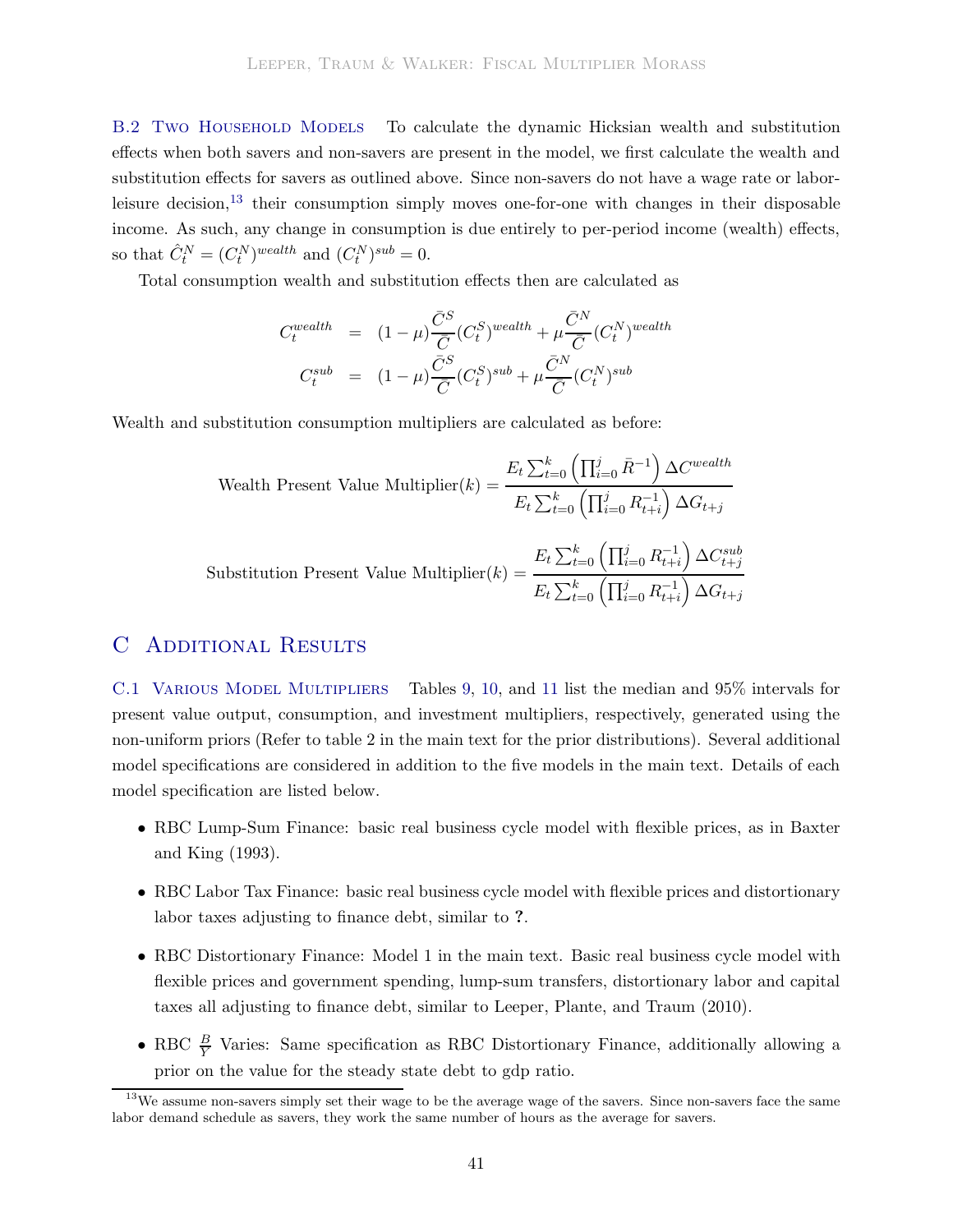### B.2 Two Household Models

To calculate the dynamic Hicksian wealth and substitution effects when both savers and non-savers are present in the model, we first calculate the wealth and substitution effects for savers as outlined above. Since non-savers do not have a wage rate or labor-leisure decision,[13] their consumption simply moves one-for-one with changes in their disposable income. As such, any change in consumption is due entirely to per-period income (wealth) effects, so that $\hat{C}_t^N = (C_t^N)^{wealth}$ and $(C_t^N)^{sub} = 0$.

Total consumption wealth and substitution effects then are calculated as

$$
\begin{aligned}
C_t^{wealth} &= (1-\mu)\frac{\bar{C}^S}{\bar{C}}(C_t^S)^{wealth} + \mu\frac{\bar{C}^N}{\bar{C}}(C_t^N)^{wealth} \\
C_t^{sub} &= (1-\mu)\frac{\bar{C}^S}{\bar{C}}(C_t^S)^{sub} + \mu\frac{\bar{C}^N}{\bar{C}}(C_t^N)^{sub}
\end{aligned}
$$

Wealth and substitution consumption multipliers are calculated as before:

$$
\text{Wealth Present Value Multiplier}(k) = \frac{E_t \sum_{t=0}^{k}\left(\prod_{i=0}^{j} \bar{R}^{-1}\right)\Delta C^{wealth}}{E_t \sum_{t=0}^{k}\left(\prod_{i=0}^{j} R_{t+i}^{-1}\right)\Delta G_{t+j}}
$$

$$
\text{Substitution Present Value Multiplier}(k) = \frac{E_t \sum_{t=0}^{k}\left(\prod_{i=0}^{j} R_{t+i}^{-1}\right)\Delta C_{t+j}^{sub}}{E_t \sum_{t=0}^{k}\left(\prod_{i=0}^{j} R_{t+i}^{-1}\right)\Delta G_{t+j}}
$$

## C Additional Results

### C.1 Various Model Multipliers

Tables 9, 10, and 11 list the median and 95% intervals for present value output, consumption, and investment multipliers, respectively, generated using the non-uniform priors (Refer to table 2 in the main text for the prior distributions). Several additional model specifications are considered in addition to the five models in the main text. Details of each model specification are listed below.

- RBC Lump-Sum Finance: basic real business cycle model with flexible prices, as in Baxter and King (1993).
- RBC Labor Tax Finance: basic real business cycle model with flexible prices and distortionary labor taxes adjusting to finance debt, similar to **?**.
- RBC Distortionary Finance: Model 1 in the main text. Basic real business cycle model with flexible prices and government spending, lump-sum transfers, distortionary labor and capital taxes all adjusting to finance debt, similar to Leeper, Plante, and Traum (2010).
- RBC $\frac{B}{Y}$ Varies: Same specification as RBC Distortionary Finance, additionally allowing a prior on the value for the steady state debt to gdp ratio.

[13] We assume non-savers simply set their wage to be the average wage of the savers. Since non-savers face the same labor demand schedule as savers, they work the same number of hours as the average for savers.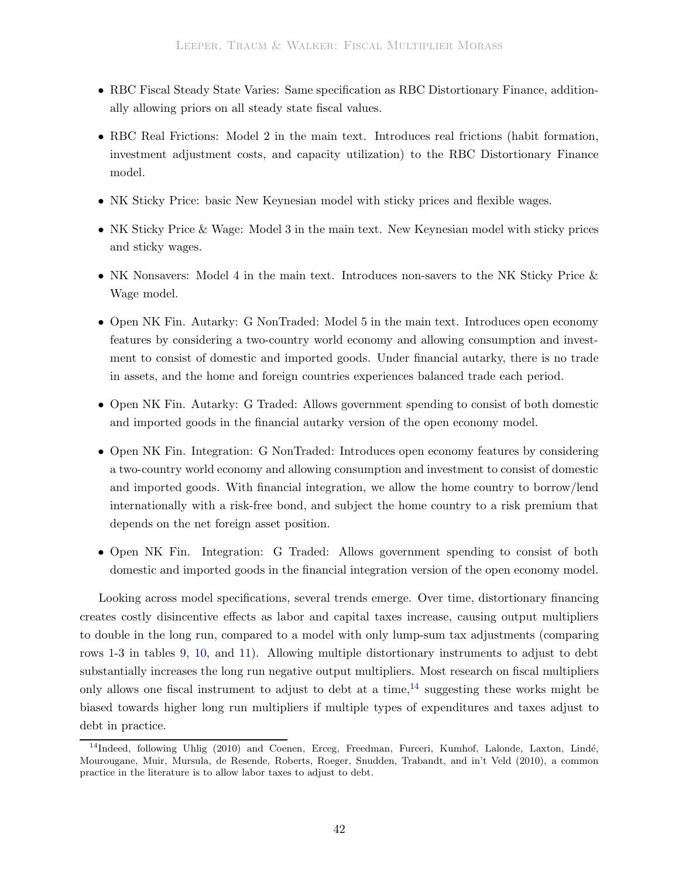- RBC Fiscal Steady State Varies: Same specification as RBC Distortionary Finance, additionally allowing priors on all steady state fiscal values.
- RBC Real Frictions: Model 2 in the main text. Introduces real frictions (habit formation, investment adjustment costs, and capacity utilization) to the RBC Distortionary Finance model.
- NK Sticky Price: basic New Keynesian model with sticky prices and flexible wages.
- NK Sticky Price & Wage: Model 3 in the main text. New Keynesian model with sticky prices and sticky wages.
- NK Nonsavers: Model 4 in the main text. Introduces non-savers to the NK Sticky Price & Wage model.
- Open NK Fin. Autarky: G NonTraded: Model 5 in the main text. Introduces open economy features by considering a two-country world economy and allowing consumption and investment to consist of domestic and imported goods. Under financial autarky, there is no trade in assets, and the home and foreign countries experiences balanced trade each period.
- Open NK Fin. Autarky: G Traded: Allows government spending to consist of both domestic and imported goods in the financial autarky version of the open economy model.
- Open NK Fin. Integration: G NonTraded: Introduces open economy features by considering a two-country world economy and allowing consumption and investment to consist of domestic and imported goods. With financial integration, we allow the home country to borrow/lend internationally with a risk-free bond, and subject the home country to a risk premium that depends on the net foreign asset position.
- Open NK Fin. Integration: G Traded: Allows government spending to consist of both domestic and imported goods in the financial integration version of the open economy model.

Looking across model specifications, several trends emerge. Over time, distortionary financing creates costly disincentive effects as labor and capital taxes increase, causing output multipliers to double in the long run, compared to a model with only lump-sum tax adjustments (comparing rows 1-3 in tables 9, 10, and 11). Allowing multiple distortionary instruments to adjust to debt substantially increases the long run negative output multipliers. Most research on fiscal multipliers only allows one fiscal instrument to adjust to debt at a time,[14] suggesting these works might be biased towards higher long run multipliers if multiple types of expenditures and taxes adjust to debt in practice.

[14] Indeed, following Uhlig (2010) and Coenen, Erceg, Freedman, Furceri, Kumhof, Lalonde, Laxton, Lindé, Mourougane, Muir, Mursula, de Resende, Roberts, Roeger, Snudden, Trabandt, and in't Veld (2010), a common practice in the literature is to allow labor taxes to adjust to debt.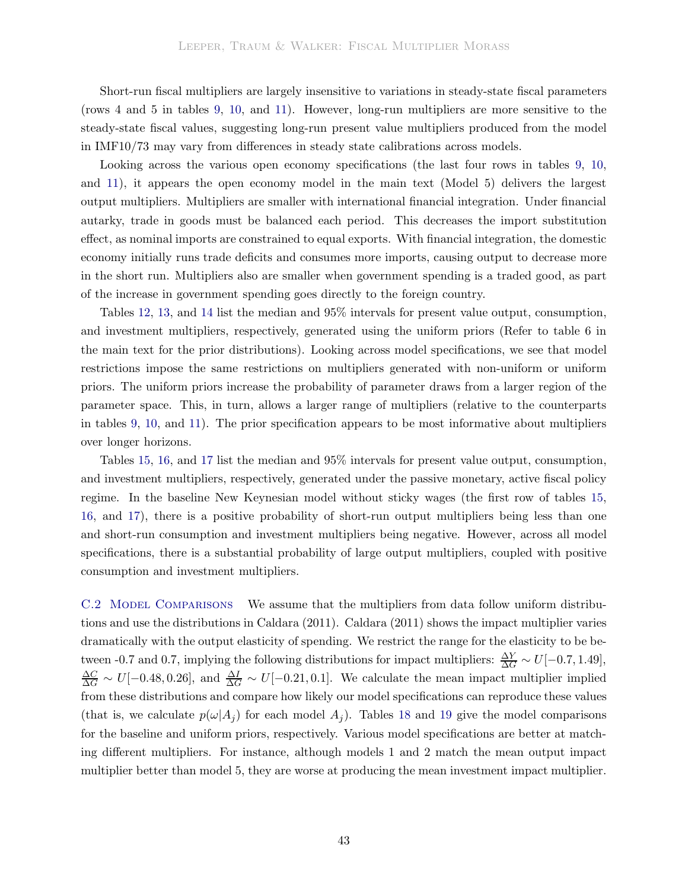Short-run fiscal multipliers are largely insensitive to variations in steady-state fiscal parameters (rows 4 and 5 in tables 9, 10, and 11). However, long-run multipliers are more sensitive to the steady-state fiscal values, suggesting long-run present value multipliers produced from the model in IMF10/73 may vary from differences in steady state calibrations across models.

Looking across the various open economy specifications (the last four rows in tables 9, 10, and 11), it appears the open economy model in the main text (Model 5) delivers the largest output multipliers. Multipliers are smaller with international financial integration. Under financial autarky, trade in goods must be balanced each period. This decreases the import substitution effect, as nominal imports are constrained to equal exports. With financial integration, the domestic economy initially runs trade deficits and consumes more imports, causing output to decrease more in the short run. Multipliers also are smaller when government spending is a traded good, as part of the increase in government spending goes directly to the foreign country.

Tables 12, 13, and 14 list the median and 95% intervals for present value output, consumption, and investment multipliers, respectively, generated using the uniform priors (Refer to table 6 in the main text for the prior distributions). Looking across model specifications, we see that model restrictions impose the same restrictions on multipliers generated with non-uniform or uniform priors. The uniform priors increase the probability of parameter draws from a larger region of the parameter space. This, in turn, allows a larger range of multipliers (relative to the counterparts in tables 9, 10, and 11). The prior specification appears to be most informative about multipliers over longer horizons.

Tables 15, 16, and 17 list the median and 95% intervals for present value output, consumption, and investment multipliers, respectively, generated under the passive monetary, active fiscal policy regime. In the baseline New Keynesian model without sticky wages (the first row of tables 15, 16, and 17), there is a positive probability of short-run output multipliers being less than one and short-run consumption and investment multipliers being negative. However, across all model specifications, there is a substantial probability of large output multipliers, coupled with positive consumption and investment multipliers.

**C.2 Model Comparisons** We assume that the multipliers from data follow uniform distributions and use the distributions in Caldara (2011). Caldara (2011) shows the impact multiplier varies dramatically with the output elasticity of spending. We restrict the range for the elasticity to be between -0.7 and 0.7, implying the following distributions for impact multipliers: $\frac{\Delta Y}{\Delta G} \sim U[-0.7, 1.49]$, $\frac{\Delta C}{\Delta G} \sim U[-0.48, 0.26]$, and $\frac{\Delta I}{\Delta G} \sim U[-0.21, 0.1]$. We calculate the mean impact multiplier implied from these distributions and compare how likely our model specifications can reproduce these values (that is, we calculate $p(\omega|A_j)$ for each model $A_j$). Tables 18 and 19 give the model comparisons for the baseline and uniform priors, respectively. Various model specifications are better at matching different multipliers. For instance, although models 1 and 2 match the mean output impact multiplier better than model 5, they are worse at producing the mean investment impact multiplier.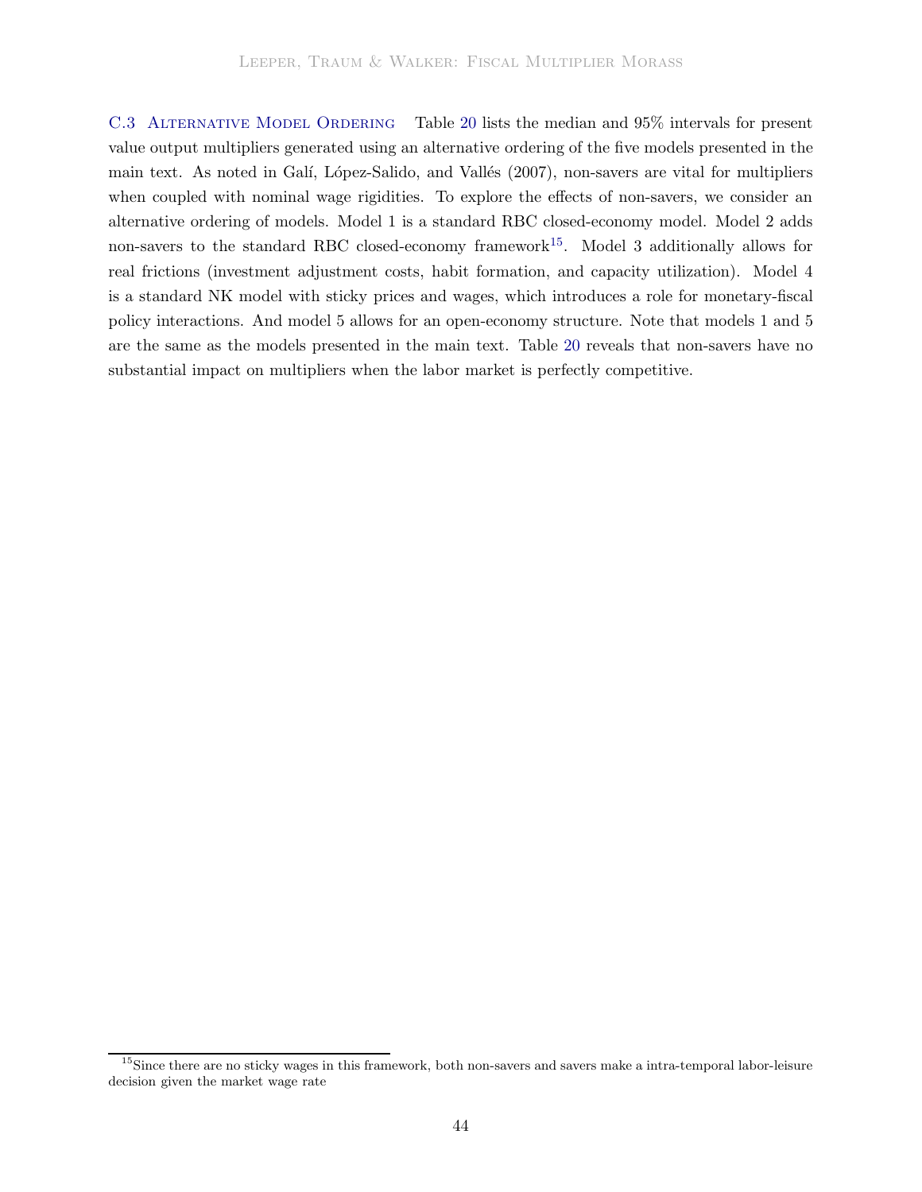### C.3 Alternative Model Ordering

Table 20 lists the median and 95% intervals for present value output multipliers generated using an alternative ordering of the five models presented in the main text. As noted in Galí, López-Salido, and Vallés (2007), non-savers are vital for multipliers when coupled with nominal wage rigidities. To explore the effects of non-savers, we consider an alternative ordering of models. Model 1 is a standard RBC closed-economy model. Model 2 adds non-savers to the standard RBC closed-economy framework[15]. Model 3 additionally allows for real frictions (investment adjustment costs, habit formation, and capacity utilization). Model 4 is a standard NK model with sticky prices and wages, which introduces a role for monetary-fiscal policy interactions. And model 5 allows for an open-economy structure. Note that models 1 and 5 are the same as the models presented in the main text. Table 20 reveals that non-savers have no substantial impact on multipliers when the labor market is perfectly competitive.

[15] Since there are no sticky wages in this framework, both non-savers and savers make a intra-temporal labor-leisure decision given the market wage rate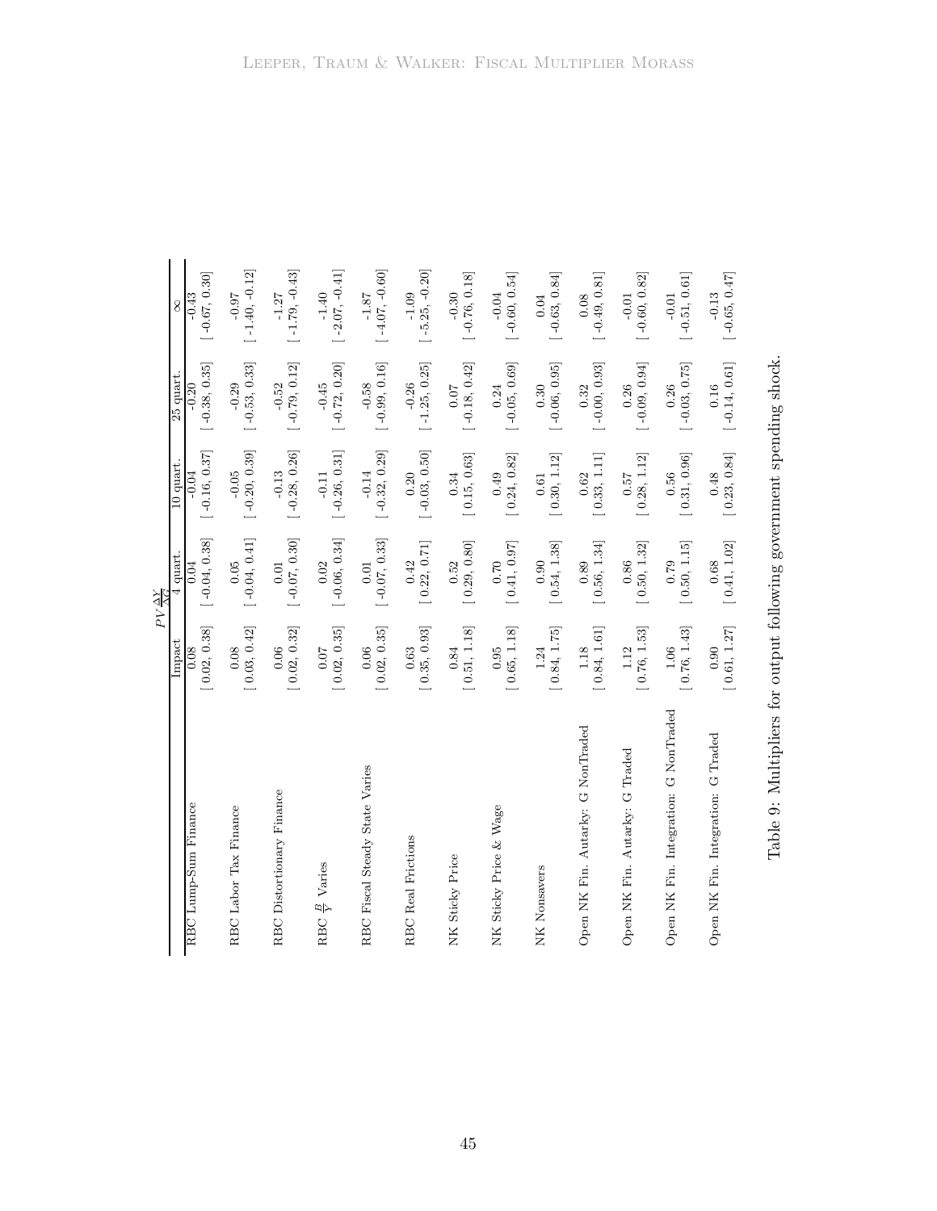| | $PV\frac{\Delta Y}{\Delta G}$ | | | | |
|---|---|---|---|---|---|
| | Impact | 4 quart. | 10 quart. | 25 quart. | $\infty$ |
| RBC Lump-Sum Finance | 0.08 | 0.04 | -0.04 | -0.20 | -0.43 |
| | [ 0.02, 0.38] | [ -0.04, 0.38] | [ -0.16, 0.37] | [ -0.38, 0.35] | [ -0.67, 0.30] |
| RBC Labor Tax Finance | 0.08 | 0.05 | -0.05 | -0.29 | -0.97 |
| | [ 0.03, 0.42] | [ -0.04, 0.41] | [ -0.20, 0.39] | [ -0.53, 0.33] | [ -1.40, -0.12] |
| RBC Distortionary Finance | 0.06 | 0.01 | -0.13 | -0.52 | -1.27 |
| | [ 0.02, 0.32] | [ -0.07, 0.30] | [ -0.28, 0.26] | [ -0.79, 0.12] | [ -1.79, -0.43] |
| RBC $\frac{B}{Y}$ Varies | 0.07 | 0.02 | -0.11 | -0.45 | -1.40 |
| | [ 0.02, 0.35] | [ -0.06, 0.34] | [ -0.26, 0.31] | [ -0.72, 0.20] | [ -2.07, -0.41] |
| RBC Fiscal Steady State Varies | 0.06 | 0.01 | -0.14 | -0.58 | -1.87 |
| | [ 0.02, 0.35] | [ -0.07, 0.33] | [ -0.32, 0.29] | [ -0.99, 0.16] | [ -4.07, -0.60] |
| RBC Real Frictions | 0.63 | 0.42 | 0.20 | -0.26 | -1.09 |
| | [ 0.35, 0.93] | [ 0.22, 0.71] | [ -0.03, 0.50] | [ -1.25, 0.25] | [ -5.25, -0.20] |
| NK Sticky Price | 0.84 | 0.52 | 0.34 | 0.07 | -0.30 |
| | [ 0.51, 1.18] | [ 0.29, 0.80] | [ 0.15, 0.63] | [ -0.18, 0.42] | [ -0.76, 0.18] |
| NK Sticky Price & Wage | 0.95 | 0.70 | 0.49 | 0.24 | -0.04 |
| | [ 0.65, 1.18] | [ 0.41, 0.97] | [ 0.24, 0.82] | [ -0.05, 0.69] | [ -0.60, 0.54] |
| NK Nonsavers | 1.24 | 0.90 | 0.61 | 0.30 | 0.04 |
| | [ 0.84, 1.75] | [ 0.54, 1.38] | [ 0.30, 1.12] | [ -0.06, 0.95] | [ -0.63, 0.84] |
| Open NK Fin. Autarky: G NonTraded | 1.18 | 0.89 | 0.62 | 0.32 | 0.08 |
| | [ 0.84, 1.61] | [ 0.56, 1.34] | [ 0.33, 1.11] | [ -0.00, 0.93] | [ -0.49, 0.81] |
| Open NK Fin. Autarky: G Traded | 1.12 | 0.86 | 0.57 | 0.26 | -0.01 |
| | [ 0.76, 1.53] | [ 0.50, 1.32] | [ 0.28, 1.12] | [ -0.09, 0.94] | [ -0.60, 0.82] |
| Open NK Fin. Integration: G NonTraded | 1.06 | 0.79 | 0.56 | 0.26 | -0.01 |
| | [ 0.76, 1.43] | [ 0.50, 1.15] | [ 0.31, 0.96] | [ -0.03, 0.75] | [ -0.51, 0.61] |
| Open NK Fin. Integration: G Traded | 0.90 | 0.68 | 0.48 | 0.16 | -0.13 |
| | [ 0.61, 1.27] | [ 0.41, 1.02] | [ 0.23, 0.84] | [ -0.14, 0.61] | [ -0.65, 0.47] |

Table 9: Multipliers for output following government spending shock.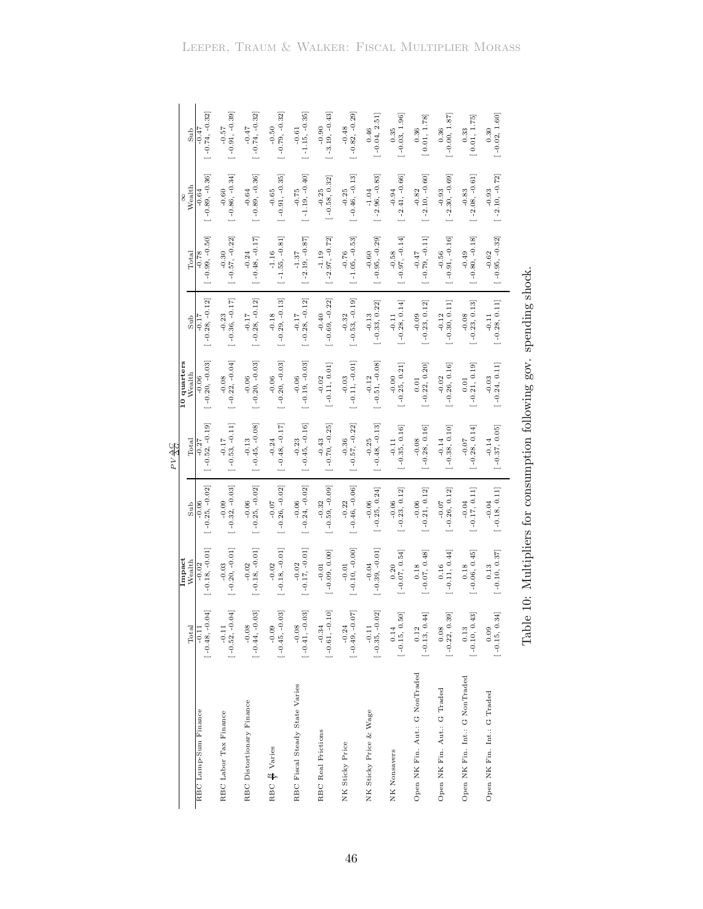| | $PV\frac{\Delta C}{\Delta G}$ | | | | | | | | |
|---|---|---|---|---|---|---|---|---|---|
| | **Impact** | | | **10 quarters** | | | $\infty$ | | |
| | Total | Wealth | Sub | Total | Wealth | Sub | Total | Wealth | Sub |
| RBC Lump-Sum Finance | -0.11 [-0.48, -0.04] | -0.02 [-0.18, -0.01] | -0.06 [-0.25, -0.02] | -0.27 [-0.52, -0.19] | -0.06 [-0.20, -0.03] | -0.17 [-0.28, -0.12] | -0.78 [-0.99, -0.50] | -0.64 [-0.89, -0.36] | -0.47 [-0.74, -0.32] |
| RBC Labor Tax Finance | -0.11 [-0.52, -0.04] | -0.03 [-0.20, -0.01] | -0.09 [-0.32, -0.03] | -0.17 [-0.53, -0.11] | -0.08 [-0.22, -0.04] | -0.23 [-0.36, -0.17] | -0.30 [-0.57, -0.22] | -0.60 [-0.86, -0.34] | -0.57 [-0.91, -0.39] |
| RBC Distortionary Finance | -0.08 [-0.44, -0.03] | -0.02 [-0.18, -0.01] | -0.06 [-0.25, -0.02] | -0.13 [-0.45, -0.08] | -0.06 [-0.20, -0.03] | -0.17 [-0.28, -0.12] | -0.24 [-0.48, -0.17] | -0.64 [-0.89, -0.36] | -0.47 [-0.74, -0.32] |
| RBC $\frac{B}{Y}$ Varies | -0.09 [-0.45, -0.03] | -0.02 [-0.18, -0.01] | -0.07 [-0.26, -0.02] | -0.24 [-0.48, -0.17] | -0.06 [-0.20, -0.03] | -0.18 [-0.29, -0.13] | -1.16 [-1.55, -0.81] | -0.65 [-0.91, -0.35] | -0.50 [-0.79, -0.32] |
| RBC Fiscal Steady State Varies | -0.08 [-0.41, -0.03] | -0.02 [-0.17, -0.01] | -0.06 [-0.24, -0.02] | -0.23 [-0.45, -0.16] | -0.06 [-0.19, -0.03] | -0.17 [-0.28, -0.12] | -1.37 [-2.19, -0.87] | -0.75 [-1.19, -0.40] | -0.61 [-1.15, -0.35] |
| RBC Real Frictions | -0.34 [-0.61, -0.10] | -0.01 [-0.09, 0.00] | -0.32 [-0.59, -0.09] | -0.43 [-0.70, -0.25] | -0.02 [-0.11, 0.01] | -0.40 [-0.69, -0.22] | -1.19 [-2.97, -0.72] | -0.25 [-0.58, 0.32] | -0.90 [-3.19, -0.43] |
| NK Sticky Price | -0.24 [-0.49, -0.07] | -0.01 [-0.10, -0.00] | -0.22 [-0.46, -0.06] | -0.36 [-0.57, -0.22] | -0.03 [-0.11, -0.01] | -0.32 [-0.53, -0.19] | -0.76 [-1.05, -0.53] | -0.25 [-0.46, -0.13] | -0.48 [-0.82, -0.29] |
| NK Sticky Price & Wage | -0.11 [-0.35, -0.02] | -0.04 [-0.39, -0.01] | -0.06 [-0.25, 0.24] | -0.25 [-0.48, -0.13] | -0.12 [-0.51, -0.08] | -0.13 [-0.33, 0.22] | -0.60 [-0.95, -0.29] | -1.04 [-2.96, -0.83] | 0.46 [-0.04, 2.51] |
| NK Nonsavers | 0.14 [-0.15, 0.50] | 0.20 [-0.07, 0.54] | -0.06 [-0.23, 0.12] | -0.11 [-0.35, 0.16] | -0.00 [-0.25, 0.21] | -0.11 [-0.28, 0.14] | -0.58 [-0.97, -0.14] | -0.94 [-2.41, -0.66] | 0.35 [-0.03, 1.96] |
| Open NK Fin. Aut.: G NonTraded | 0.12 [-0.13, 0.44] | 0.18 [-0.07, 0.48] | -0.06 [-0.21, 0.12] | -0.08 [-0.28, 0.16] | 0.01 [-0.22, 0.20] | -0.09 [-0.23, 0.12] | -0.47 [-0.79, -0.11] | -0.82 [-2.10, -0.60] | 0.36 [0.01, 1.78] |
| Open NK Fin. Aut.: G Traded | 0.08 [-0.22, 0.39] | 0.16 [-0.11, 0.44] | -0.07 [-0.26, 0.12] | -0.14 [-0.38, 0.10] | -0.02 [-0.26, 0.16] | -0.12 [-0.30, 0.11] | -0.56 [-0.91, -0.16] | -0.93 [-2.30, -0.69] | 0.36 [-0.00, 1.87] |
| Open NK Fin. Int.: G NonTraded | 0.13 [-0.10, 0.43] | 0.18 [-0.06, 0.45] | -0.04 [-0.17, 0.11] | -0.07 [-0.28, 0.14] | 0.01 [-0.21, 0.19] | -0.08 [-0.23, 0.13] | -0.49 [-0.80, -0.18] | -0.83 [-2.08, -0.61] | 0.33 [0.01, 1.75] |
| Open NK Fin. Int.: G Traded | 0.09 [-0.15, 0.34] | 0.13 [-0.10, 0.37] | -0.04 [-0.18, 0.11] | -0.14 [-0.37, 0.05] | -0.03 [-0.24, 0.11] | -0.11 [-0.28, 0.11] | -0.62 [-0.95, -0.32] | -0.93 [-2.10, -0.72] | 0.30 [-0.02, 1.60] |

Table 10: Multipliers for consumption following gov. spending shock.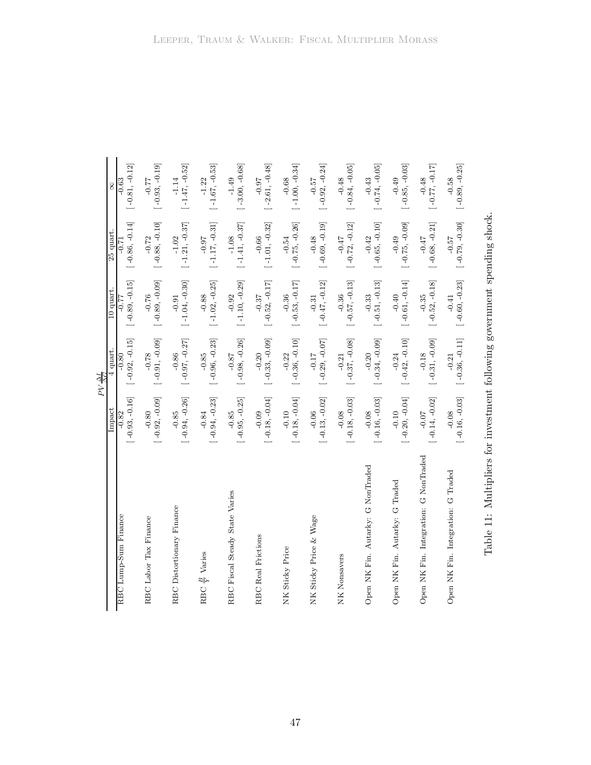| | $PV\frac{\Delta I}{\Delta G}$ | | | | |
|---|---|---|---|---|---|
| | Impact | 4 quart. | 10 quart. | 25 quart. | $\infty$ |
| RBC Lump-Sum Finance | -0.82 | -0.80 | -0.77 | -0.71 | -0.63 |
| | [ -0.93, -0.16] | [ -0.92, -0.15] | [ -0.89, -0.15] | [ -0.86, -0.14] | [ -0.81, -0.12] |
| RBC Labor Tax Finance | -0.80 | -0.78 | -0.76 | -0.72 | -0.77 |
| | [ -0.92, -0.09] | [ -0.91, -0.09] | [ -0.89, -0.09] | [ -0.88, -0.10] | [ -0.93, -0.19] |
| RBC Distortionary Finance | -0.85 | -0.86 | -0.91 | -1.02 | -1.14 |
| | [ -0.94, -0.26] | [ -0.97, -0.27] | [ -1.04, -0.30] | [ -1.21, -0.37] | [ -1.47, -0.52] |
| RBC $\frac{B}{Y}$ Varies | -0.84 | -0.85 | -0.88 | -0.97 | -1.22 |
| | [ -0.94, -0.23] | [ -0.96, -0.23] | [ -1.02, -0.25] | [ -1.17, -0.31] | [ -1.67, -0.53] |
| RBC Fiscal Steady State Varies | -0.85 | -0.87 | -0.92 | -1.08 | -1.49 |
| | [ -0.95, -0.25] | [ -0.98, -0.26] | [ -1.10, -0.29] | [ -1.41, -0.37] | [ -3.00, -0.68] |
| RBC Real Frictions | -0.09 | -0.20 | -0.37 | -0.66 | -0.97 |
| | [ -0.18, -0.04] | [ -0.33, -0.09] | [ -0.52, -0.17] | [ -1.01, -0.32] | [ -2.61, -0.48] |
| NK Sticky Price | -0.10 | -0.22 | -0.36 | -0.54 | -0.68 |
| | [ -0.18, -0.04] | [ -0.36, -0.10] | [ -0.53, -0.17] | [ -0.75, -0.26] | [ -1.00, -0.34] |
| NK Sticky Price & Wage | -0.06 | -0.17 | -0.31 | -0.48 | -0.57 |
| | [ -0.13, -0.02] | [ -0.29, -0.07] | [ -0.47, -0.12] | [ -0.69, -0.19] | [ -0.92, -0.24] |
| NK Nonsavers | -0.08 | -0.21 | -0.36 | -0.47 | -0.48 |
| | [ -0.18, -0.03] | [ -0.37, -0.08] | [ -0.57, -0.13] | [ -0.72, -0.12] | [ -0.84, -0.05] |
| Open NK Fin. Autarky: G NonTraded | -0.08 | -0.20 | -0.33 | -0.42 | -0.43 |
| | [ -0.16, -0.03] | [ -0.34, -0.09] | [ -0.51, -0.13] | [ -0.65, -0.10] | [ -0.74, -0.05] |
| Open NK Fin. Autarky: G Traded | -0.10 | -0.24 | -0.40 | -0.49 | -0.49 |
| | [ -0.20, -0.04] | [ -0.42, -0.10] | [ -0.61, -0.14] | [ -0.75, -0.09] | [ -0.85, -0.03] |
| Open NK Fin. Integration: G NonTraded | -0.07 | -0.18 | -0.35 | -0.47 | -0.48 |
| | [ -0.14, -0.02] | [ -0.31, -0.09] | [ -0.52, -0.18] | [ -0.68, -0.21] | [ -0.77, -0.17] |
| Open NK Fin. Integration: G Traded | -0.08 | -0.21 | -0.41 | -0.57 | -0.58 |
| | [ -0.16, -0.03] | [ -0.36, -0.11] | [ -0.60, -0.23] | [ -0.79, -0.30] | [ -0.89, -0.25] |

Table 11: Multipliers for investment following government spending shock.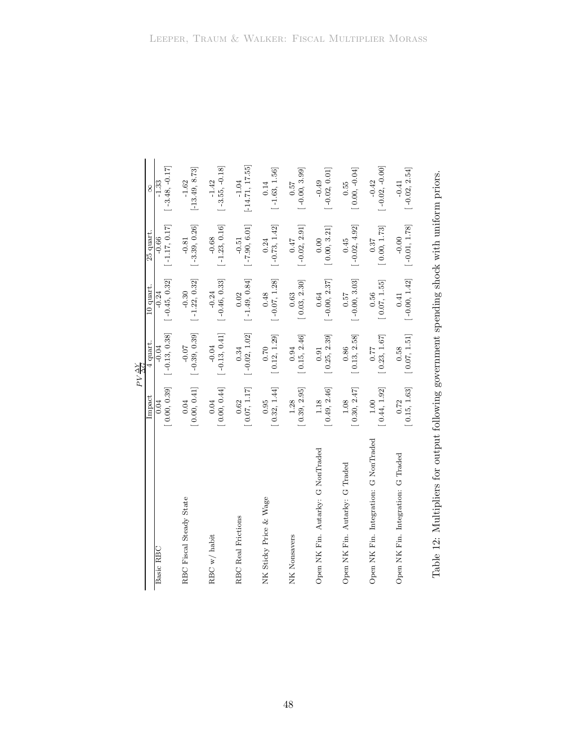| | $PV\frac{\Delta Y}{\Delta G}$ | | | | |
|---|---|---|---|---|---|
| | Impact | 4 quart. | 10 quart. | 25 quart. | $\infty$ |
| Basic RBC | 0.04 | -0.04 | -0.24 | -0.66 | -1.33 |
| | [ 0.00, 0.39] | [ -0.13, 0.38] | [ -0.45, 0.32] | [ -1.17, 0.17] | [ -3.48, -0.17] |
| RBC Fiscal Steady State | 0.04 | -0.07 | -0.30 | -0.81 | -1.62 |
| | [ 0.00, 0.41] | [ -0.39, 0.39] | [ -1.22, 0.32] | [ -3.39, 0.26] | [-13.49, 8.73] |
| RBC w/ habit | 0.04 | -0.04 | -0.24 | -0.68 | -1.42 |
| | [ 0.00, 0.44] | [ -0.13, 0.41] | [ -0.46, 0.33] | [ -1.23, 0.16] | [ -3.55, -0.18] |
| RBC Real Frictions | 0.62 | 0.34 | 0.02 | -0.51 | -1.04 |
| | [ 0.07, 1.17] | [ -0.02, 1.02] | [ -1.49, 0.84] | [ -7.90, 6.01] | [-14.71, 17.55] |
| NK Sticky Price & Wage | 0.95 | 0.70 | 0.48 | 0.24 | 0.14 |
| | [ 0.32, 1.44] | [ 0.12, 1.29] | [ -0.07, 1.28] | [ -0.73, 1.42] | [ -1.63, 1.56] |
| NK Nonsavers | 1.28 | 0.94 | 0.63 | 0.47 | 0.57 |
| | [ 0.39, 2.95] | [ 0.15, 2.46] | [ 0.03, 2.30] | [ -0.02, 2.91] | [ -0.00, 3.99] |
| Open NK Fin. Autarky: G NonTraded | 1.18 | 0.91 | 0.64 | 0.00 | -0.49 |
| | [ 0.49, 2.46] | [ 0.25, 2.39] | [ -0.00, 2.37] | [ 0.00, 3.21] | [ -0.02, 0.01] |
| Open NK Fin. Autarky: G Traded | 1.08 | 0.86 | 0.57 | 0.45 | 0.55 |
| | [ 0.30, 2.47] | [ 0.13, 2.58] | [ -0.00, 3.03] | [ -0.02, 4.92] | [ 0.00, -0.04] |
| Open NK Fin. Integration: G NonTraded | 1.00 | 0.77 | 0.56 | 0.37 | -0.42 |
| | [ 0.44, 1.92] | [ 0.23, 1.67] | [ 0.07, 1.55] | [ 0.00, 1.73] | [ -0.02, -0.00] |
| Open NK Fin. Integration: G Traded | 0.72 | 0.58 | 0.41 | -0.00 | -0.41 |
| | [ 0.15, 1.63] | [ 0.07, 1.51] | [ -0.00, 1.42] | [ -0.01, 1.78] | [ -0.02, 2.54] |

Table 12: Multipliers for output following government spending shock with uniform priors.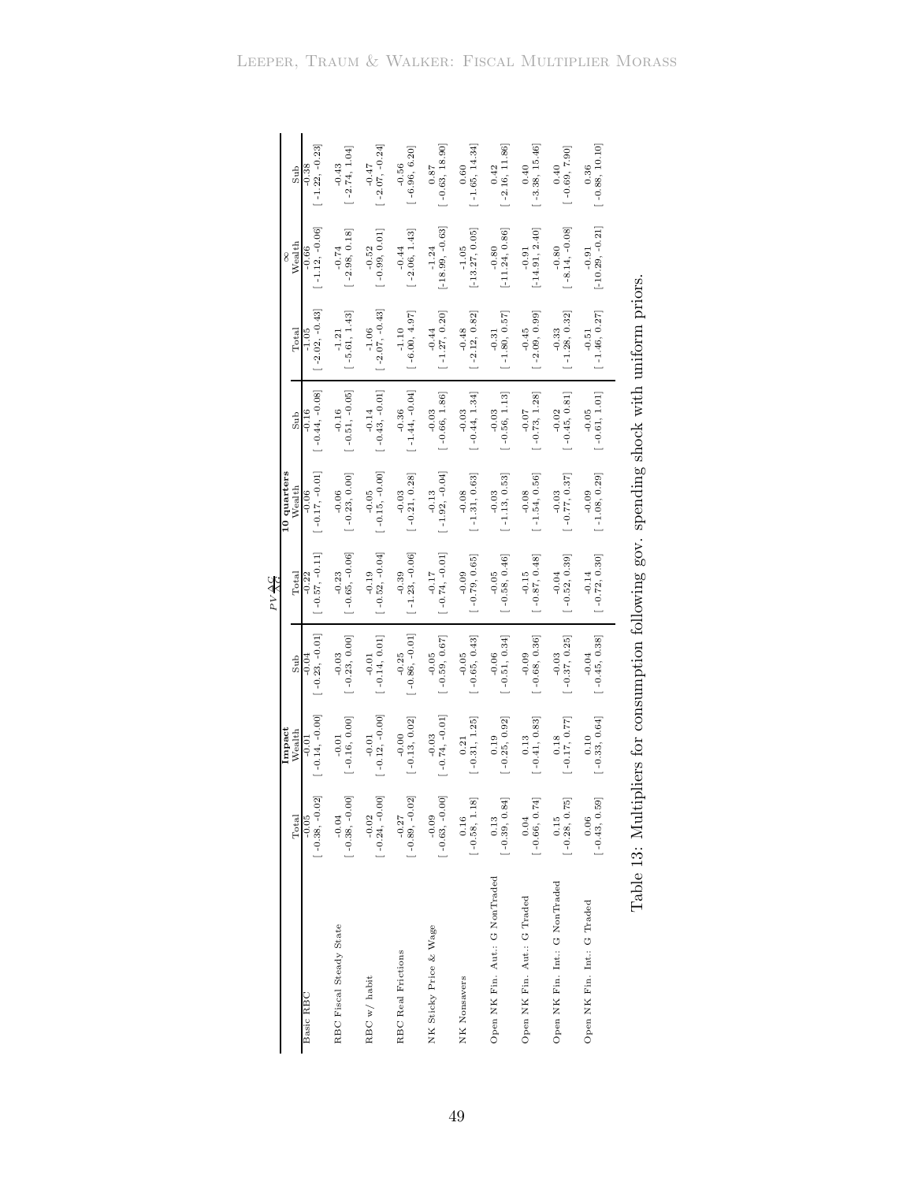| | $PV\frac{\Delta C}{\Delta G}$ | | | | | | | | |
|---|---|---|---|---|---|---|---|---|---|
| | **Impact** | | | **10 quarters** | | | $\infty$ | | |
| | Total | Wealth | Sub | Total | Wealth | Sub | Total | Wealth | Sub |
| Basic RBC | -0.05 | -0.01 | -0.04 | -0.22 | -0.06 | -0.16 | -1.05 | -0.66 | -0.38 |
| | [-0.38, -0.02] | [-0.14, -0.00] | [-0.23, -0.01] | [-0.57, -0.11] | [-0.17, -0.01] | [-0.44, -0.08] | [-2.02, -0.43] | [-1.12, -0.06] | [-1.22, -0.23] |
| RBC Fiscal Steady State | -0.04 | -0.01 | -0.03 | -0.23 | -0.06 | -0.16 | -1.21 | -0.74 | -0.43 |
| | [-0.38, -0.00] | [-0.16, 0.00] | [-0.23, 0.00] | [-0.65, -0.06] | [-0.23, 0.00] | [-0.51, -0.05] | [-5.61, 1.43] | [-2.98, 0.18] | [-2.74, 1.04] |
| RBC w/ habit | -0.02 | -0.01 | -0.01 | -0.19 | -0.05 | -0.14 | -1.06 | -0.52 | -0.47 |
| | [-0.24, -0.00] | [-0.12, -0.00] | [-0.14, 0.01] | [-0.52, -0.04] | [-0.15, -0.00] | [-0.43, -0.01] | [-2.07, -0.43] | [-0.99, 0.01] | [-2.07, -0.24] |
| RBC Real Frictions | -0.27 | -0.00 | -0.25 | -0.39 | -0.03 | -0.36 | -1.10 | -0.44 | -0.56 |
| | [-0.89, -0.02] | [-0.13, 0.02] | [-0.86, -0.01] | [-1.23, -0.06] | [-0.21, 0.28] | [-1.44, -0.04] | [-6.00, 4.97] | [-2.06, 1.43] | [-6.96, 6.20] |
| NK Sticky Price & Wage | -0.09 | -0.03 | -0.05 | -0.17 | -0.13 | -0.03 | -0.44 | -1.24 | 0.87 |
| | [-0.63, -0.00] | [-0.74, -0.01] | [-0.59, 0.67] | [-0.74, -0.01] | [-1.92, -0.04] | [-0.66, 1.86] | [-1.27, 0.20] | [-18.99, -0.63] | [-0.63, 18.90] |
| NK Nonsavers | 0.16 | 0.21 | -0.05 | -0.09 | -0.08 | -0.03 | -0.48 | -1.05 | 0.60 |
| | [-0.58, 1.18] | [-0.31, 1.25] | [-0.65, 0.43] | [-0.79, 0.65] | [-1.31, 0.63] | [-0.44, 1.34] | [-2.12, 0.82] | [-13.27, 0.05] | [-1.65, 14.34] |
| Open NK Fin. Aut.: G NonTraded | 0.13 | 0.19 | -0.06 | -0.05 | -0.03 | -0.03 | -0.31 | -0.80 | 0.42 |
| | [-0.39, 0.84] | [-0.25, 0.92] | [-0.51, 0.34] | [-0.58, 0.46] | [-1.13, 0.53] | [-0.56, 1.13] | [-1.80, 0.57] | [-11.24, 0.86] | [-2.16, 11.86] |
| Open NK Fin. Aut.: G Traded | 0.04 | 0.13 | -0.09 | -0.15 | -0.08 | -0.07 | -0.45 | -0.91 | 0.40 |
| | [-0.66, 0.74] | [-0.41, 0.83] | [-0.68, 0.36] | [-0.87, 0.48] | [-1.54, 0.56] | [-0.73, 1.28] | [-2.09, 0.99] | [-14.91, 2.40] | [-3.38, 15.46] |
| Open NK Fin. Int.: G NonTraded | 0.15 | 0.18 | -0.03 | -0.04 | -0.03 | -0.02 | -0.33 | -0.80 | 0.40 |
| | [-0.28, 0.75] | [-0.17, 0.77] | [-0.37, 0.25] | [-0.52, 0.39] | [-0.77, 0.37] | [-0.45, 0.81] | [-1.28, 0.32] | [-8.14, -0.08] | [-0.69, 7.90] |
| Open NK Fin. Int.: G Traded | 0.06 | 0.10 | -0.04 | -0.14 | -0.09 | -0.05 | -0.51 | -0.91 | 0.36 |
| | [-0.43, 0.59] | [-0.33, 0.64] | [-0.45, 0.38] | [-0.72, 0.30] | [-1.08, 0.29] | [-0.61, 1.01] | [-1.46, 0.27] | [-10.29, -0.21] | [-0.88, 10.10] |

Table 13: Multipliers for consumption following gov. spending shock with uniform priors.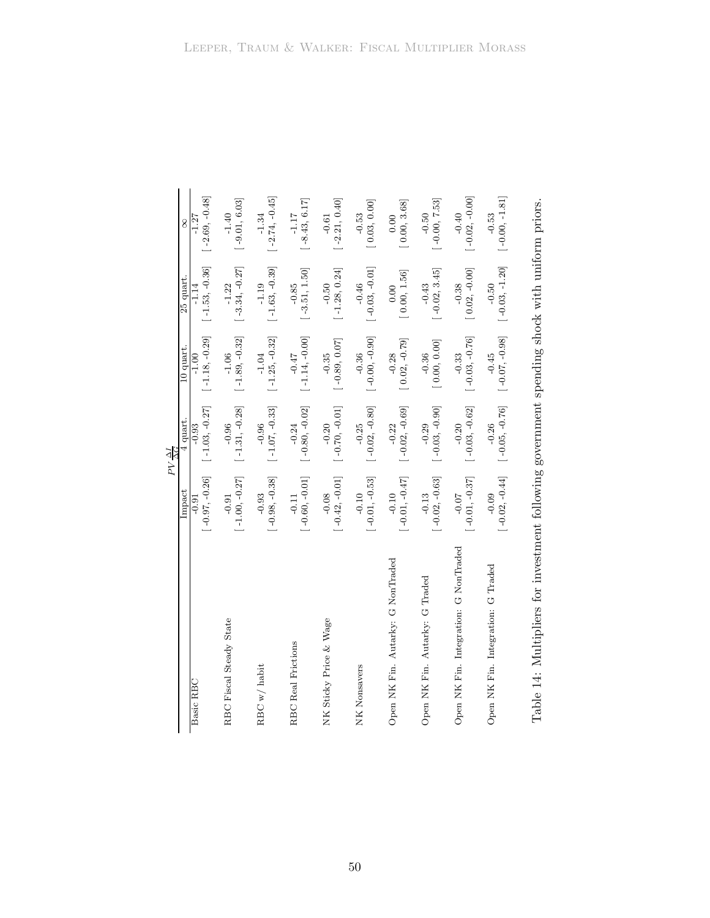| | $PV\frac{\Delta I}{\Delta G}$ | | | | |
|---|---|---|---|---|---|
| | Impact | 4 quart. | 10 quart. | 25 quart. | $\infty$ |
| Basic RBC | -0.91 | -0.93 | -1.00 | -1.14 | -1.27 |
| | [ -0.97, -0.26] | [ -1.03, -0.27] | [ -1.18, -0.29] | [ -1.53, -0.36] | [ -2.69, -0.48] |
| RBC Fiscal Steady State | -0.91 | -0.96 | -1.06 | -1.22 | -1.40 |
| | [ -1.00, -0.27] | [ -1.31, -0.28] | [ -1.89, -0.32] | [ -3.34, -0.27] | [ -9.01, 6.03] |
| RBC w/ habit | -0.93 | -0.96 | -1.04 | -1.19 | -1.34 |
| | [ -0.98, -0.38] | [ -1.07, -0.33] | [ -1.25, -0.32] | [ -1.63, -0.39] | [ -2.74, -0.45] |
| RBC Real Frictions | -0.11 | -0.24 | -0.47 | -0.85 | -1.17 |
| | [ -0.60, -0.01] | [ -0.80, -0.02] | [ -1.14, -0.00] | [ -3.51, 1.50] | [ -8.43, 6.17] |
| NK Sticky Price & Wage | -0.08 | -0.20 | -0.35 | -0.50 | -0.61 |
| | [ -0.42, -0.01] | [ -0.70, -0.01] | [ -0.89, 0.07] | [ -1.28, 0.24] | [ -2.21, 0.40] |
| NK Nonsavers | -0.10 | -0.25 | -0.36 | -0.46 | -0.53 |
| | [ -0.01, -0.53] | [ -0.02, -0.80] | [ -0.00, -0.90] | [ -0.03, -0.01] | [ 0.03, 0.00] |
| Open NK Fin. Autarky: G NonTraded | -0.10 | -0.22 | -0.28 | 0.00 | 0.00 |
| | [ -0.01, -0.47] | [ -0.02, -0.69] | [ 0.02, -0.79] | [ 0.00, 1.56] | [ 0.00, 3.68] |
| Open NK Fin. Autarky: G Traded | -0.13 | -0.29 | -0.36 | -0.43 | -0.50 |
| | [ -0.02, -0.63] | [ -0.03, -0.90] | [ 0.00, 0.00] | [ -0.02, 3.45] | [ -0.00, 7.53] |
| Open NK Fin. Integration: G NonTraded | -0.07 | -0.20 | -0.33 | -0.38 | -0.40 |
| | [ -0.01, -0.37] | [ -0.03, -0.62] | [ -0.03, -0.76] | [ 0.02, -0.00] | [ -0.02, -0.00] |
| Open NK Fin. Integration: G Traded | -0.09 | -0.26 | -0.45 | -0.50 | -0.53 |
| | [ -0.02, -0.44] | [ -0.05, -0.76] | [ -0.07, -0.98] | [ -0.03, -1.20] | [ -0.00, -1.81] |

Table 14: Multipliers for investment following government spending shock with uniform priors.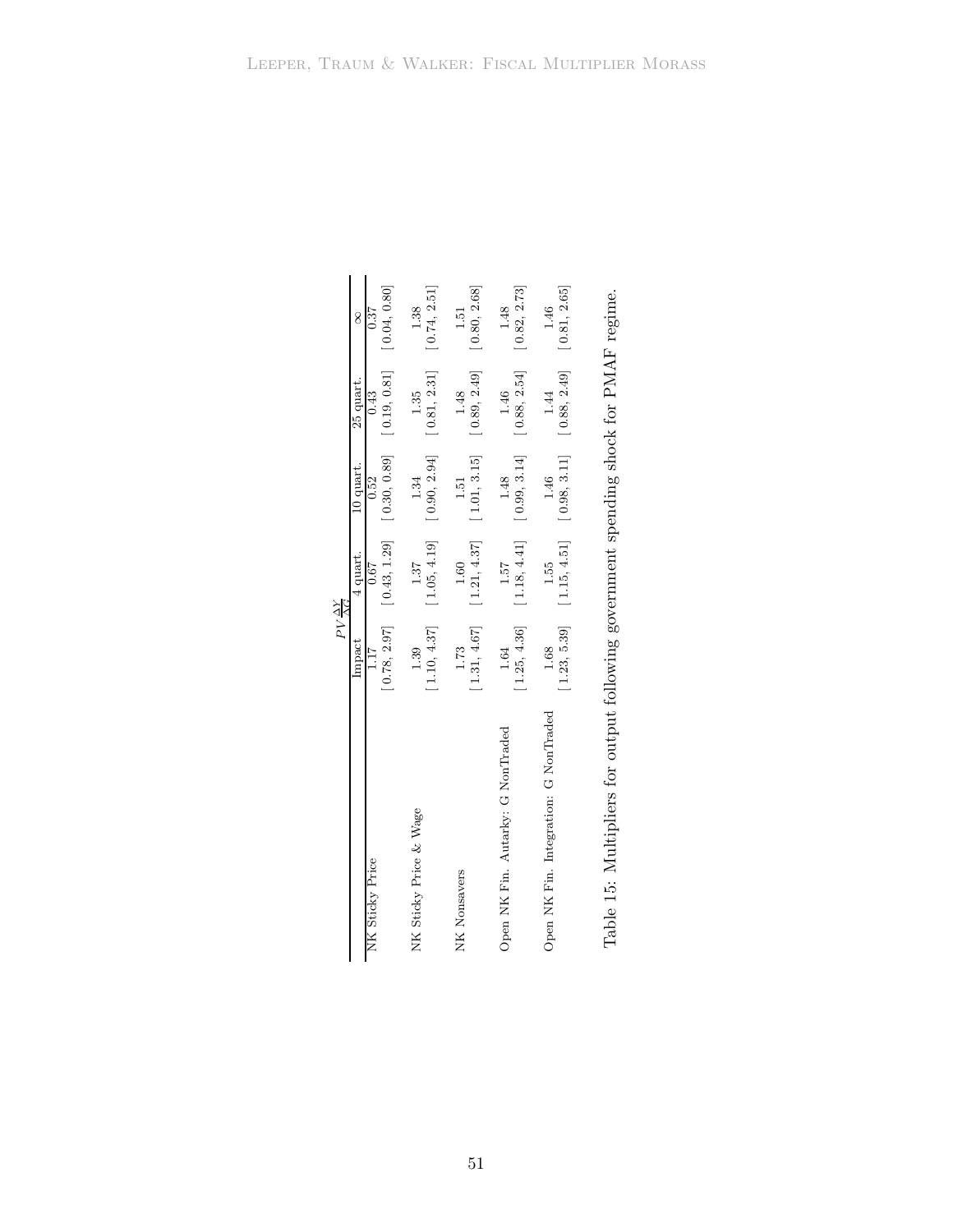| | $PV\frac{\Delta Y}{\Delta G}$ | | | | |
|---|---|---|---|---|---|
| | Impact | 4 quart. | 10 quart. | 25 quart. | $\infty$ |
| NK Sticky Price | 1.17 | 0.67 | 0.52 | 0.43 | 0.37 |
| | [ 0.78, 2.97] | [ 0.43, 1.29] | [ 0.30, 0.89] | [ 0.19, 0.81] | [ 0.04, 0.80] |
| NK Sticky Price & Wage | 1.39 | 1.37 | 1.34 | 1.35 | 1.38 |
| | [ 1.10, 4.37] | [ 1.05, 4.19] | [ 0.90, 2.94] | [ 0.81, 2.31] | [ 0.74, 2.51] |
| NK Nonsavers | 1.73 | 1.60 | 1.51 | 1.48 | 1.51 |
| | [ 1.31, 4.67] | [ 1.21, 4.37] | [ 1.01, 3.15] | [ 0.89, 2.49] | [ 0.80, 2.68] |
| Open NK Fin. Autarky: G NonTraded | 1.64 | 1.57 | 1.48 | 1.46 | 1.48 |
| | [ 1.25, 4.36] | [ 1.18, 4.41] | [ 0.99, 3.14] | [ 0.88, 2.54] | [ 0.82, 2.73] |
| Open NK Fin. Integration: G NonTraded | 1.68 | 1.55 | 1.46 | 1.44 | 1.46 |
| | [ 1.23, 5.39] | [ 1.15, 4.51] | [ 0.98, 3.11] | [ 0.88, 2.49] | [ 0.81, 2.65] |

Table 15: Multipliers for output following government spending shock for PMAF regime.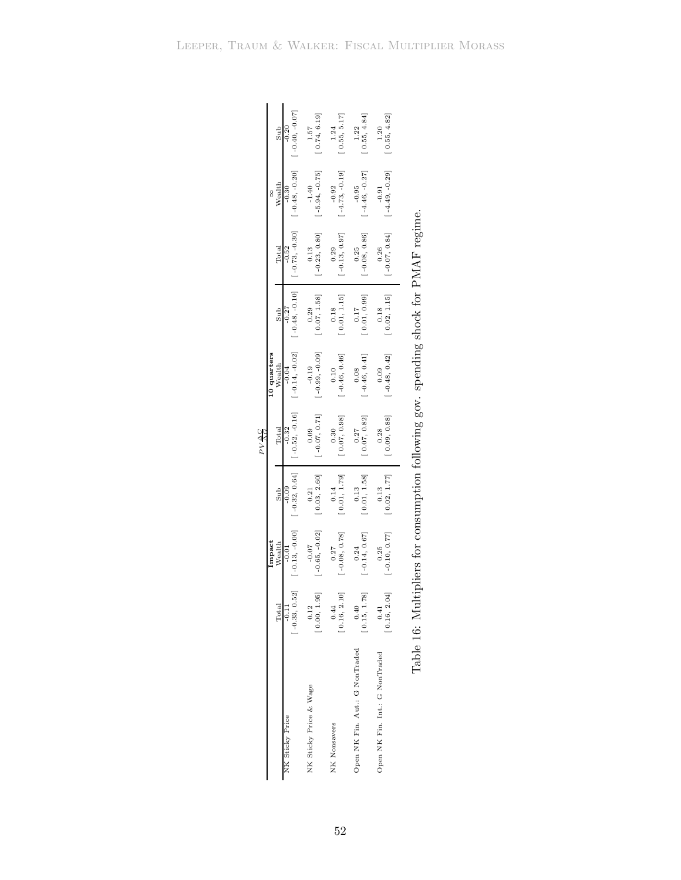| | $PV\frac{\Delta C}{\Delta G}$ | | | | | | | | |
|---|---|---|---|---|---|---|---|---|---|
| | **Impact** | | | **10 quarters** | | | $\infty$ | | |
| | Total | Wealth | Sub | Total | Wealth | Sub | Total | Wealth | Sub |
| NK Sticky Price | -0.11 | -0.01 | -0.09 | -0.32 | -0.04 | -0.27 | -0.52 | -0.30 | -0.20 |
| | [ -0.33, 0.52] | [ -0.13, -0.00] | [ -0.32, 0.64] | [ -0.52, -0.16] | [ -0.14, -0.02] | [ -0.48, -0.10] | [ -0.73, -0.30] | [ -0.48, -0.20] | [ -0.40, -0.07] |
| NK Sticky Price & Wage | 0.12 | -0.07 | 0.21 | 0.09 | -0.19 | 0.29 | 0.13 | -1.40 | 1.57 |
| | [ 0.00, 1.95] | [ -0.65, -0.02] | [ 0.03, 2.60] | [ -0.07, 0.71] | [ -0.99, -0.09] | [ 0.07, 1.58] | [ -0.23, 0.80] | [ -5.94, -0.75] | [ 0.74, 6.19] |
| NK Nonsavers | 0.44 | 0.27 | 0.14 | 0.30 | 0.10 | 0.18 | 0.29 | -0.92 | 1.24 |
| | [ 0.16, 2.10] | [ -0.08, 0.78] | [ 0.01, 1.79] | [ 0.07, 0.98] | [ -0.46, 0.46] | [ 0.01, 1.15] | [ -0.13, 0.97] | [ -4.73, -0.19] | [ 0.55, 5.17] |
| Open NK Fin. Aut.: G NonTraded | 0.40 | 0.24 | 0.13 | 0.27 | 0.08 | 0.17 | 0.25 | -0.95 | 1.22 |
| | [ 0.15, 1.78] | [ -0.14, 0.67] | [ 0.01, 1.58] | [ 0.07, 0.82] | [ -0.46, 0.41] | [ 0.01, 0.99] | [ -0.08, 0.86] | [ -4.46, -0.27] | [ 0.55, 4.84] |
| Open NK Fin. Int.: G NonTraded | 0.41 | 0.25 | 0.13 | 0.28 | 0.09 | 0.18 | 0.26 | -0.91 | 1.20 |
| | [ 0.16, 2.04] | [ -0.10, 0.77] | [ 0.02, 1.77] | [ 0.09, 0.88] | [ -0.48, 0.42] | [ 0.02, 1.15] | [ -0.07, 0.84] | [ -4.49, -0.29] | [ 0.55, 4.82] |

Table 16: Multipliers for consumption following gov. spending shock for PMAF regime.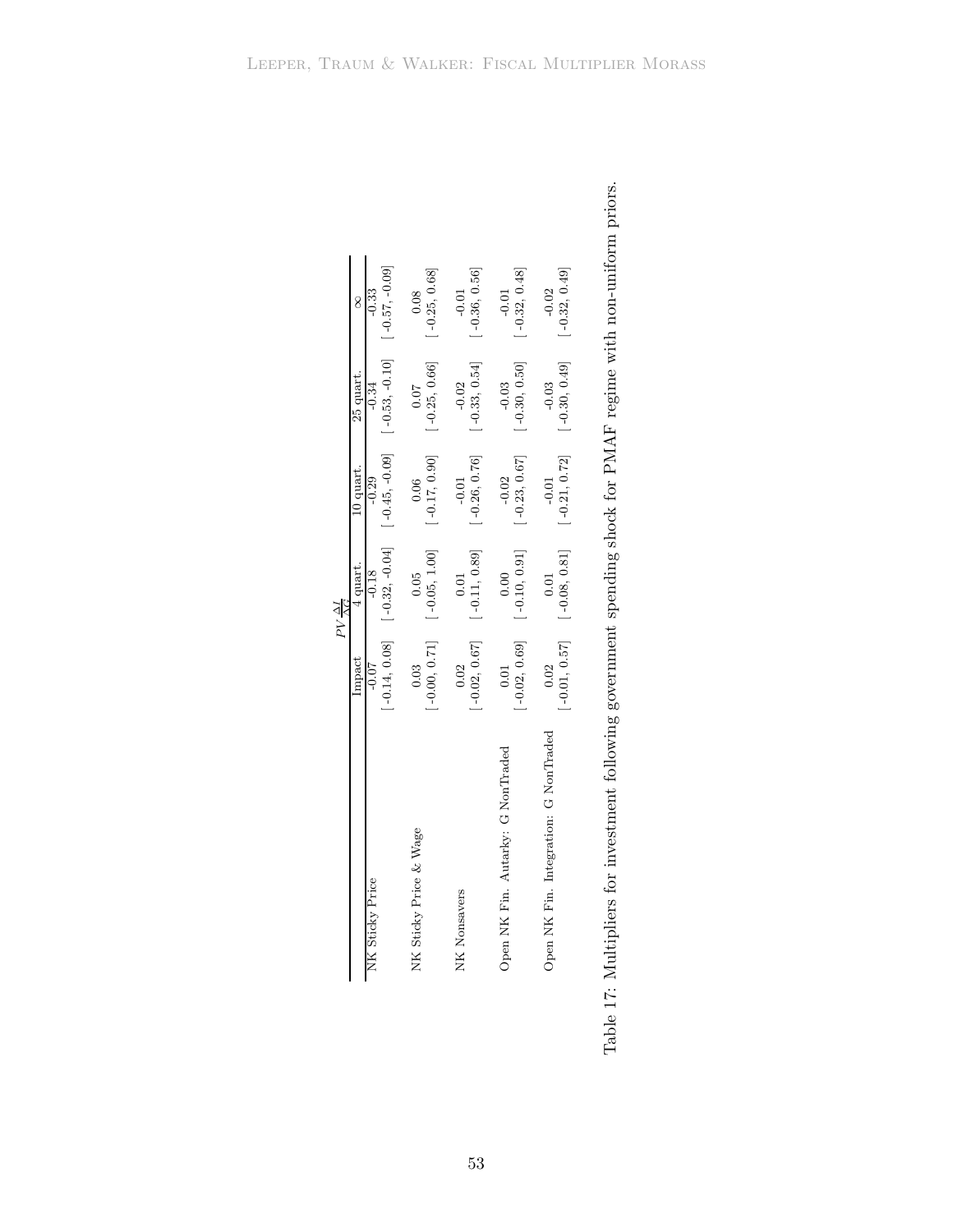| | $PV\frac{\Delta I}{\Delta G}$ | | | | |
|---|---|---|---|---|---|
| | Impact | 4 quart. | 10 quart. | 25 quart. | $\infty$ |
| NK Sticky Price | -0.07 | -0.18 | -0.29 | -0.34 | -0.33 |
| | [ -0.14, 0.08] | [ -0.32, -0.04] | [ -0.45, -0.09] | [ -0.53, -0.10] | [ -0.57, -0.09] |
| NK Sticky Price & Wage | 0.03 | 0.05 | 0.06 | 0.07 | 0.08 |
| | [ -0.00, 0.71] | [ -0.05, 1.00] | [ -0.17, 0.90] | [ -0.25, 0.66] | [ -0.25, 0.68] |
| NK Nonsavers | 0.02 | 0.01 | -0.01 | -0.02 | -0.01 |
| | [ -0.02, 0.67] | [ -0.11, 0.89] | [ -0.26, 0.76] | [ -0.33, 0.54] | [ -0.36, 0.56] |
| Open NK Fin. Autarky: G NonTraded | 0.01 | 0.00 | -0.02 | -0.03 | -0.01 |
| | [ -0.02, 0.69] | [ -0.10, 0.91] | [ -0.23, 0.67] | [ -0.30, 0.50] | [ -0.32, 0.48] |
| Open NK Fin. Integration: G NonTraded | 0.02 | 0.01 | -0.01 | -0.03 | -0.02 |
| | [ -0.01, 0.57] | [ -0.08, 0.81] | [ -0.21, 0.72] | [ -0.30, 0.49] | [ -0.32, 0.49] |

Table 17: Multipliers for investment following government spending shock for PMAF regime with non-uniform priors.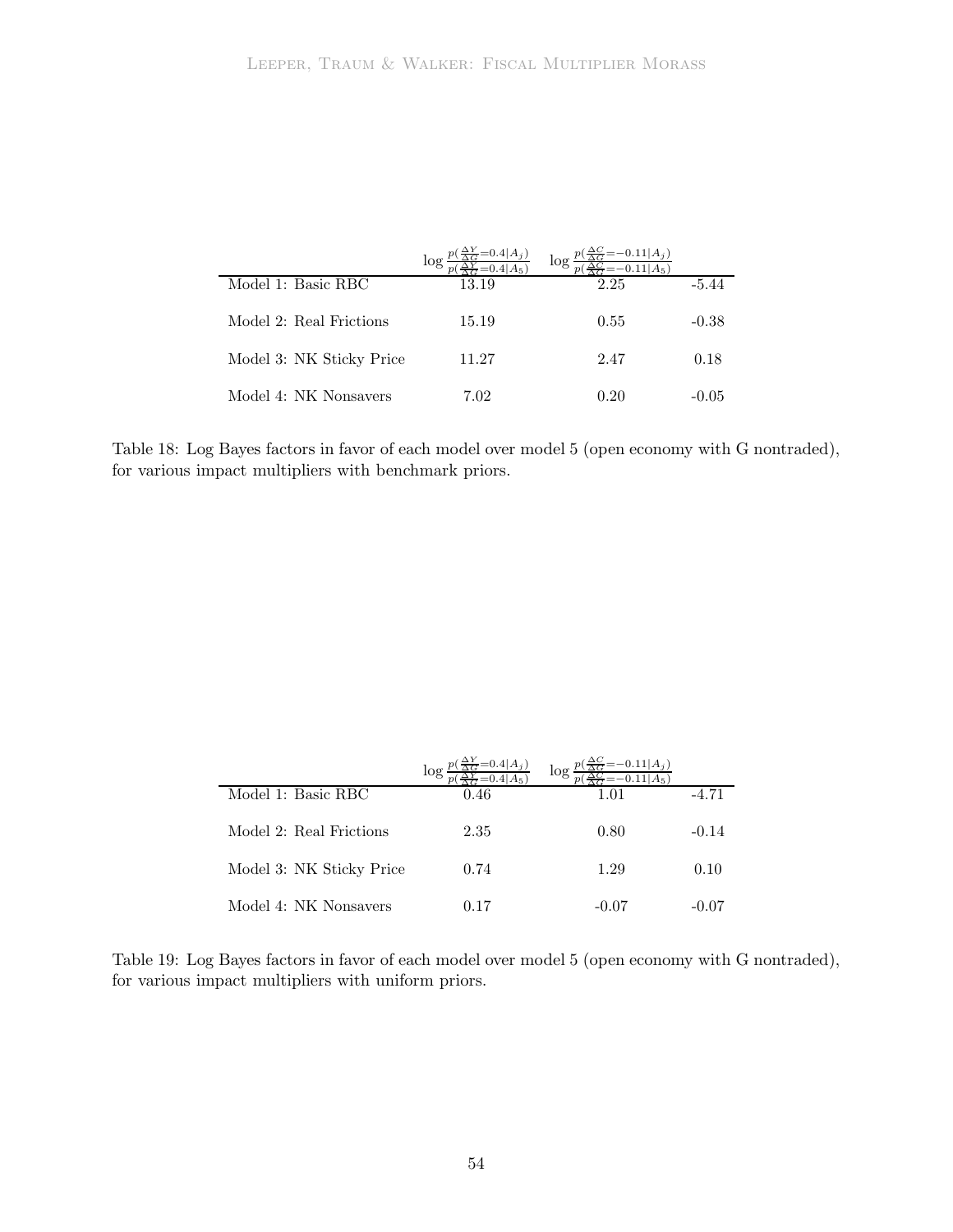|  | $\log \frac{p(\frac{\Delta Y}{\Delta G}=0.4\|A_j)}{p(\frac{\Delta Y}{\Delta G}=0.4\|A_5)}$ | $\log \frac{p(\frac{\Delta C}{\Delta G}=-0.11\|A_j)}{p(\frac{\Delta C}{\Delta G}=-0.11\|A_5)}$ |  |
|---|---|---|---|
| Model 1: Basic RBC | 13.19 | 2.25 | -5.44 |
| Model 2: Real Frictions | 15.19 | 0.55 | -0.38 |
| Model 3: NK Sticky Price | 11.27 | 2.47 | 0.18 |
| Model 4: NK Nonsavers | 7.02 | 0.20 | -0.05 |

Table 18: Log Bayes factors in favor of each model over model 5 (open economy with G nontraded), for various impact multipliers with benchmark priors.

|  | $\log \frac{p(\frac{\Delta Y}{\Delta G}=0.4\|A_j)}{p(\frac{\Delta Y}{\Delta G}=0.4\|A_5)}$ | $\log \frac{p(\frac{\Delta C}{\Delta G}=-0.11\|A_j)}{p(\frac{\Delta C}{\Delta G}=-0.11\|A_5)}$ |  |
|---|---|---|---|
| Model 1: Basic RBC | 0.46 | 1.01 | -4.71 |
| Model 2: Real Frictions | 2.35 | 0.80 | -0.14 |
| Model 3: NK Sticky Price | 0.74 | 1.29 | 0.10 |
| Model 4: NK Nonsavers | 0.17 | -0.07 | -0.07 |

Table 19: Log Bayes factors in favor of each model over model 5 (open economy with G nontraded), for various impact multipliers with uniform priors.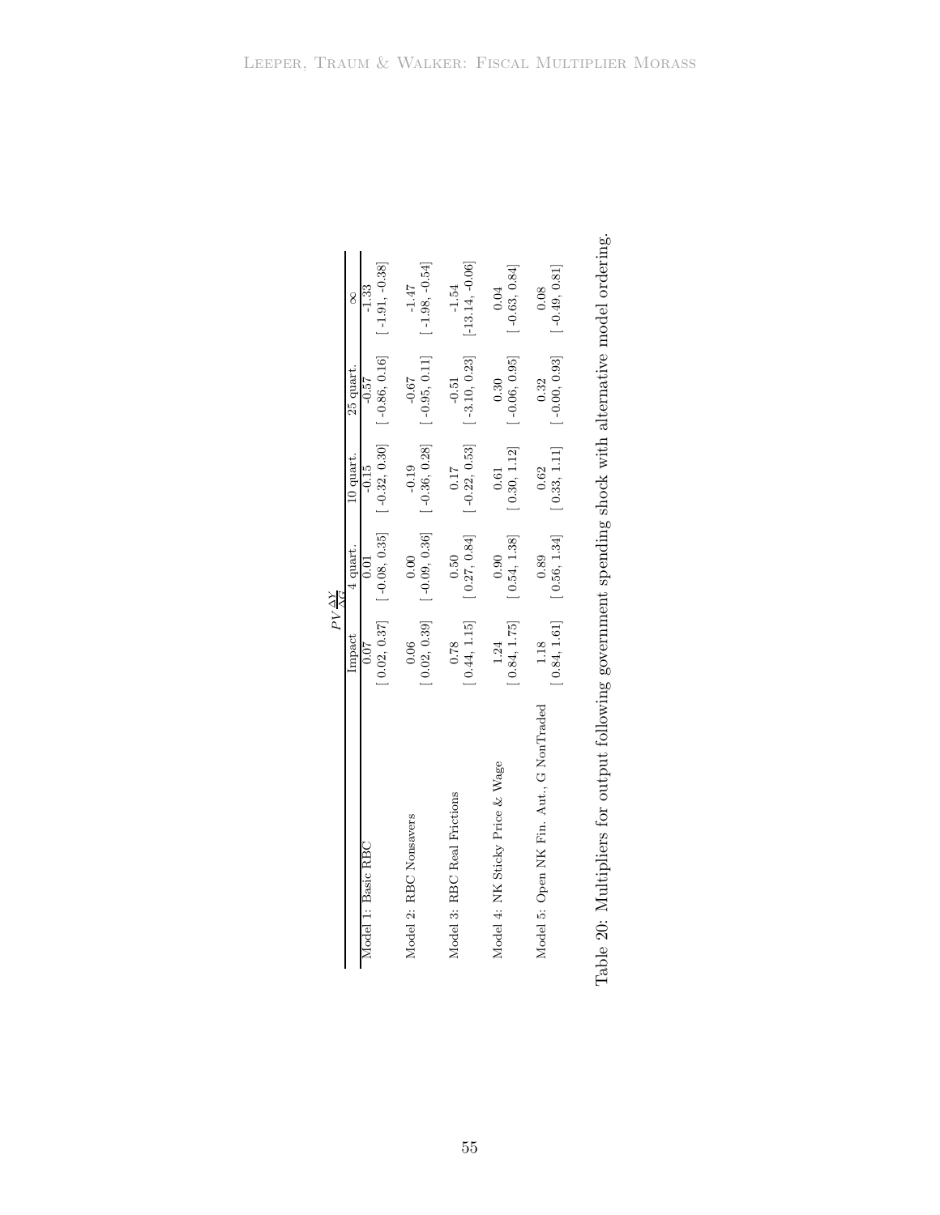| | $PV\frac{\Delta Y}{\Delta G}$ | | | | |
|---|---|---|---|---|---|
| | Impact | 4 quart. | 10 quart. | 25 quart. | $\infty$ |
| Model 1: Basic RBC | 0.07 | 0.01 | -0.15 | -0.57 | -1.33 |
| | [ 0.02, 0.37] | [ -0.08, 0.35] | [ -0.32, 0.30] | [ -0.86, 0.16] | [ -1.91, -0.38] |
| Model 2: RBC Nonsavers | 0.06 | 0.00 | -0.19 | -0.67 | -1.47 |
| | [ 0.02, 0.39] | [ -0.09, 0.36] | [ -0.36, 0.28] | [ -0.95, 0.11] | [ -1.98, -0.54] |
| Model 3: RBC Real Frictions | 0.78 | 0.50 | 0.17 | -0.51 | -1.54 |
| | [ 0.44, 1.15] | [ 0.27, 0.84] | [ -0.22, 0.53] | [ -3.10, 0.23] | [-13.14, -0.06] |
| Model 4: NK Sticky Price & Wage | 1.24 | 0.90 | 0.61 | 0.30 | 0.04 |
| | [ 0.84, 1.75] | [ 0.54, 1.38] | [ 0.30, 1.12] | [ -0.06, 0.95] | [ -0.63, 0.84] |
| Model 5: Open NK Fin. Aut., G NonTraded | 1.18 | 0.89 | 0.62 | 0.32 | 0.08 |
| | [ 0.84, 1.61] | [ 0.56, 1.34] | [ 0.33, 1.11] | [ -0.00, 0.93] | [ -0.49, 0.81] |

Table 20: Multipliers for output following government spending shock with alternative model ordering.